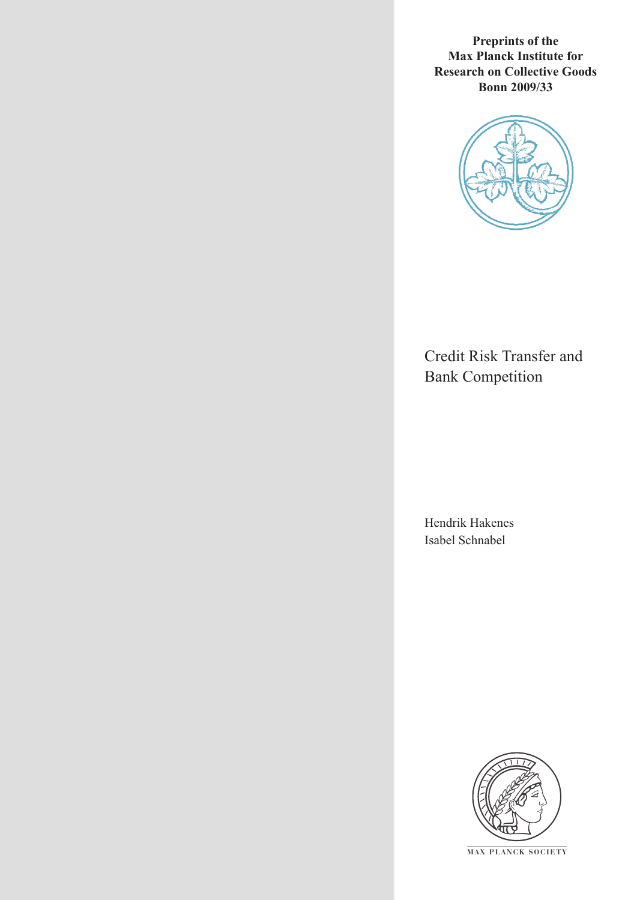**Preprints of the**
**Max Planck Institute for**
**Research on Collective Goods**
**Bonn 2009/33**

# Credit Risk Transfer and Bank Competition

Hendrik Hakenes
Isabel Schnabel

MAX PLANCK SOCIETY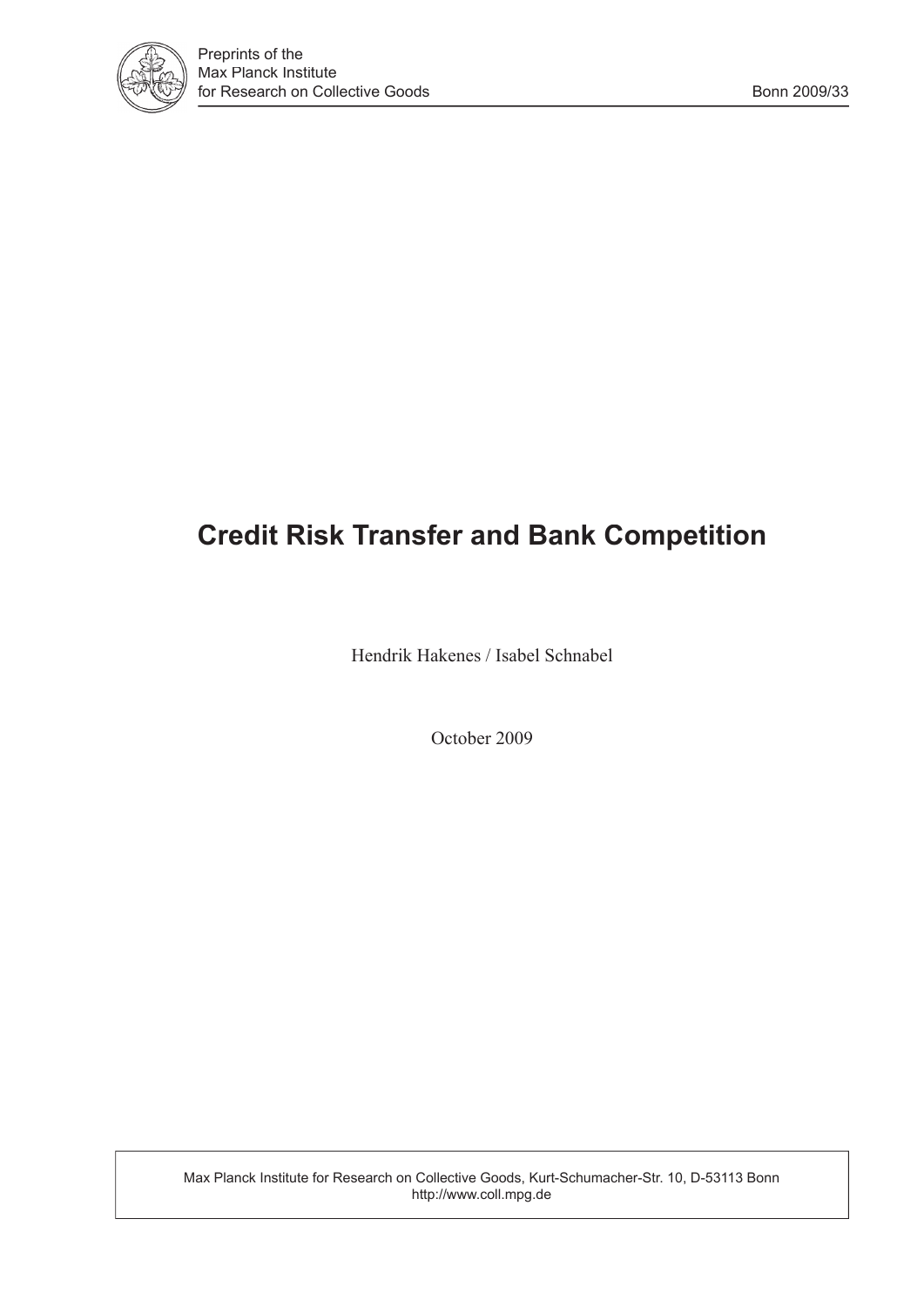# Credit Risk Transfer and Bank Competition

Hendrik Hakenes / Isabel Schnabel

October 2009

Max Planck Institute for Research on Collective Goods, Kurt-Schumacher-Str. 10, D-53113 Bonn
http://www.coll.mpg.de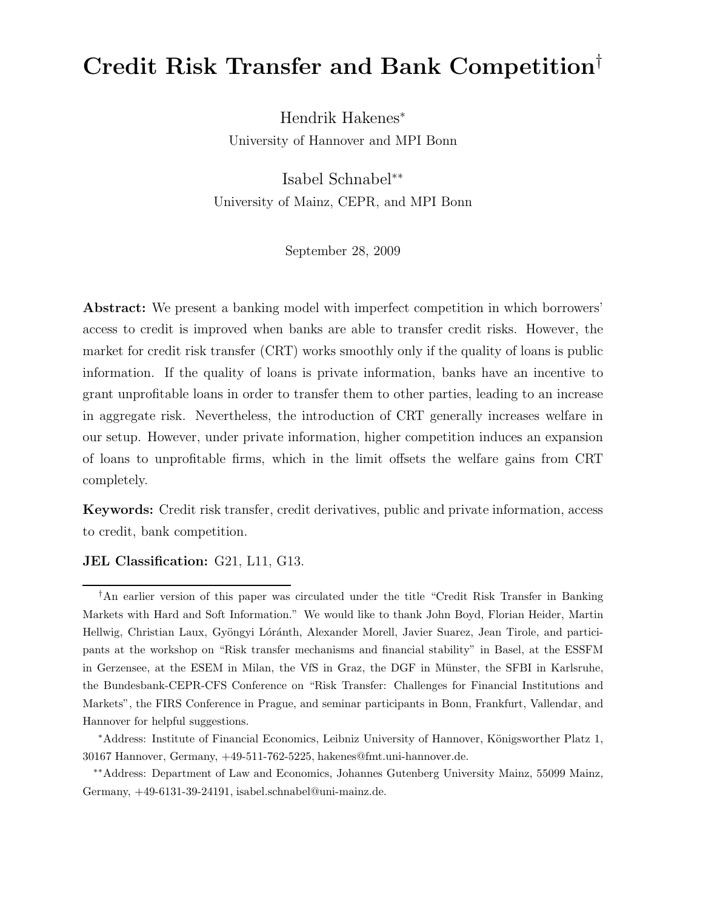# Credit Risk Transfer and Bank Competition[†]

Hendrik Hakenes[*]
University of Hannover and MPI Bonn

Isabel Schnabel[**]
University of Mainz, CEPR, and MPI Bonn

September 28, 2009

**Abstract:** We present a banking model with imperfect competition in which borrowers' access to credit is improved when banks are able to transfer credit risks. However, the market for credit risk transfer (CRT) works smoothly only if the quality of loans is public information. If the quality of loans is private information, banks have an incentive to grant unprofitable loans in order to transfer them to other parties, leading to an increase in aggregate risk. Nevertheless, the introduction of CRT generally increases welfare in our setup. However, under private information, higher competition induces an expansion of loans to unprofitable firms, which in the limit offsets the welfare gains from CRT completely.

**Keywords:** Credit risk transfer, credit derivatives, public and private information, access to credit, bank competition.

**JEL Classification:** G21, L11, G13.

---

[†]An earlier version of this paper was circulated under the title "Credit Risk Transfer in Banking Markets with Hard and Soft Information." We would like to thank John Boyd, Florian Heider, Martin Hellwig, Christian Laux, Gyöngyi Lóránth, Alexander Morell, Javier Suarez, Jean Tirole, and participants at the workshop on "Risk transfer mechanisms and financial stability" in Basel, at the ESSFM in Gerzensee, at the ESEM in Milan, the VfS in Graz, the DGF in Münster, the SFBI in Karlsruhe, the Bundesbank-CEPR-CFS Conference on "Risk Transfer: Challenges for Financial Institutions and Markets", the FIRS Conference in Prague, and seminar participants in Bonn, Frankfurt, Vallendar, and Hannover for helpful suggestions.

[*]Address: Institute of Financial Economics, Leibniz University of Hannover, Königsworther Platz 1, 30167 Hannover, Germany, +49-511-762-5225, hakenes@fmt.uni-hannover.de.

[**]Address: Department of Law and Economics, Johannes Gutenberg University Mainz, 55099 Mainz, Germany, +49-6131-39-24191, isabel.schnabel@uni-mainz.de.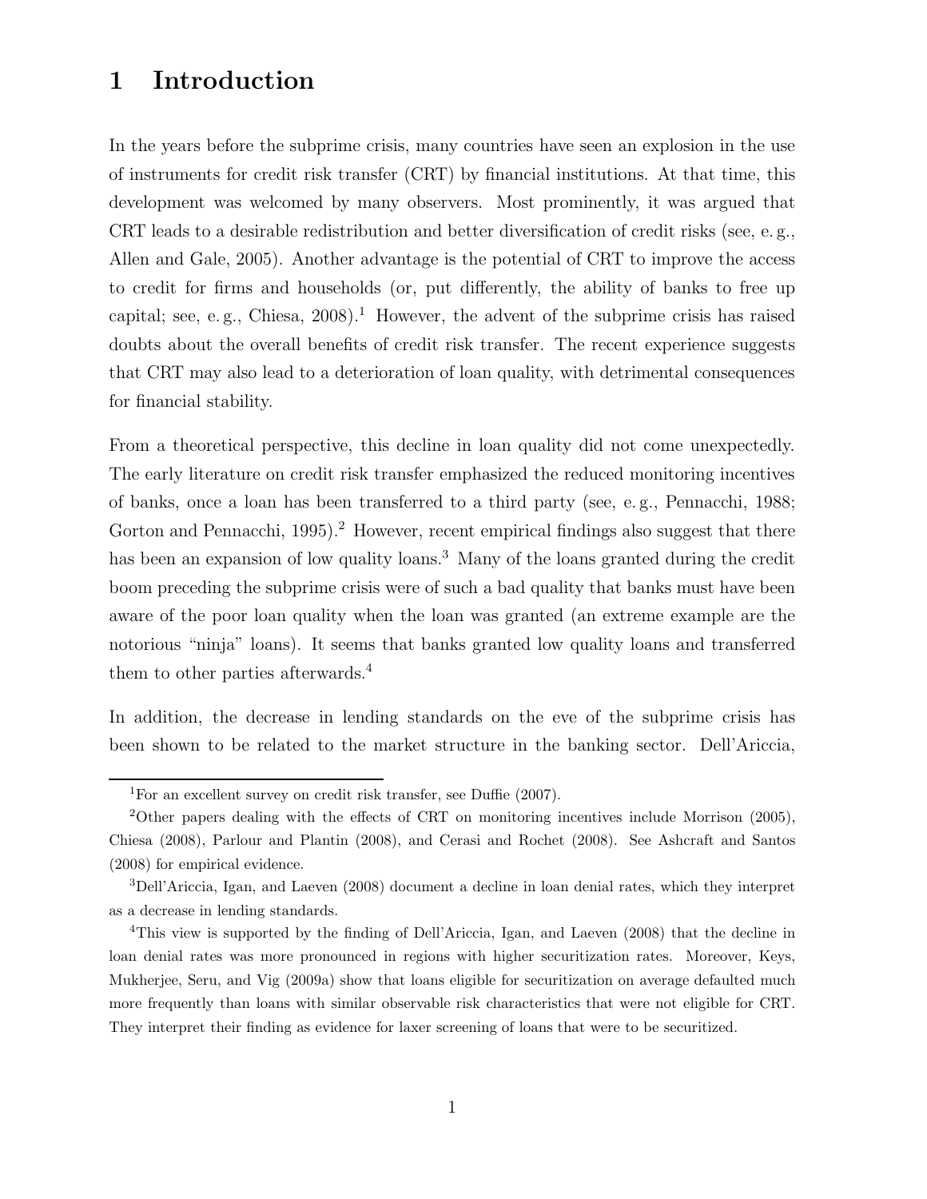# 1 Introduction

In the years before the subprime crisis, many countries have seen an explosion in the use of instruments for credit risk transfer (CRT) by financial institutions. At that time, this development was welcomed by many observers. Most prominently, it was argued that CRT leads to a desirable redistribution and better diversification of credit risks (see, e. g., Allen and Gale, 2005). Another advantage is the potential of CRT to improve the access to credit for firms and households (or, put differently, the ability of banks to free up capital; see, e. g., Chiesa, 2008).[1] However, the advent of the subprime crisis has raised doubts about the overall benefits of credit risk transfer. The recent experience suggests that CRT may also lead to a deterioration of loan quality, with detrimental consequences for financial stability.

From a theoretical perspective, this decline in loan quality did not come unexpectedly. The early literature on credit risk transfer emphasized the reduced monitoring incentives of banks, once a loan has been transferred to a third party (see, e. g., Pennacchi, 1988; Gorton and Pennacchi, 1995).[2] However, recent empirical findings also suggest that there has been an expansion of low quality loans.[3] Many of the loans granted during the credit boom preceding the subprime crisis were of such a bad quality that banks must have been aware of the poor loan quality when the loan was granted (an extreme example are the notorious "ninja" loans). It seems that banks granted low quality loans and transferred them to other parties afterwards.[4]

In addition, the decrease in lending standards on the eve of the subprime crisis has been shown to be related to the market structure in the banking sector. Dell'Ariccia,

[1] For an excellent survey on credit risk transfer, see Duffie (2007).

[2] Other papers dealing with the effects of CRT on monitoring incentives include Morrison (2005), Chiesa (2008), Parlour and Plantin (2008), and Cerasi and Rochet (2008). See Ashcraft and Santos (2008) for empirical evidence.

[3] Dell'Ariccia, Igan, and Laeven (2008) document a decline in loan denial rates, which they interpret as a decrease in lending standards.

[4] This view is supported by the finding of Dell'Ariccia, Igan, and Laeven (2008) that the decline in loan denial rates was more pronounced in regions with higher securitization rates. Moreover, Keys, Mukherjee, Seru, and Vig (2009a) show that loans eligible for securitization on average defaulted much more frequently than loans with similar observable risk characteristics that were not eligible for CRT. They interpret their finding as evidence for laxer screening of loans that were to be securitized.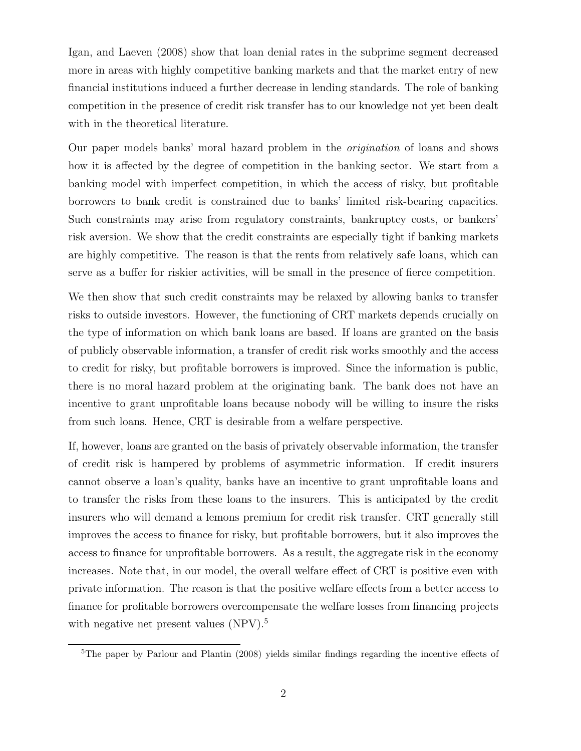Igan, and Laeven (2008) show that loan denial rates in the subprime segment decreased more in areas with highly competitive banking markets and that the market entry of new financial institutions induced a further decrease in lending standards. The role of banking competition in the presence of credit risk transfer has to our knowledge not yet been dealt with in the theoretical literature.

Our paper models banks' moral hazard problem in the *origination* of loans and shows how it is affected by the degree of competition in the banking sector. We start from a banking model with imperfect competition, in which the access of risky, but profitable borrowers to bank credit is constrained due to banks' limited risk-bearing capacities. Such constraints may arise from regulatory constraints, bankruptcy costs, or bankers' risk aversion. We show that the credit constraints are especially tight if banking markets are highly competitive. The reason is that the rents from relatively safe loans, which can serve as a buffer for riskier activities, will be small in the presence of fierce competition.

We then show that such credit constraints may be relaxed by allowing banks to transfer risks to outside investors. However, the functioning of CRT markets depends crucially on the type of information on which bank loans are based. If loans are granted on the basis of publicly observable information, a transfer of credit risk works smoothly and the access to credit for risky, but profitable borrowers is improved. Since the information is public, there is no moral hazard problem at the originating bank. The bank does not have an incentive to grant unprofitable loans because nobody will be willing to insure the risks from such loans. Hence, CRT is desirable from a welfare perspective.

If, however, loans are granted on the basis of privately observable information, the transfer of credit risk is hampered by problems of asymmetric information. If credit insurers cannot observe a loan's quality, banks have an incentive to grant unprofitable loans and to transfer the risks from these loans to the insurers. This is anticipated by the credit insurers who will demand a lemons premium for credit risk transfer. CRT generally still improves the access to finance for risky, but profitable borrowers, but it also improves the access to finance for unprofitable borrowers. As a result, the aggregate risk in the economy increases. Note that, in our model, the overall welfare effect of CRT is positive even with private information. The reason is that the positive welfare effects from a better access to finance for profitable borrowers overcompensate the welfare losses from financing projects with negative net present values (NPV).[5]

[5]The paper by Parlour and Plantin (2008) yields similar findings regarding the incentive effects of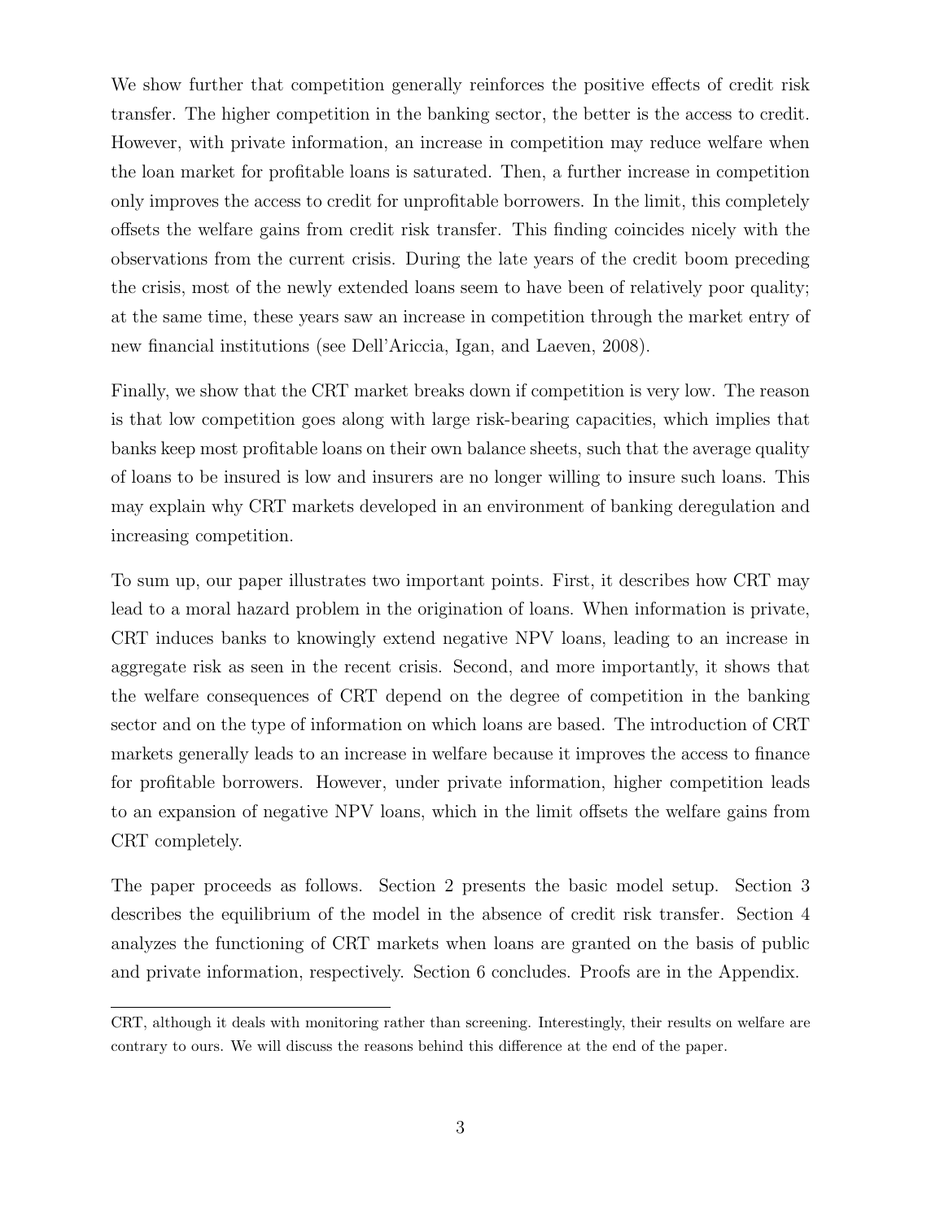We show further that competition generally reinforces the positive effects of credit risk transfer. The higher competition in the banking sector, the better is the access to credit. However, with private information, an increase in competition may reduce welfare when the loan market for profitable loans is saturated. Then, a further increase in competition only improves the access to credit for unprofitable borrowers. In the limit, this completely offsets the welfare gains from credit risk transfer. This finding coincides nicely with the observations from the current crisis. During the late years of the credit boom preceding the crisis, most of the newly extended loans seem to have been of relatively poor quality; at the same time, these years saw an increase in competition through the market entry of new financial institutions (see Dell'Ariccia, Igan, and Laeven, 2008).

Finally, we show that the CRT market breaks down if competition is very low. The reason is that low competition goes along with large risk-bearing capacities, which implies that banks keep most profitable loans on their own balance sheets, such that the average quality of loans to be insured is low and insurers are no longer willing to insure such loans. This may explain why CRT markets developed in an environment of banking deregulation and increasing competition.

To sum up, our paper illustrates two important points. First, it describes how CRT may lead to a moral hazard problem in the origination of loans. When information is private, CRT induces banks to knowingly extend negative NPV loans, leading to an increase in aggregate risk as seen in the recent crisis. Second, and more importantly, it shows that the welfare consequences of CRT depend on the degree of competition in the banking sector and on the type of information on which loans are based. The introduction of CRT markets generally leads to an increase in welfare because it improves the access to finance for profitable borrowers. However, under private information, higher competition leads to an expansion of negative NPV loans, which in the limit offsets the welfare gains from CRT completely.

The paper proceeds as follows. Section 2 presents the basic model setup. Section 3 describes the equilibrium of the model in the absence of credit risk transfer. Section 4 analyzes the functioning of CRT markets when loans are granted on the basis of public and private information, respectively. Section 6 concludes. Proofs are in the Appendix.

---

CRT, although it deals with monitoring rather than screening. Interestingly, their results on welfare are contrary to ours. We will discuss the reasons behind this difference at the end of the paper.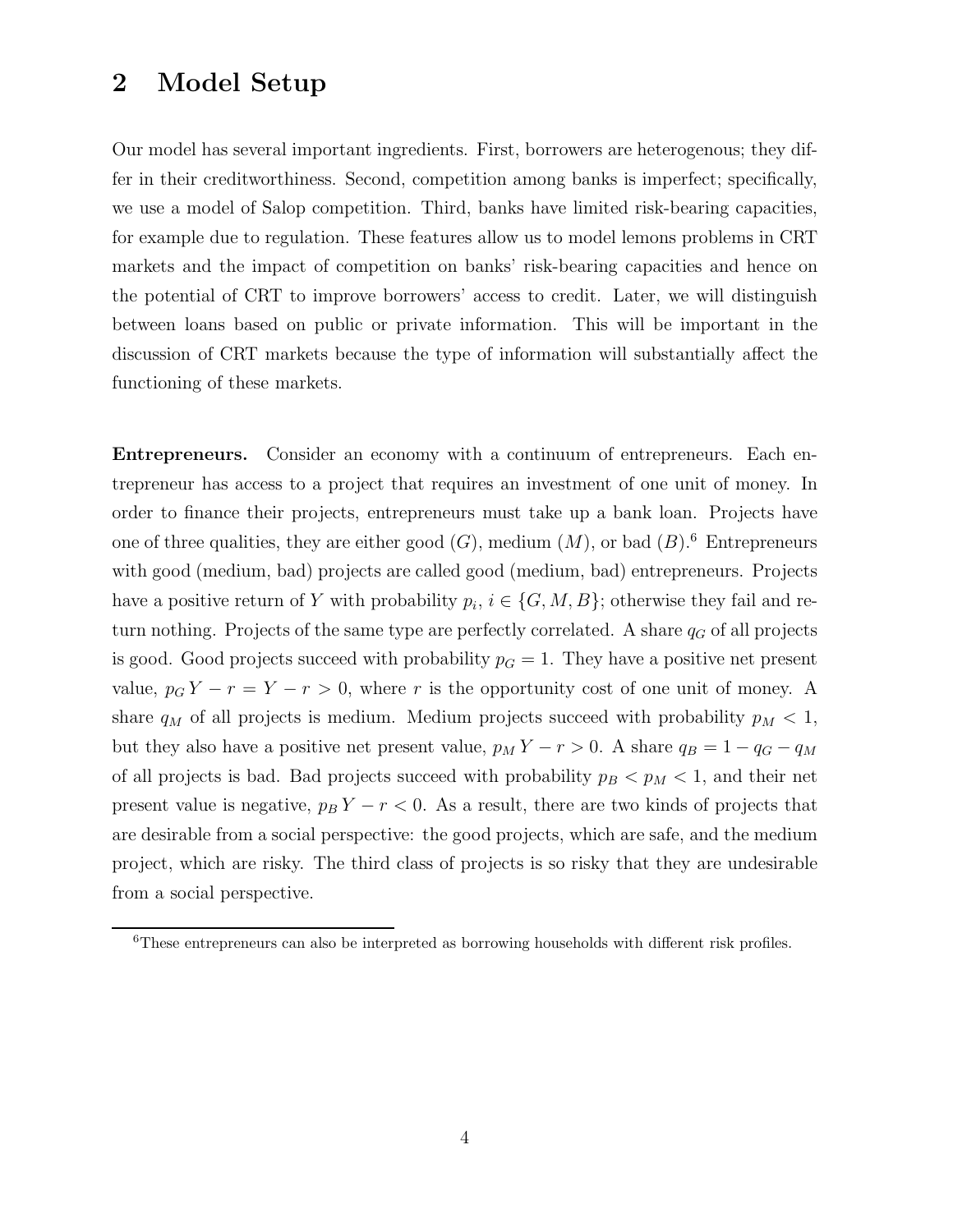## 2 Model Setup

Our model has several important ingredients. First, borrowers are heterogenous; they differ in their creditworthiness. Second, competition among banks is imperfect; specifically, we use a model of Salop competition. Third, banks have limited risk-bearing capacities, for example due to regulation. These features allow us to model lemons problems in CRT markets and the impact of competition on banks' risk-bearing capacities and hence on the potential of CRT to improve borrowers' access to credit. Later, we will distinguish between loans based on public or private information. This will be important in the discussion of CRT markets because the type of information will substantially affect the functioning of these markets.

**Entrepreneurs.** Consider an economy with a continuum of entrepreneurs. Each entrepreneur has access to a project that requires an investment of one unit of money. In order to finance their projects, entrepreneurs must take up a bank loan. Projects have one of three qualities, they are either good ($G$), medium ($M$), or bad ($B$).[6] Entrepreneurs with good (medium, bad) projects are called good (medium, bad) entrepreneurs. Projects have a positive return of $Y$ with probability $p_i$, $i \in \{G, M, B\}$; otherwise they fail and return nothing. Projects of the same type are perfectly correlated. A share $q_G$ of all projects is good. Good projects succeed with probability $p_G = 1$. They have a positive net present value, $p_G Y - r = Y - r > 0$, where $r$ is the opportunity cost of one unit of money. A share $q_M$ of all projects is medium. Medium projects succeed with probability $p_M < 1$, but they also have a positive net present value, $p_M Y - r > 0$. A share $q_B = 1 - q_G - q_M$ of all projects is bad. Bad projects succeed with probability $p_B < p_M < 1$, and their net present value is negative, $p_B Y - r < 0$. As a result, there are two kinds of projects that are desirable from a social perspective: the good projects, which are safe, and the medium project, which are risky. The third class of projects is so risky that they are undesirable from a social perspective.

[6] These entrepreneurs can also be interpreted as borrowing households with different risk profiles.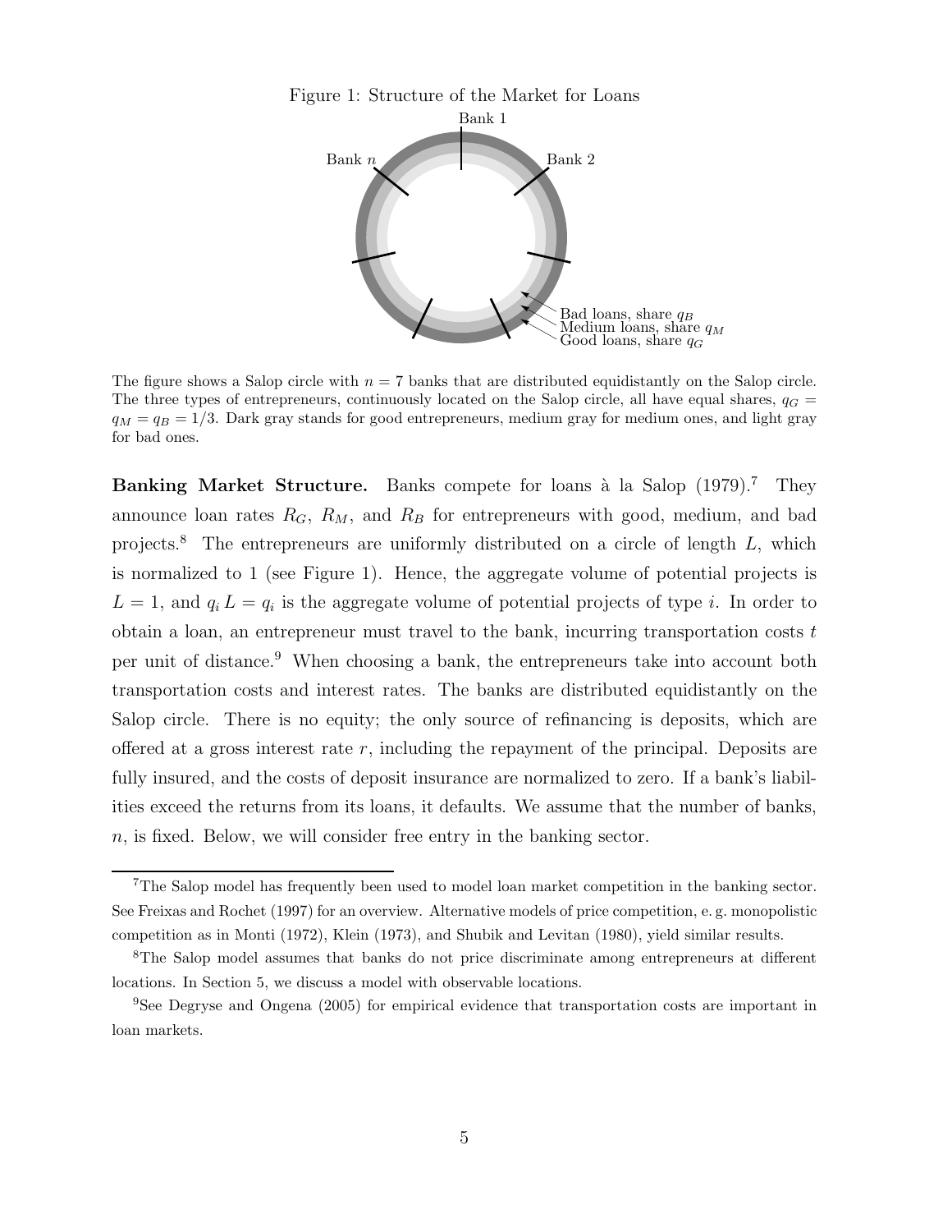Figure 1: Structure of the Market for Loans

The figure shows a Salop circle with $n = 7$ banks that are distributed equidistantly on the Salop circle. The three types of entrepreneurs, continuously located on the Salop circle, all have equal shares, $q_G = q_M = q_B = 1/3$. Dark gray stands for good entrepreneurs, medium gray for medium ones, and light gray for bad ones.

**Banking Market Structure.** Banks compete for loans à la Salop (1979).[7] They announce loan rates $R_G$, $R_M$, and $R_B$ for entrepreneurs with good, medium, and bad projects.[8] The entrepreneurs are uniformly distributed on a circle of length $L$, which is normalized to 1 (see Figure 1). Hence, the aggregate volume of potential projects is $L = 1$, and $q_i L = q_i$ is the aggregate volume of potential projects of type $i$. In order to obtain a loan, an entrepreneur must travel to the bank, incurring transportation costs $t$ per unit of distance.[9] When choosing a bank, the entrepreneurs take into account both transportation costs and interest rates. The banks are distributed equidistantly on the Salop circle. There is no equity; the only source of refinancing is deposits, which are offered at a gross interest rate $r$, including the repayment of the principal. Deposits are fully insured, and the costs of deposit insurance are normalized to zero. If a bank's liabilities exceed the returns from its loans, it defaults. We assume that the number of banks, $n$, is fixed. Below, we will consider free entry in the banking sector.

---

[7] The Salop model has frequently been used to model loan market competition in the banking sector. See Freixas and Rochet (1997) for an overview. Alternative models of price competition, e. g. monopolistic competition as in Monti (1972), Klein (1973), and Shubik and Levitan (1980), yield similar results.

[8] The Salop model assumes that banks do not price discriminate among entrepreneurs at different locations. In Section 5, we discuss a model with observable locations.

[9] See Degryse and Ongena (2005) for empirical evidence that transportation costs are important in loan markets.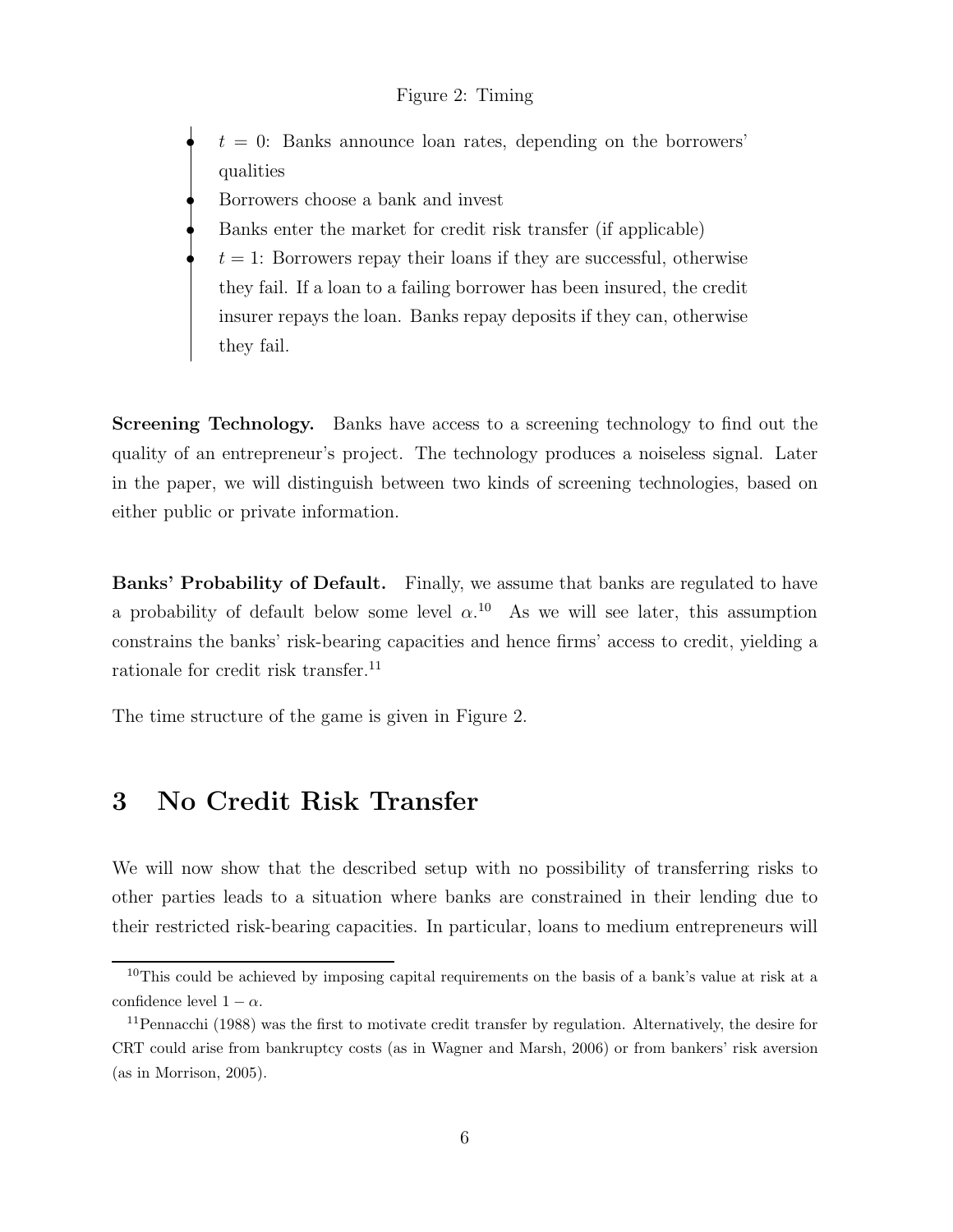Figure 2: Timing

- $t = 0$: Banks announce loan rates, depending on the borrowers' qualities
- Borrowers choose a bank and invest
- Banks enter the market for credit risk transfer (if applicable)
- $t = 1$: Borrowers repay their loans if they are successful, otherwise they fail. If a loan to a failing borrower has been insured, the credit insurer repays the loan. Banks repay deposits if they can, otherwise they fail.

**Screening Technology.** Banks have access to a screening technology to find out the quality of an entrepreneur's project. The technology produces a noiseless signal. Later in the paper, we will distinguish between two kinds of screening technologies, based on either public or private information.

**Banks' Probability of Default.** Finally, we assume that banks are regulated to have a probability of default below some level $\alpha$.[10] As we will see later, this assumption constrains the banks' risk-bearing capacities and hence firms' access to credit, yielding a rationale for credit risk transfer.[11]

The time structure of the game is given in Figure 2.

# 3 No Credit Risk Transfer

We will now show that the described setup with no possibility of transferring risks to other parties leads to a situation where banks are constrained in their lending due to their restricted risk-bearing capacities. In particular, loans to medium entrepreneurs will

[10] This could be achieved by imposing capital requirements on the basis of a bank's value at risk at a confidence level $1 - \alpha$.

[11] Pennacchi (1988) was the first to motivate credit transfer by regulation. Alternatively, the desire for CRT could arise from bankruptcy costs (as in Wagner and Marsh, 2006) or from bankers' risk aversion (as in Morrison, 2005).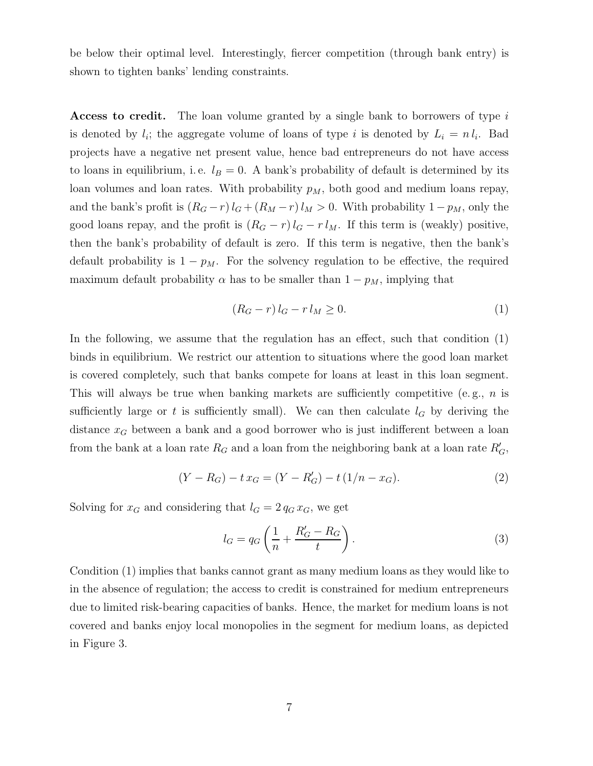be below their optimal level. Interestingly, fiercer competition (through bank entry) is shown to tighten banks' lending constraints.

**Access to credit.** The loan volume granted by a single bank to borrowers of type $i$ is denoted by $l_i$; the aggregate volume of loans of type $i$ is denoted by $L_i = n\, l_i$. Bad projects have a negative net present value, hence bad entrepreneurs do not have access to loans in equilibrium, i. e. $l_B = 0$. A bank's probability of default is determined by its loan volumes and loan rates. With probability $p_M$, both good and medium loans repay, and the bank's profit is $(R_G - r)\, l_G + (R_M - r)\, l_M > 0$. With probability $1 - p_M$, only the good loans repay, and the profit is $(R_G - r)\, l_G - r\, l_M$. If this term is (weakly) positive, then the bank's probability of default is zero. If this term is negative, then the bank's default probability is $1 - p_M$. For the solvency regulation to be effective, the required maximum default probability $\alpha$ has to be smaller than $1 - p_M$, implying that

$$(R_G - r)\, l_G - r\, l_M \geq 0. \tag{1}$$

In the following, we assume that the regulation has an effect, such that condition (1) binds in equilibrium. We restrict our attention to situations where the good loan market is covered completely, such that banks compete for loans at least in this loan segment. This will always be true when banking markets are sufficiently competitive (e. g., $n$ is sufficiently large or $t$ is sufficiently small). We can then calculate $l_G$ by deriving the distance $x_G$ between a bank and a good borrower who is just indifferent between a loan from the bank at a loan rate $R_G$ and a loan from the neighboring bank at a loan rate $R'_G$,

$$(Y - R_G) - t\, x_G = (Y - R'_G) - t\,(1/n - x_G). \tag{2}$$

Solving for $x_G$ and considering that $l_G = 2\, q_G\, x_G$, we get

$$l_G = q_G \left( \frac{1}{n} + \frac{R'_G - R_G}{t} \right). \tag{3}$$

Condition (1) implies that banks cannot grant as many medium loans as they would like to in the absence of regulation; the access to credit is constrained for medium entrepreneurs due to limited risk-bearing capacities of banks. Hence, the market for medium loans is not covered and banks enjoy local monopolies in the segment for medium loans, as depicted in Figure 3.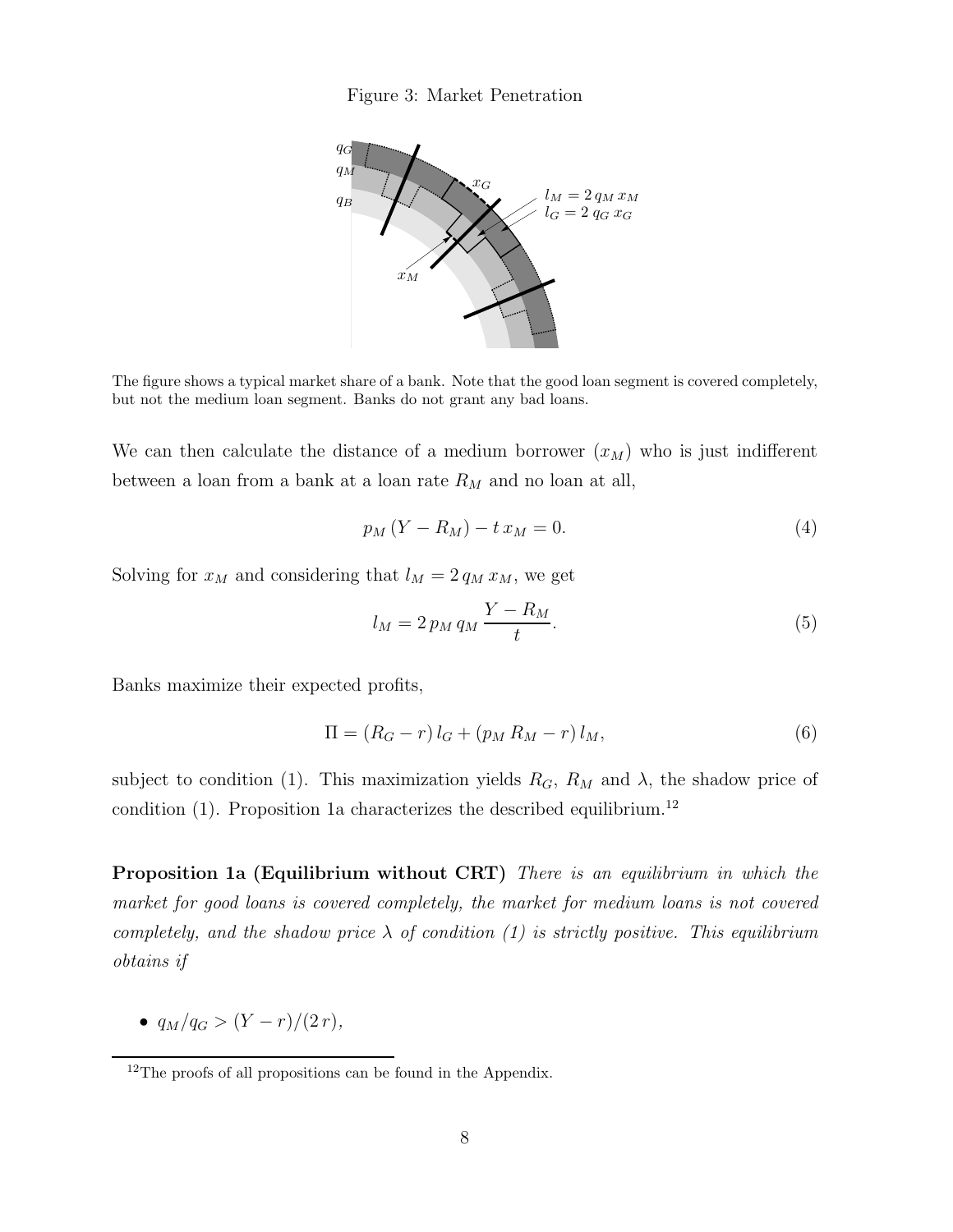Figure 3: Market Penetration

The figure shows a typical market share of a bank. Note that the good loan segment is covered completely, but not the medium loan segment. Banks do not grant any bad loans.

We can then calculate the distance of a medium borrower ($x_M$) who is just indifferent between a loan from a bank at a loan rate $R_M$ and no loan at all,

$$p_M\,(Y - R_M) - t\,x_M = 0. \tag{4}$$

Solving for $x_M$ and considering that $l_M = 2\,q_M\,x_M$, we get

$$l_M = 2\,p_M\,q_M\,\frac{Y - R_M}{t}. \tag{5}$$

Banks maximize their expected profits,

$$\Pi = (R_G - r)\,l_G + (p_M\,R_M - r)\,l_M, \tag{6}$$

subject to condition (1). This maximization yields $R_G$, $R_M$ and $\lambda$, the shadow price of condition (1). Proposition 1a characterizes the described equilibrium.[12]

**Proposition 1a (Equilibrium without CRT)** *There is an equilibrium in which the market for good loans is covered completely, the market for medium loans is not covered completely, and the shadow price $\lambda$ of condition (1) is strictly positive. This equilibrium obtains if*

- $q_M/q_G > (Y - r)/(2\,r)$,

[12] The proofs of all propositions can be found in the Appendix.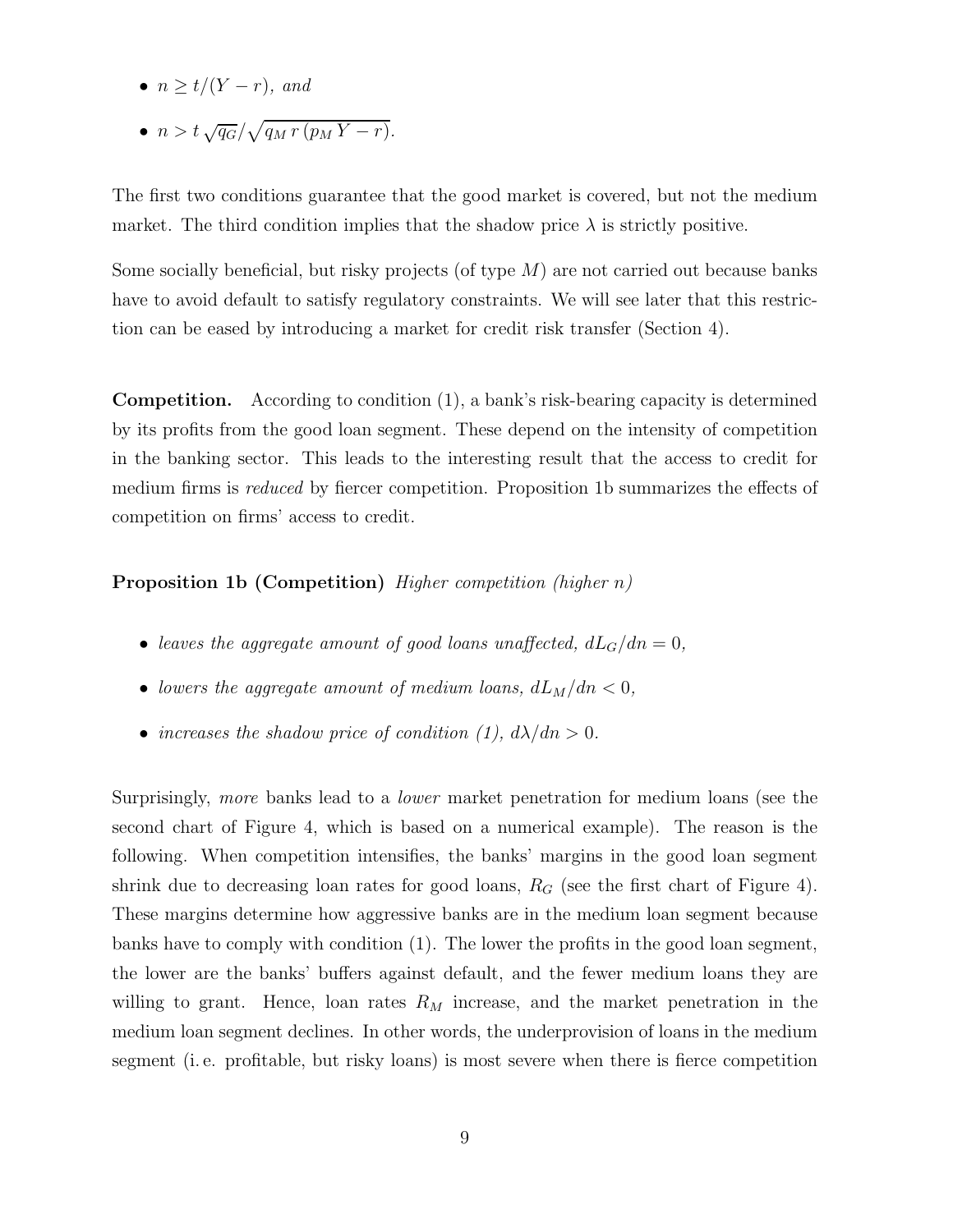- $n \geq t/(Y - r)$, *and*
- $n > t\,\sqrt{q_G}/\sqrt{q_M\,r\,(p_M\,Y - r)}$.

The first two conditions guarantee that the good market is covered, but not the medium market. The third condition implies that the shadow price $\lambda$ is strictly positive.

Some socially beneficial, but risky projects (of type $M$) are not carried out because banks have to avoid default to satisfy regulatory constraints. We will see later that this restriction can be eased by introducing a market for credit risk transfer (Section 4).

**Competition.** According to condition (1), a bank's risk-bearing capacity is determined by its profits from the good loan segment. These depend on the intensity of competition in the banking sector. This leads to the interesting result that the access to credit for medium firms is *reduced* by fiercer competition. Proposition 1b summarizes the effects of competition on firms' access to credit.

**Proposition 1b (Competition)** *Higher competition (higher $n$)*

- *leaves the aggregate amount of good loans unaffected, $dL_G/dn = 0$,*
- *lowers the aggregate amount of medium loans, $dL_M/dn < 0$,*
- *increases the shadow price of condition (1), $d\lambda/dn > 0$.*

Surprisingly, *more* banks lead to a *lower* market penetration for medium loans (see the second chart of Figure 4, which is based on a numerical example). The reason is the following. When competition intensifies, the banks' margins in the good loan segment shrink due to decreasing loan rates for good loans, $R_G$ (see the first chart of Figure 4). These margins determine how aggressive banks are in the medium loan segment because banks have to comply with condition (1). The lower the profits in the good loan segment, the lower are the banks' buffers against default, and the fewer medium loans they are willing to grant. Hence, loan rates $R_M$ increase, and the market penetration in the medium loan segment declines. In other words, the underprovision of loans in the medium segment (i. e. profitable, but risky loans) is most severe when there is fierce competition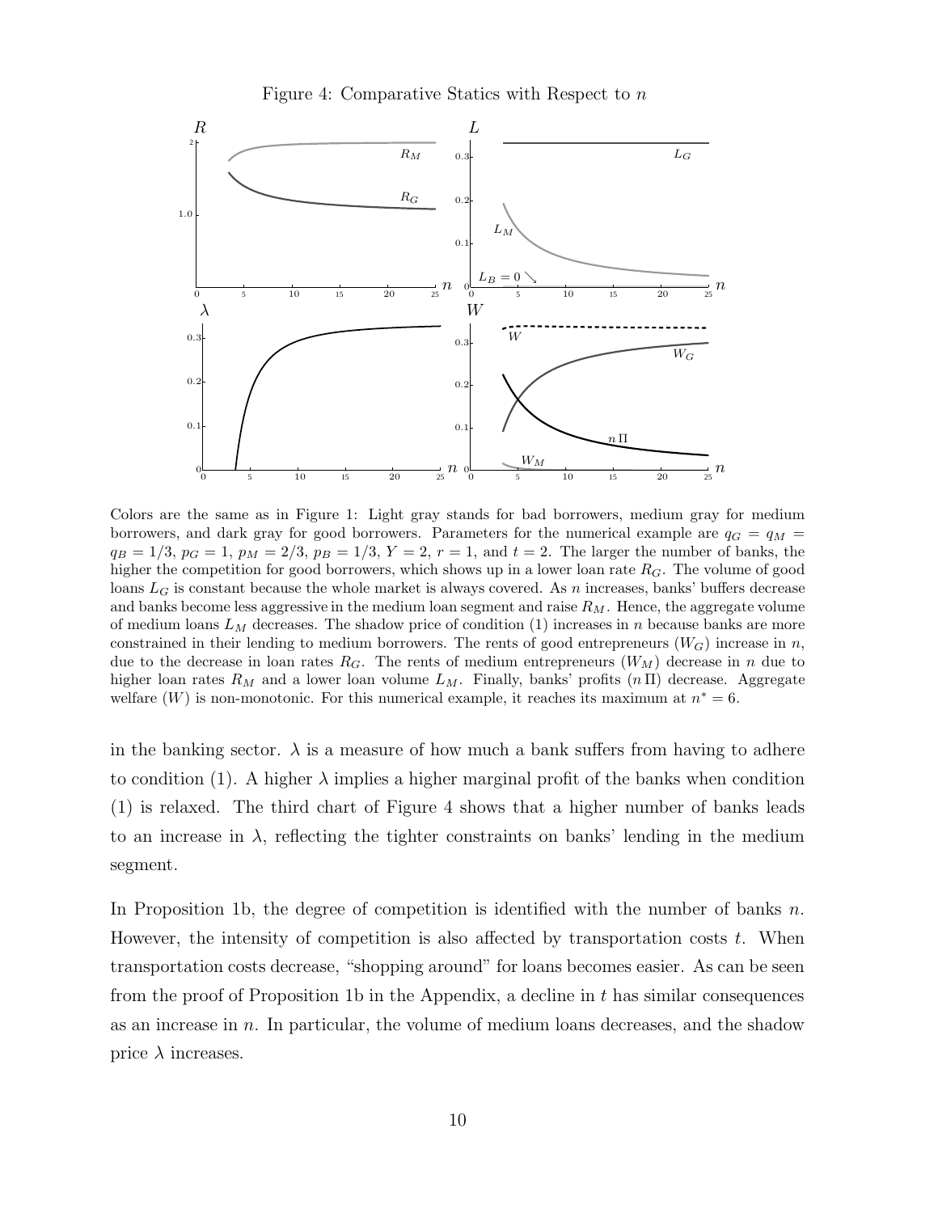Figure 4: Comparative Statics with Respect to $n$

Colors are the same as in Figure 1: Light gray stands for bad borrowers, medium gray for medium borrowers, and dark gray for good borrowers. Parameters for the numerical example are $q_G = q_M = q_B = 1/3$, $p_G = 1$, $p_M = 2/3$, $p_B = 1/3$, $Y = 2$, $r = 1$, and $t = 2$. The larger the number of banks, the higher the competition for good borrowers, which shows up in a lower loan rate $R_G$. The volume of good loans $L_G$ is constant because the whole market is always covered. As $n$ increases, banks' buffers decrease and banks become less aggressive in the medium loan segment and raise $R_M$. Hence, the aggregate volume of medium loans $L_M$ decreases. The shadow price of condition (1) increases in $n$ because banks are more constrained in their lending to medium borrowers. The rents of good entrepreneurs ($W_G$) increase in $n$, due to the decrease in loan rates $R_G$. The rents of medium entrepreneurs ($W_M$) decrease in $n$ due to higher loan rates $R_M$ and a lower loan volume $L_M$. Finally, banks' profits ($n\,\Pi$) decrease. Aggregate welfare ($W$) is non-monotonic. For this numerical example, it reaches its maximum at $n^* = 6$.

in the banking sector. $\lambda$ is a measure of how much a bank suffers from having to adhere to condition (1). A higher $\lambda$ implies a higher marginal profit of the banks when condition (1) is relaxed. The third chart of Figure 4 shows that a higher number of banks leads to an increase in $\lambda$, reflecting the tighter constraints on banks' lending in the medium segment.

In Proposition 1b, the degree of competition is identified with the number of banks $n$. However, the intensity of competition is also affected by transportation costs $t$. When transportation costs decrease, "shopping around" for loans becomes easier. As can be seen from the proof of Proposition 1b in the Appendix, a decline in $t$ has similar consequences as an increase in $n$. In particular, the volume of medium loans decreases, and the shadow price $\lambda$ increases.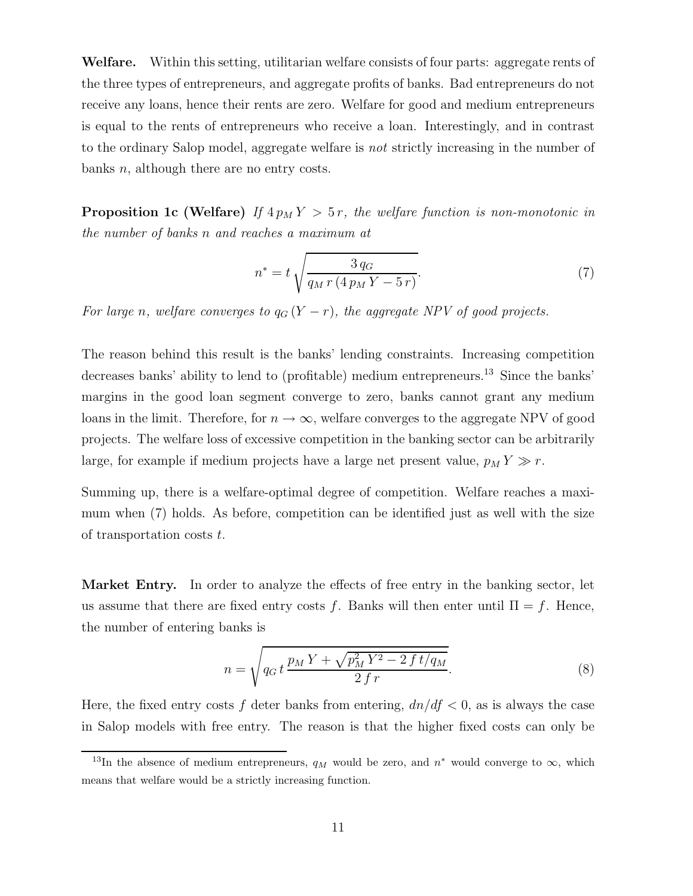**Welfare.** Within this setting, utilitarian welfare consists of four parts: aggregate rents of the three types of entrepreneurs, and aggregate profits of banks. Bad entrepreneurs do not receive any loans, hence their rents are zero. Welfare for good and medium entrepreneurs is equal to the rents of entrepreneurs who receive a loan. Interestingly, and in contrast to the ordinary Salop model, aggregate welfare is *not* strictly increasing in the number of banks $n$, although there are no entry costs.

**Proposition 1c (Welfare)** *If $4\,p_M\,Y > 5\,r$, the welfare function is non-monotonic in the number of banks $n$ and reaches a maximum at*

$$n^* = t\,\sqrt{\frac{3\,q_G}{q_M\,r\,(4\,p_M\,Y - 5\,r)}}. \tag{7}$$

*For large $n$, welfare converges to $q_G\,(Y - r)$, the aggregate NPV of good projects.*

The reason behind this result is the banks' lending constraints. Increasing competition decreases banks' ability to lend to (profitable) medium entrepreneurs.[13] Since the banks' margins in the good loan segment converge to zero, banks cannot grant any medium loans in the limit. Therefore, for $n \to \infty$, welfare converges to the aggregate NPV of good projects. The welfare loss of excessive competition in the banking sector can be arbitrarily large, for example if medium projects have a large net present value, $p_M\,Y \gg r$.

Summing up, there is a welfare-optimal degree of competition. Welfare reaches a maximum when (7) holds. As before, competition can be identified just as well with the size of transportation costs $t$.

**Market Entry.** In order to analyze the effects of free entry in the banking sector, let us assume that there are fixed entry costs $f$. Banks will then enter until $\Pi = f$. Hence, the number of entering banks is

$$n = \sqrt{q_G\,t\,\frac{p_M\,Y + \sqrt{p_M^2\,Y^2 - 2\,f\,t/q_M}}{2\,f\,r}}. \tag{8}$$

Here, the fixed entry costs $f$ deter banks from entering, $dn/df < 0$, as is always the case in Salop models with free entry. The reason is that the higher fixed costs can only be

[13] In the absence of medium entrepreneurs, $q_M$ would be zero, and $n^*$ would converge to $\infty$, which means that welfare would be a strictly increasing function.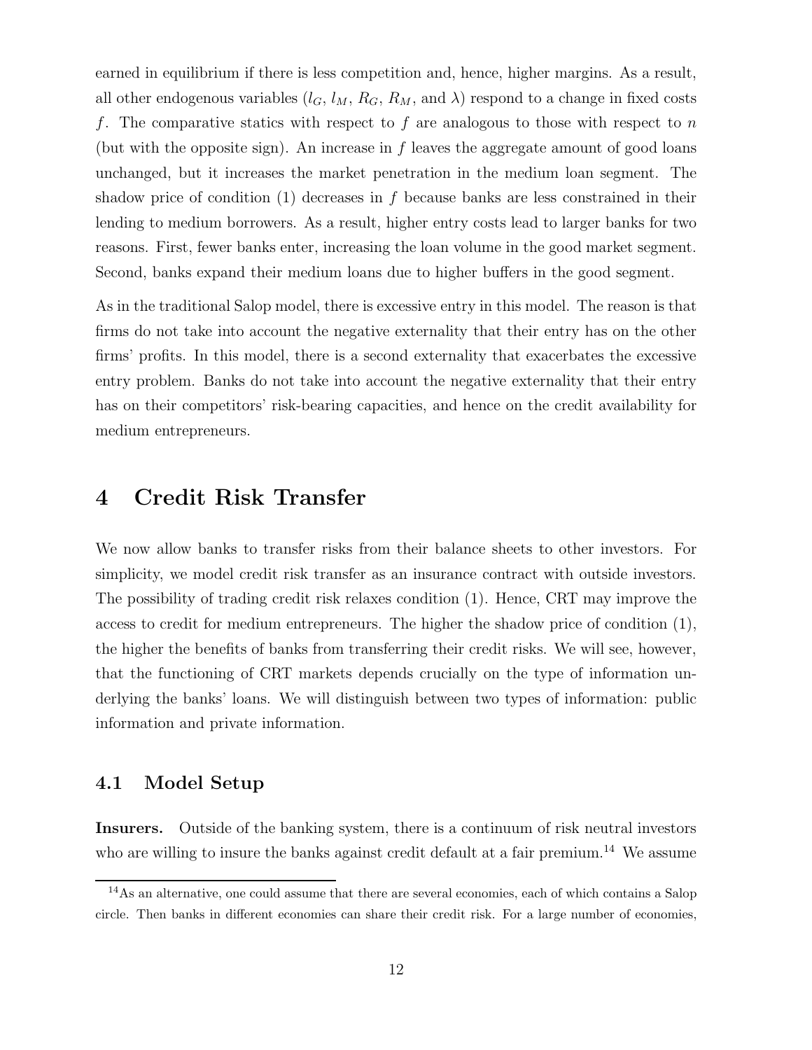earned in equilibrium if there is less competition and, hence, higher margins. As a result, all other endogenous variables ($l_G$, $l_M$, $R_G$, $R_M$, and $\lambda$) respond to a change in fixed costs $f$. The comparative statics with respect to $f$ are analogous to those with respect to $n$ (but with the opposite sign). An increase in $f$ leaves the aggregate amount of good loans unchanged, but it increases the market penetration in the medium loan segment. The shadow price of condition (1) decreases in $f$ because banks are less constrained in their lending to medium borrowers. As a result, higher entry costs lead to larger banks for two reasons. First, fewer banks enter, increasing the loan volume in the good market segment. Second, banks expand their medium loans due to higher buffers in the good segment.

As in the traditional Salop model, there is excessive entry in this model. The reason is that firms do not take into account the negative externality that their entry has on the other firms' profits. In this model, there is a second externality that exacerbates the excessive entry problem. Banks do not take into account the negative externality that their entry has on their competitors' risk-bearing capacities, and hence on the credit availability for medium entrepreneurs.

# 4 Credit Risk Transfer

We now allow banks to transfer risks from their balance sheets to other investors. For simplicity, we model credit risk transfer as an insurance contract with outside investors. The possibility of trading credit risk relaxes condition (1). Hence, CRT may improve the access to credit for medium entrepreneurs. The higher the shadow price of condition (1), the higher the benefits of banks from transferring their credit risks. We will see, however, that the functioning of CRT markets depends crucially on the type of information underlying the banks' loans. We will distinguish between two types of information: public information and private information.

## 4.1 Model Setup

**Insurers.** Outside of the banking system, there is a continuum of risk neutral investors who are willing to insure the banks against credit default at a fair premium.[14] We assume

[14] As an alternative, one could assume that there are several economies, each of which contains a Salop circle. Then banks in different economies can share their credit risk. For a large number of economies,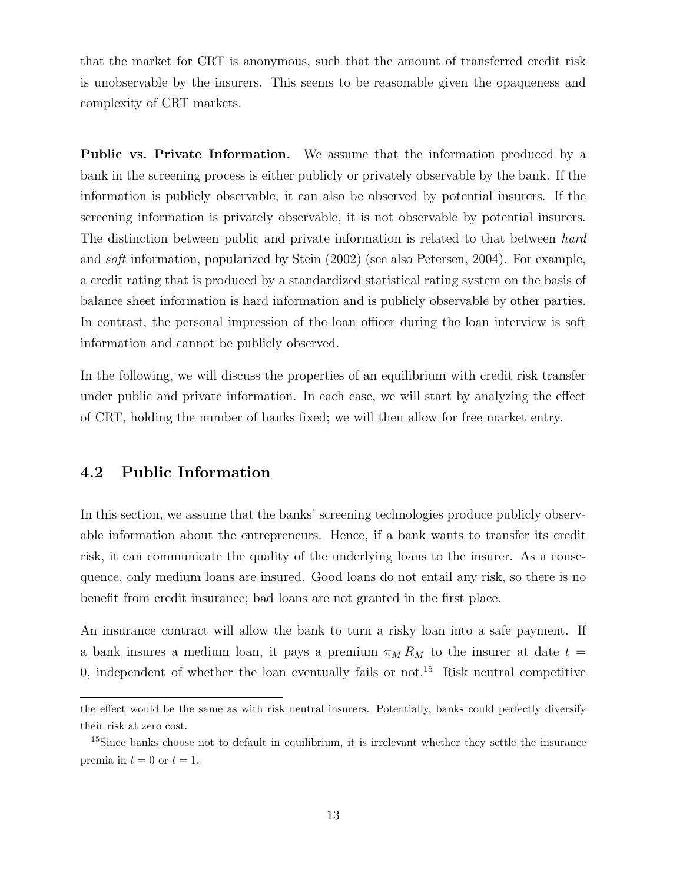that the market for CRT is anonymous, such that the amount of transferred credit risk is unobservable by the insurers. This seems to be reasonable given the opaqueness and complexity of CRT markets.

**Public vs. Private Information.** We assume that the information produced by a bank in the screening process is either publicly or privately observable by the bank. If the information is publicly observable, it can also be observed by potential insurers. If the screening information is privately observable, it is not observable by potential insurers. The distinction between public and private information is related to that between *hard* and *soft* information, popularized by Stein (2002) (see also Petersen, 2004). For example, a credit rating that is produced by a standardized statistical rating system on the basis of balance sheet information is hard information and is publicly observable by other parties. In contrast, the personal impression of the loan officer during the loan interview is soft information and cannot be publicly observed.

In the following, we will discuss the properties of an equilibrium with credit risk transfer under public and private information. In each case, we will start by analyzing the effect of CRT, holding the number of banks fixed; we will then allow for free market entry.

## 4.2 Public Information

In this section, we assume that the banks' screening technologies produce publicly observable information about the entrepreneurs. Hence, if a bank wants to transfer its credit risk, it can communicate the quality of the underlying loans to the insurer. As a consequence, only medium loans are insured. Good loans do not entail any risk, so there is no benefit from credit insurance; bad loans are not granted in the first place.

An insurance contract will allow the bank to turn a risky loan into a safe payment. If a bank insures a medium loan, it pays a premium $\pi_M \, R_M$ to the insurer at date $t = 0$, independent of whether the loan eventually fails or not.[15] Risk neutral competitive

---

the effect would be the same as with risk neutral insurers. Potentially, banks could perfectly diversify their risk at zero cost.

[15] Since banks choose not to default in equilibrium, it is irrelevant whether they settle the insurance premia in $t = 0$ or $t = 1$.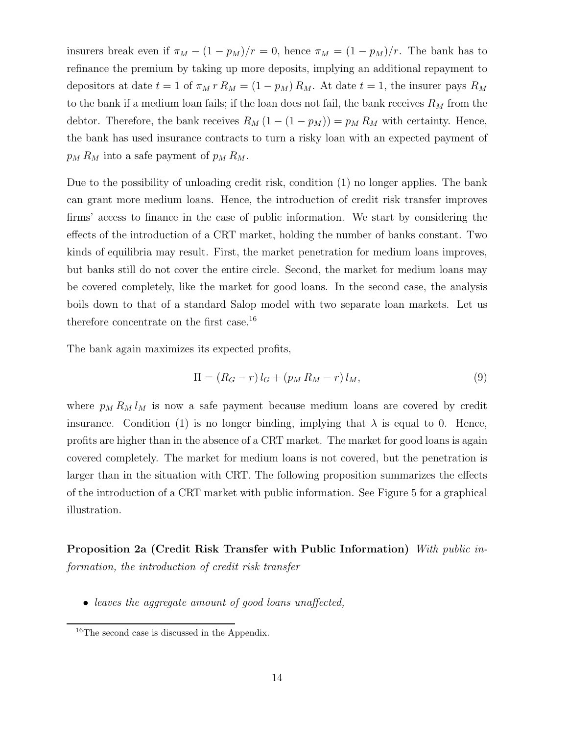insurers break even if $\pi_M - (1 - p_M)/r = 0$, hence $\pi_M = (1 - p_M)/r$. The bank has to refinance the premium by taking up more deposits, implying an additional repayment to depositors at date $t = 1$ of $\pi_M \, r \, R_M = (1 - p_M) \, R_M$. At date $t = 1$, the insurer pays $R_M$ to the bank if a medium loan fails; if the loan does not fail, the bank receives $R_M$ from the debtor. Therefore, the bank receives $R_M \, (1 - (1 - p_M)) = p_M \, R_M$ with certainty. Hence, the bank has used insurance contracts to turn a risky loan with an expected payment of $p_M \, R_M$ into a safe payment of $p_M \, R_M$.

Due to the possibility of unloading credit risk, condition (1) no longer applies. The bank can grant more medium loans. Hence, the introduction of credit risk transfer improves firms' access to finance in the case of public information. We start by considering the effects of the introduction of a CRT market, holding the number of banks constant. Two kinds of equilibria may result. First, the market penetration for medium loans improves, but banks still do not cover the entire circle. Second, the market for medium loans may be covered completely, like the market for good loans. In the second case, the analysis boils down to that of a standard Salop model with two separate loan markets. Let us therefore concentrate on the first case.[16]

The bank again maximizes its expected profits,

$$\Pi = (R_G - r) \, l_G + (p_M \, R_M - r) \, l_M, \tag{9}$$

where $p_M \, R_M \, l_M$ is now a safe payment because medium loans are covered by credit insurance. Condition (1) is no longer binding, implying that $\lambda$ is equal to 0. Hence, profits are higher than in the absence of a CRT market. The market for good loans is again covered completely. The market for medium loans is not covered, but the penetration is larger than in the situation with CRT. The following proposition summarizes the effects of the introduction of a CRT market with public information. See Figure 5 for a graphical illustration.

**Proposition 2a (Credit Risk Transfer with Public Information)** *With public information, the introduction of credit risk transfer*

- *leaves the aggregate amount of good loans unaffected,*

[16] The second case is discussed in the Appendix.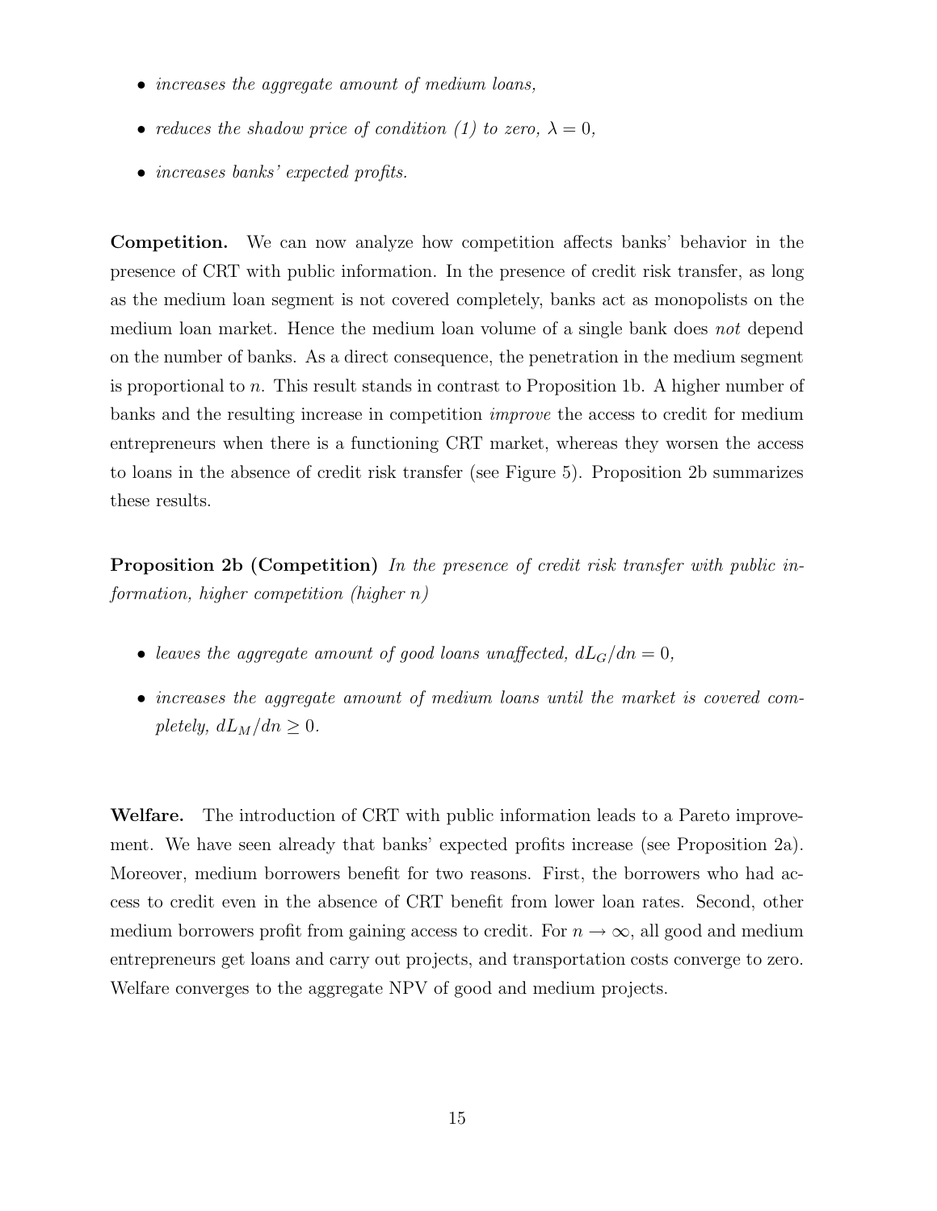- *increases the aggregate amount of medium loans,*
- *reduces the shadow price of condition (1) to zero, $\lambda = 0$,*
- *increases banks' expected profits.*

**Competition.** We can now analyze how competition affects banks' behavior in the presence of CRT with public information. In the presence of credit risk transfer, as long as the medium loan segment is not covered completely, banks act as monopolists on the medium loan market. Hence the medium loan volume of a single bank does *not* depend on the number of banks. As a direct consequence, the penetration in the medium segment is proportional to $n$. This result stands in contrast to Proposition 1b. A higher number of banks and the resulting increase in competition *improve* the access to credit for medium entrepreneurs when there is a functioning CRT market, whereas they worsen the access to loans in the absence of credit risk transfer (see Figure 5). Proposition 2b summarizes these results.

**Proposition 2b (Competition)** *In the presence of credit risk transfer with public information, higher competition (higher $n$)*

- *leaves the aggregate amount of good loans unaffected, $dL_G/dn = 0$,*
- *increases the aggregate amount of medium loans until the market is covered completely, $dL_M/dn \geq 0$.*

**Welfare.** The introduction of CRT with public information leads to a Pareto improvement. We have seen already that banks' expected profits increase (see Proposition 2a). Moreover, medium borrowers benefit for two reasons. First, the borrowers who had access to credit even in the absence of CRT benefit from lower loan rates. Second, other medium borrowers profit from gaining access to credit. For $n \to \infty$, all good and medium entrepreneurs get loans and carry out projects, and transportation costs converge to zero. Welfare converges to the aggregate NPV of good and medium projects.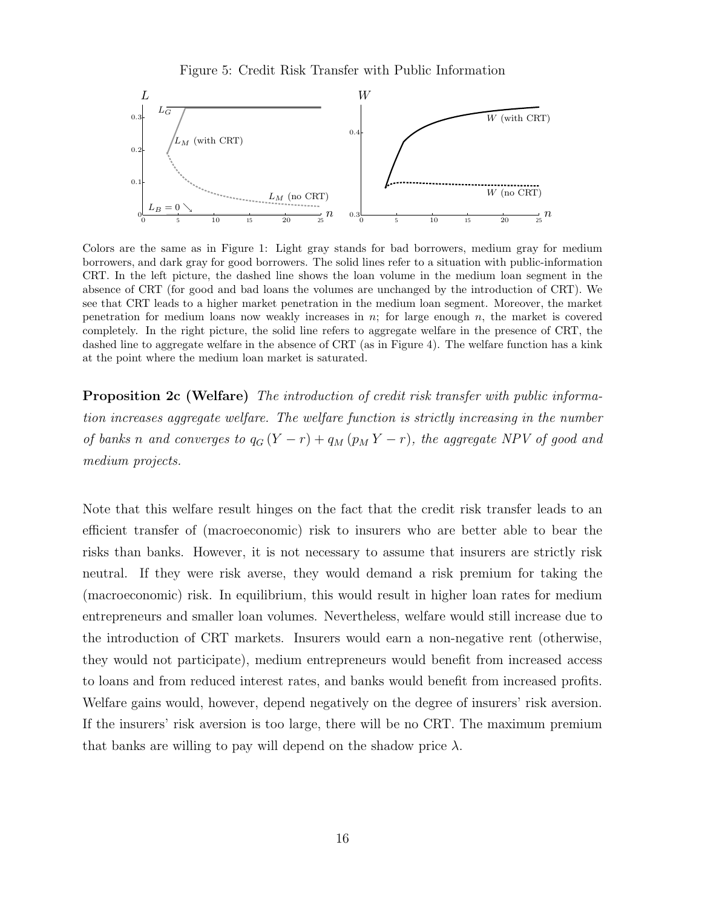Figure 5: Credit Risk Transfer with Public Information

L

0.3

0.2

0.1

0

$L_G$

$L_M$ (with CRT)

$L_M$ (no CRT)

$L_B = 0$ ↘

0 5 10 15 20 25 $n$

W

0.4

0.3

W (with CRT)

W (no CRT)

0 5 10 15 20 25 $n$

Colors are the same as in Figure 1: Light gray stands for bad borrowers, medium gray for medium borrowers, and dark gray for good borrowers. The solid lines refer to a situation with public-information CRT. In the left picture, the dashed line shows the loan volume in the medium loan segment in the absence of CRT (for good and bad loans the volumes are unchanged by the introduction of CRT). We see that CRT leads to a higher market penetration in the medium loan segment. Moreover, the market penetration for medium loans now weakly increases in $n$; for large enough $n$, the market is covered completely. In the right picture, the solid line refers to aggregate welfare in the presence of CRT, the dashed line to aggregate welfare in the absence of CRT (as in Figure 4). The welfare function has a kink at the point where the medium loan market is saturated.

**Proposition 2c (Welfare)** *The introduction of credit risk transfer with public information increases aggregate welfare. The welfare function is strictly increasing in the number of banks $n$ and converges to $q_G\,(Y - r) + q_M\,(p_M\,Y - r)$, the aggregate NPV of good and medium projects.*

Note that this welfare result hinges on the fact that the credit risk transfer leads to an efficient transfer of (macroeconomic) risk to insurers who are better able to bear the risks than banks. However, it is not necessary to assume that insurers are strictly risk neutral. If they were risk averse, they would demand a risk premium for taking the (macroeconomic) risk. In equilibrium, this would result in higher loan rates for medium entrepreneurs and smaller loan volumes. Nevertheless, welfare would still increase due to the introduction of CRT markets. Insurers would earn a non-negative rent (otherwise, they would not participate), medium entrepreneurs would benefit from increased access to loans and from reduced interest rates, and banks would benefit from increased profits. Welfare gains would, however, depend negatively on the degree of insurers' risk aversion. If the insurers' risk aversion is too large, there will be no CRT. The maximum premium that banks are willing to pay will depend on the shadow price $\lambda$.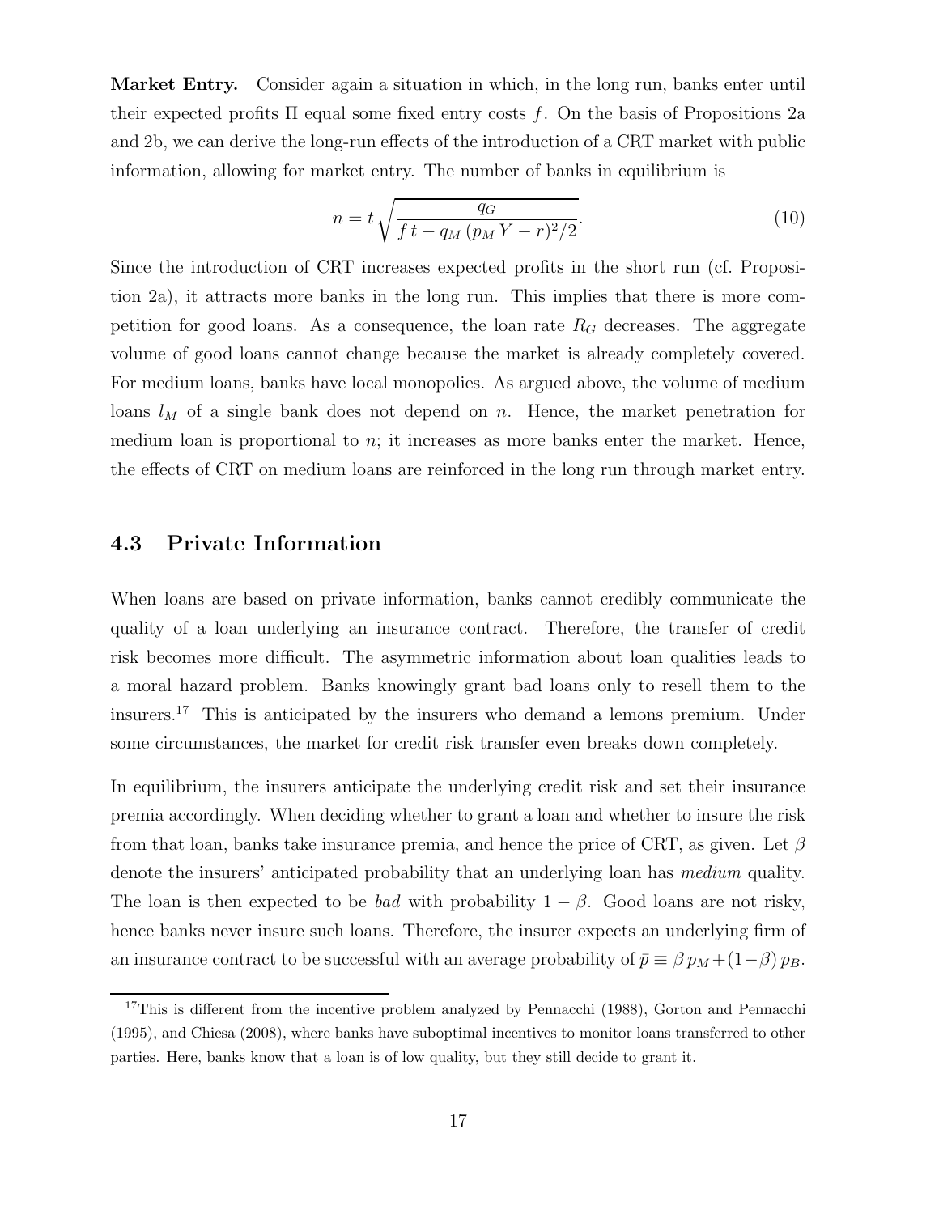**Market Entry.** Consider again a situation in which, in the long run, banks enter until their expected profits $\Pi$ equal some fixed entry costs $f$. On the basis of Propositions 2a and 2b, we can derive the long-run effects of the introduction of a CRT market with public information, allowing for market entry. The number of banks in equilibrium is

$$n = t \sqrt{\frac{q_G}{f\,t - q_M\,(p_M\,Y - r)^2/2}}. \tag{10}$$

Since the introduction of CRT increases expected profits in the short run (cf. Proposition 2a), it attracts more banks in the long run. This implies that there is more competition for good loans. As a consequence, the loan rate $R_G$ decreases. The aggregate volume of good loans cannot change because the market is already completely covered. For medium loans, banks have local monopolies. As argued above, the volume of medium loans $l_M$ of a single bank does not depend on $n$. Hence, the market penetration for medium loan is proportional to $n$; it increases as more banks enter the market. Hence, the effects of CRT on medium loans are reinforced in the long run through market entry.

## 4.3 Private Information

When loans are based on private information, banks cannot credibly communicate the quality of a loan underlying an insurance contract. Therefore, the transfer of credit risk becomes more difficult. The asymmetric information about loan qualities leads to a moral hazard problem. Banks knowingly grant bad loans only to resell them to the insurers.[17] This is anticipated by the insurers who demand a lemons premium. Under some circumstances, the market for credit risk transfer even breaks down completely.

In equilibrium, the insurers anticipate the underlying credit risk and set their insurance premia accordingly. When deciding whether to grant a loan and whether to insure the risk from that loan, banks take insurance premia, and hence the price of CRT, as given. Let $\beta$ denote the insurers' anticipated probability that an underlying loan has *medium* quality. The loan is then expected to be *bad* with probability $1 - \beta$. Good loans are not risky, hence banks never insure such loans. Therefore, the insurer expects an underlying firm of an insurance contract to be successful with an average probability of $\bar{p} \equiv \beta\,p_M + (1-\beta)\,p_B$.

[17] This is different from the incentive problem analyzed by Pennacchi (1988), Gorton and Pennacchi (1995), and Chiesa (2008), where banks have suboptimal incentives to monitor loans transferred to other parties. Here, banks know that a loan is of low quality, but they still decide to grant it.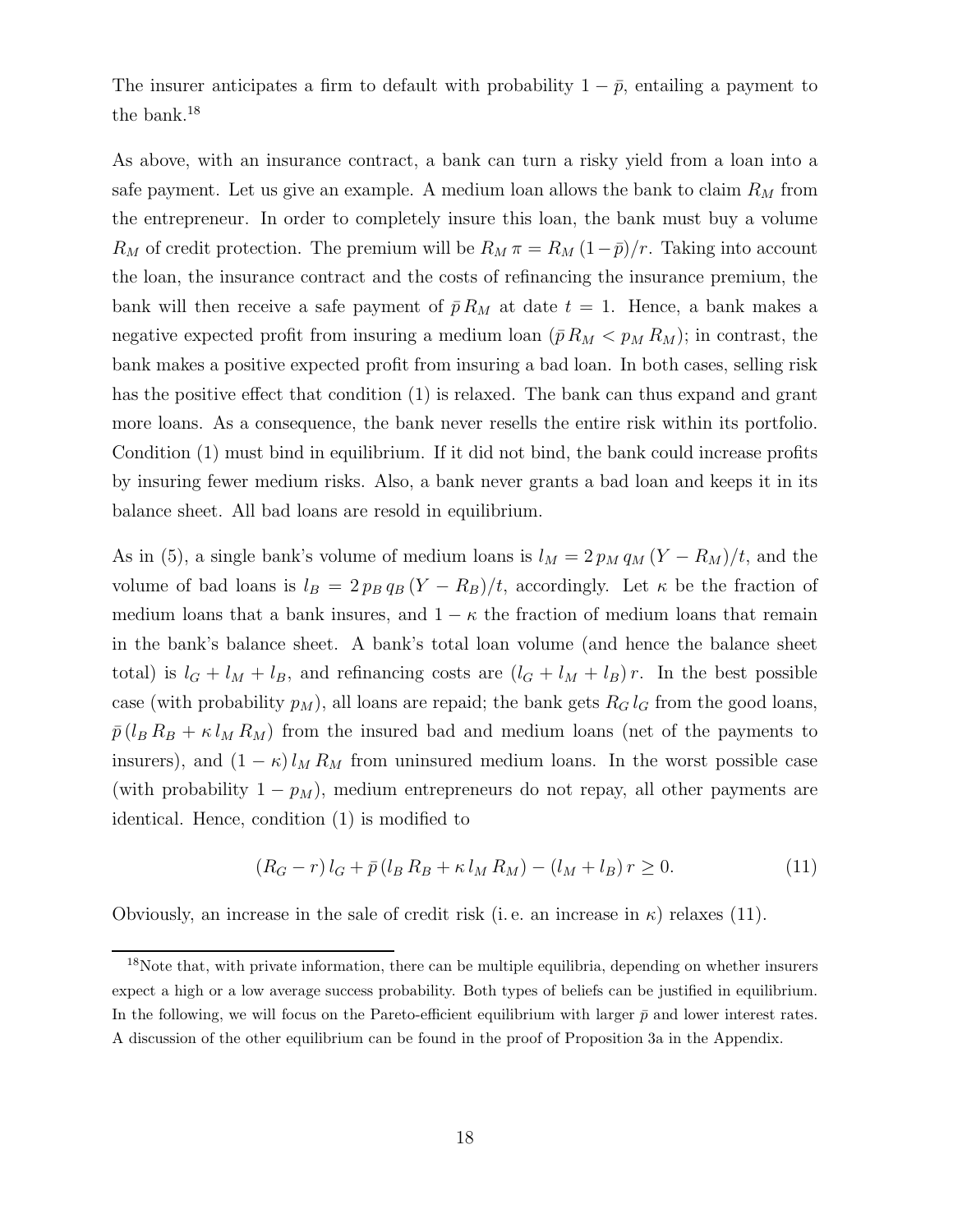The insurer anticipates a firm to default with probability $1 - \bar{p}$, entailing a payment to the bank.[18]

As above, with an insurance contract, a bank can turn a risky yield from a loan into a safe payment. Let us give an example. A medium loan allows the bank to claim $R_M$ from the entrepreneur. In order to completely insure this loan, the bank must buy a volume $R_M$ of credit protection. The premium will be $R_M\,\pi = R_M\,(1-\bar{p})/r$. Taking into account the loan, the insurance contract and the costs of refinancing the insurance premium, the bank will then receive a safe payment of $\bar{p}\,R_M$ at date $t = 1$. Hence, a bank makes a negative expected profit from insuring a medium loan ($\bar{p}\,R_M < p_M\,R_M$); in contrast, the bank makes a positive expected profit from insuring a bad loan. In both cases, selling risk has the positive effect that condition (1) is relaxed. The bank can thus expand and grant more loans. As a consequence, the bank never resells the entire risk within its portfolio. Condition (1) must bind in equilibrium. If it did not bind, the bank could increase profits by insuring fewer medium risks. Also, a bank never grants a bad loan and keeps it in its balance sheet. All bad loans are resold in equilibrium.

As in (5), a single bank's volume of medium loans is $l_M = 2\,p_M\,q_M\,(Y - R_M)/t$, and the volume of bad loans is $l_B = 2\,p_B\,q_B\,(Y - R_B)/t$, accordingly. Let $\kappa$ be the fraction of medium loans that a bank insures, and $1 - \kappa$ the fraction of medium loans that remain in the bank's balance sheet. A bank's total loan volume (and hence the balance sheet total) is $l_G + l_M + l_B$, and refinancing costs are $(l_G + l_M + l_B)\,r$. In the best possible case (with probability $p_M$), all loans are repaid; the bank gets $R_G\,l_G$ from the good loans, $\bar{p}\,(l_B\,R_B + \kappa\,l_M\,R_M)$ from the insured bad and medium loans (net of the payments to insurers), and $(1 - \kappa)\,l_M\,R_M$ from uninsured medium loans. In the worst possible case (with probability $1 - p_M$), medium entrepreneurs do not repay, all other payments are identical. Hence, condition (1) is modified to

$$(R_G - r)\,l_G + \bar{p}\,(l_B\,R_B + \kappa\,l_M\,R_M) - (l_M + l_B)\,r \geq 0. \tag{11}$$

Obviously, an increase in the sale of credit risk (i. e. an increase in $\kappa$) relaxes (11).

[18] Note that, with private information, there can be multiple equilibria, depending on whether insurers expect a high or a low average success probability. Both types of beliefs can be justified in equilibrium. In the following, we will focus on the Pareto-efficient equilibrium with larger $\bar{p}$ and lower interest rates. A discussion of the other equilibrium can be found in the proof of Proposition 3a in the Appendix.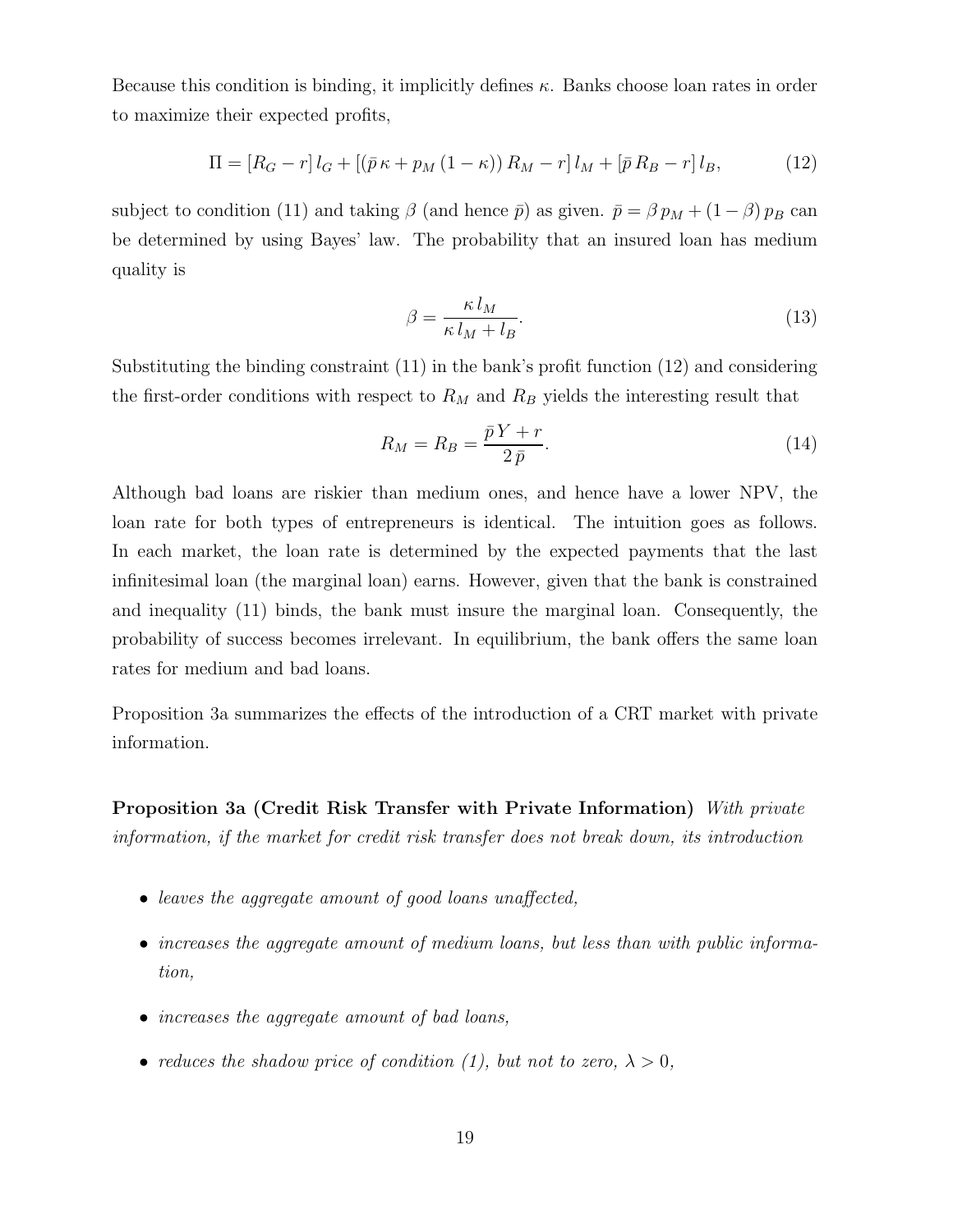Because this condition is binding, it implicitly defines $\kappa$. Banks choose loan rates in order to maximize their expected profits,

$$\Pi = [R_G - r]\, l_G + [(\bar{p}\,\kappa + p_M\,(1-\kappa))\, R_M - r]\, l_M + [\bar{p}\, R_B - r]\, l_B, \tag{12}$$

subject to condition (11) and taking $\beta$ (and hence $\bar{p}$) as given. $\bar{p} = \beta\, p_M + (1-\beta)\, p_B$ can be determined by using Bayes' law. The probability that an insured loan has medium quality is

$$\beta = \frac{\kappa\, l_M}{\kappa\, l_M + l_B}. \tag{13}$$

Substituting the binding constraint (11) in the bank's profit function (12) and considering the first-order conditions with respect to $R_M$ and $R_B$ yields the interesting result that

$$R_M = R_B = \frac{\bar{p}\, Y + r}{2\,\bar{p}}. \tag{14}$$

Although bad loans are riskier than medium ones, and hence have a lower NPV, the loan rate for both types of entrepreneurs is identical. The intuition goes as follows. In each market, the loan rate is determined by the expected payments that the last infinitesimal loan (the marginal loan) earns. However, given that the bank is constrained and inequality (11) binds, the bank must insure the marginal loan. Consequently, the probability of success becomes irrelevant. In equilibrium, the bank offers the same loan rates for medium and bad loans.

Proposition 3a summarizes the effects of the introduction of a CRT market with private information.

**Proposition 3a (Credit Risk Transfer with Private Information)** *With private information, if the market for credit risk transfer does not break down, its introduction*

- *leaves the aggregate amount of good loans unaffected,*
- *increases the aggregate amount of medium loans, but less than with public information,*
- *increases the aggregate amount of bad loans,*
- *reduces the shadow price of condition (1), but not to zero, $\lambda > 0$,*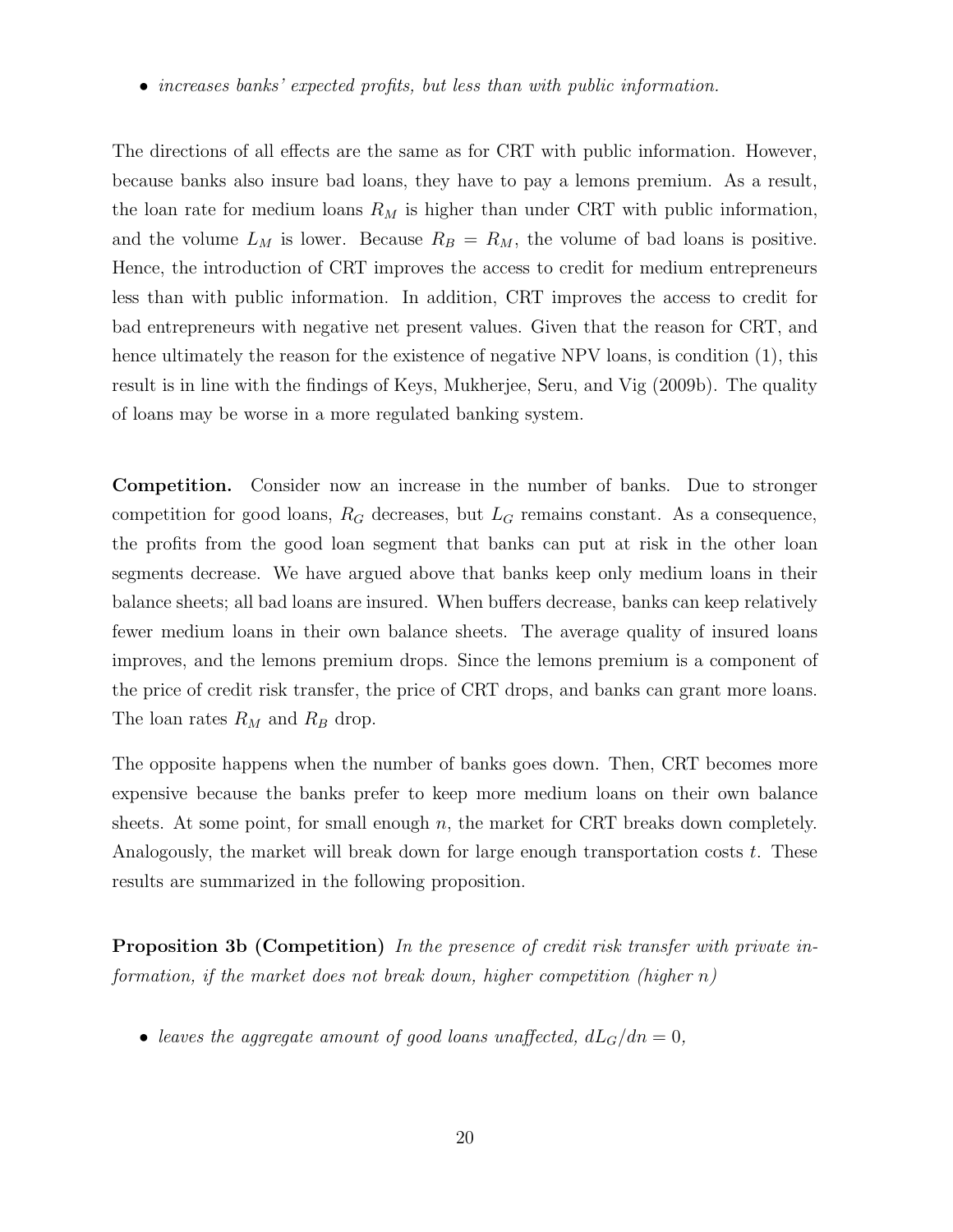- *increases banks' expected profits, but less than with public information.*

The directions of all effects are the same as for CRT with public information. However, because banks also insure bad loans, they have to pay a lemons premium. As a result, the loan rate for medium loans $R_M$ is higher than under CRT with public information, and the volume $L_M$ is lower. Because $R_B = R_M$, the volume of bad loans is positive. Hence, the introduction of CRT improves the access to credit for medium entrepreneurs less than with public information. In addition, CRT improves the access to credit for bad entrepreneurs with negative net present values. Given that the reason for CRT, and hence ultimately the reason for the existence of negative NPV loans, is condition (1), this result is in line with the findings of Keys, Mukherjee, Seru, and Vig (2009b). The quality of loans may be worse in a more regulated banking system.

**Competition.** Consider now an increase in the number of banks. Due to stronger competition for good loans, $R_G$ decreases, but $L_G$ remains constant. As a consequence, the profits from the good loan segment that banks can put at risk in the other loan segments decrease. We have argued above that banks keep only medium loans in their balance sheets; all bad loans are insured. When buffers decrease, banks can keep relatively fewer medium loans in their own balance sheets. The average quality of insured loans improves, and the lemons premium drops. Since the lemons premium is a component of the price of credit risk transfer, the price of CRT drops, and banks can grant more loans. The loan rates $R_M$ and $R_B$ drop.

The opposite happens when the number of banks goes down. Then, CRT becomes more expensive because the banks prefer to keep more medium loans on their own balance sheets. At some point, for small enough $n$, the market for CRT breaks down completely. Analogously, the market will break down for large enough transportation costs $t$. These results are summarized in the following proposition.

**Proposition 3b (Competition)** *In the presence of credit risk transfer with private information, if the market does not break down, higher competition (higher $n$)*

- *leaves the aggregate amount of good loans unaffected, $dL_G/dn = 0$,*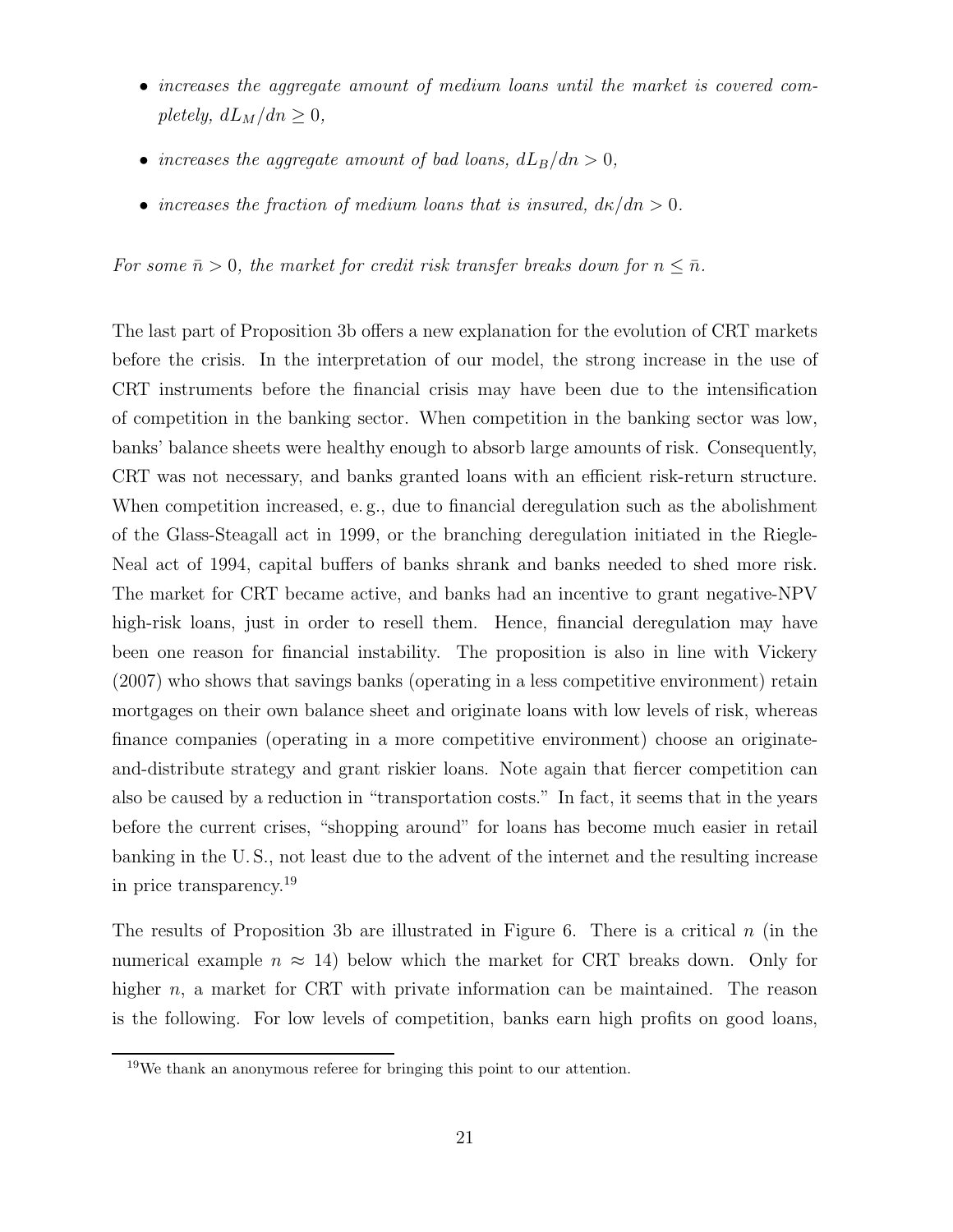- *increases the aggregate amount of medium loans until the market is covered completely, $dL_M/dn \geq 0$,*
- *increases the aggregate amount of bad loans, $dL_B/dn > 0$,*
- *increases the fraction of medium loans that is insured, $d\kappa/dn > 0$.*

*For some $\bar{n} > 0$, the market for credit risk transfer breaks down for $n \leq \bar{n}$.*

The last part of Proposition 3b offers a new explanation for the evolution of CRT markets before the crisis. In the interpretation of our model, the strong increase in the use of CRT instruments before the financial crisis may have been due to the intensification of competition in the banking sector. When competition in the banking sector was low, banks' balance sheets were healthy enough to absorb large amounts of risk. Consequently, CRT was not necessary, and banks granted loans with an efficient risk-return structure. When competition increased, e. g., due to financial deregulation such as the abolishment of the Glass-Steagall act in 1999, or the branching deregulation initiated in the Riegle-Neal act of 1994, capital buffers of banks shrank and banks needed to shed more risk. The market for CRT became active, and banks had an incentive to grant negative-NPV high-risk loans, just in order to resell them. Hence, financial deregulation may have been one reason for financial instability. The proposition is also in line with Vickery (2007) who shows that savings banks (operating in a less competitive environment) retain mortgages on their own balance sheet and originate loans with low levels of risk, whereas finance companies (operating in a more competitive environment) choose an originate-and-distribute strategy and grant riskier loans. Note again that fiercer competition can also be caused by a reduction in "transportation costs." In fact, it seems that in the years before the current crises, "shopping around" for loans has become much easier in retail banking in the U. S., not least due to the advent of the internet and the resulting increase in price transparency.[19]

The results of Proposition 3b are illustrated in Figure 6. There is a critical $n$ (in the numerical example $n \approx 14$) below which the market for CRT breaks down. Only for higher $n$, a market for CRT with private information can be maintained. The reason is the following. For low levels of competition, banks earn high profits on good loans,

[19] We thank an anonymous referee for bringing this point to our attention.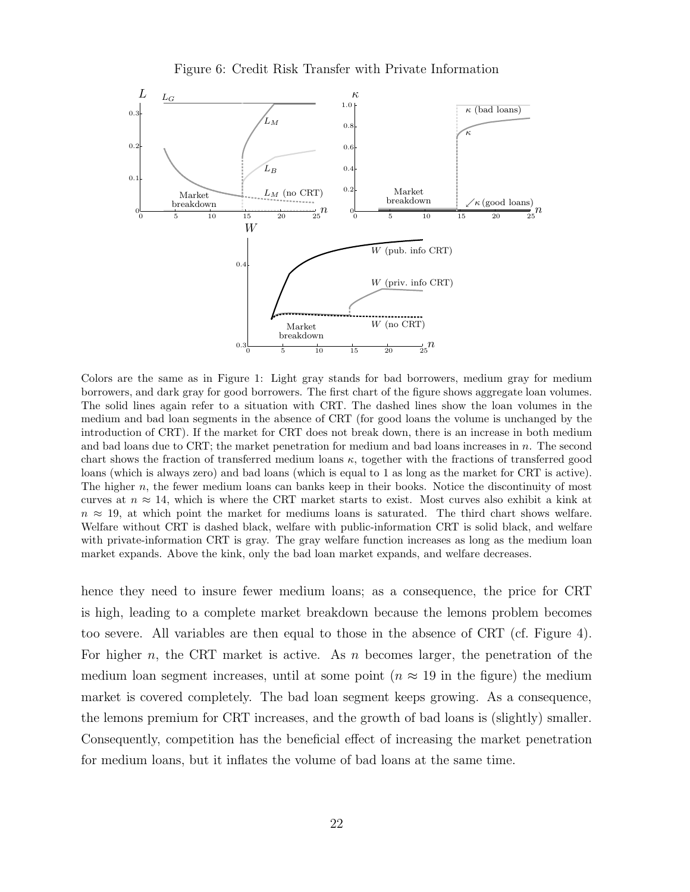Figure 6: Credit Risk Transfer with Private Information

Colors are the same as in Figure 1: Light gray stands for bad borrowers, medium gray for medium borrowers, and dark gray for good borrowers. The first chart of the figure shows aggregate loan volumes. The solid lines again refer to a situation with CRT. The dashed lines show the loan volumes in the medium and bad loan segments in the absence of CRT (for good loans the volume is unchanged by the introduction of CRT). If the market for CRT does not break down, there is an increase in both medium and bad loans due to CRT; the market penetration for medium and bad loans increases in $n$. The second chart shows the fraction of transferred medium loans $\kappa$, together with the fractions of transferred good loans (which is always zero) and bad loans (which is equal to 1 as long as the market for CRT is active). The higher $n$, the fewer medium loans can banks keep in their books. Notice the discontinuity of most curves at $n \approx 14$, which is where the CRT market starts to exist. Most curves also exhibit a kink at $n \approx 19$, at which point the market for mediums loans is saturated. The third chart shows welfare. Welfare without CRT is dashed black, welfare with public-information CRT is solid black, and welfare with private-information CRT is gray. The gray welfare function increases as long as the medium loan market expands. Above the kink, only the bad loan market expands, and welfare decreases.

hence they need to insure fewer medium loans; as a consequence, the price for CRT is high, leading to a complete market breakdown because the lemons problem becomes too severe. All variables are then equal to those in the absence of CRT (cf. Figure 4). For higher $n$, the CRT market is active. As $n$ becomes larger, the penetration of the medium loan segment increases, until at some point ($n \approx 19$ in the figure) the medium market is covered completely. The bad loan segment keeps growing. As a consequence, the lemons premium for CRT increases, and the growth of bad loans is (slightly) smaller. Consequently, competition has the beneficial effect of increasing the market penetration for medium loans, but it inflates the volume of bad loans at the same time.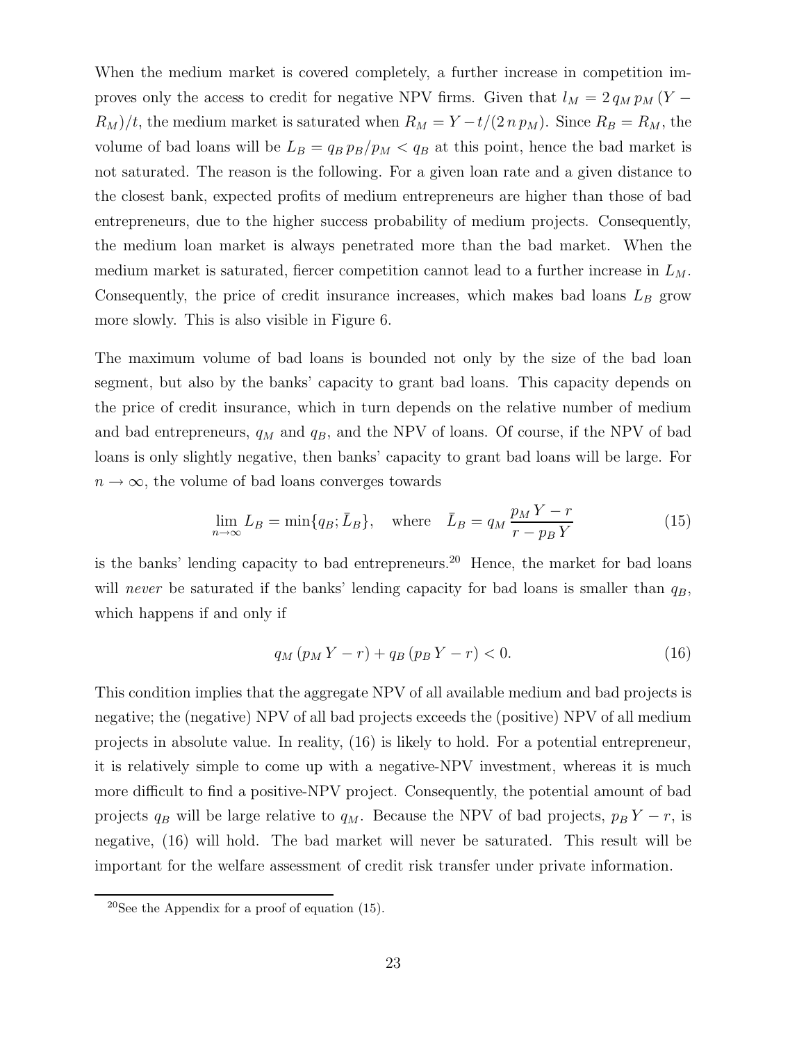When the medium market is covered completely, a further increase in competition improves only the access to credit for negative NPV firms. Given that $l_M = 2\,q_M\,p_M\,(Y - R_M)/t$, the medium market is saturated when $R_M = Y - t/(2\,n\,p_M)$. Since $R_B = R_M$, the volume of bad loans will be $L_B = q_B\,p_B/p_M < q_B$ at this point, hence the bad market is not saturated. The reason is the following. For a given loan rate and a given distance to the closest bank, expected profits of medium entrepreneurs are higher than those of bad entrepreneurs, due to the higher success probability of medium projects. Consequently, the medium loan market is always penetrated more than the bad market. When the medium market is saturated, fiercer competition cannot lead to a further increase in $L_M$. Consequently, the price of credit insurance increases, which makes bad loans $L_B$ grow more slowly. This is also visible in Figure 6.

The maximum volume of bad loans is bounded not only by the size of the bad loan segment, but also by the banks' capacity to grant bad loans. This capacity depends on the price of credit insurance, which in turn depends on the relative number of medium and bad entrepreneurs, $q_M$ and $q_B$, and the NPV of loans. Of course, if the NPV of bad loans is only slightly negative, then banks' capacity to grant bad loans will be large. For $n \to \infty$, the volume of bad loans converges towards

$$\lim_{n\to\infty} L_B = \min\{q_B; \bar{L}_B\}, \quad \text{where} \quad \bar{L}_B = q_M\,\frac{p_M\,Y - r}{r - p_B\,Y} \tag{15}$$

is the banks' lending capacity to bad entrepreneurs.[20] Hence, the market for bad loans will *never* be saturated if the banks' lending capacity for bad loans is smaller than $q_B$, which happens if and only if

$$q_M\,(p_M\,Y - r) + q_B\,(p_B\,Y - r) < 0. \tag{16}$$

This condition implies that the aggregate NPV of all available medium and bad projects is negative; the (negative) NPV of all bad projects exceeds the (positive) NPV of all medium projects in absolute value. In reality, (16) is likely to hold. For a potential entrepreneur, it is relatively simple to come up with a negative-NPV investment, whereas it is much more difficult to find a positive-NPV project. Consequently, the potential amount of bad projects $q_B$ will be large relative to $q_M$. Because the NPV of bad projects, $p_B\,Y - r$, is negative, (16) will hold. The bad market will never be saturated. This result will be important for the welfare assessment of credit risk transfer under private information.

[20] See the Appendix for a proof of equation (15).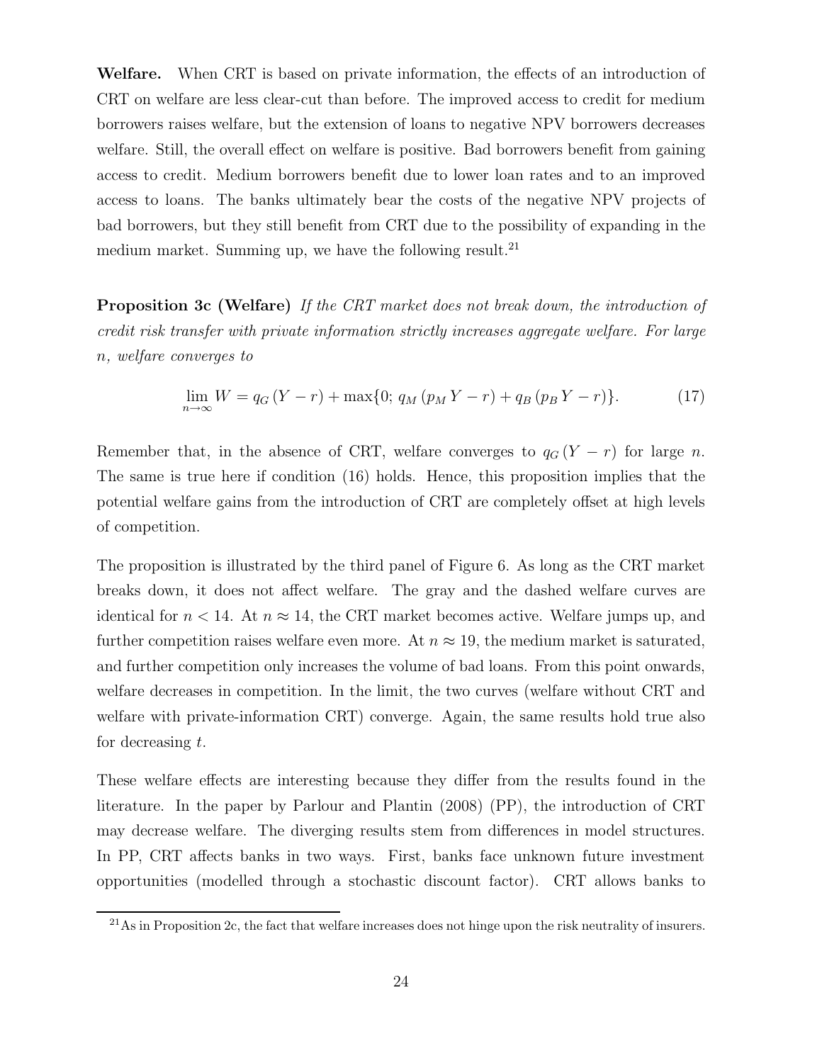**Welfare.** When CRT is based on private information, the effects of an introduction of CRT on welfare are less clear-cut than before. The improved access to credit for medium borrowers raises welfare, but the extension of loans to negative NPV borrowers decreases welfare. Still, the overall effect on welfare is positive. Bad borrowers benefit from gaining access to credit. Medium borrowers benefit due to lower loan rates and to an improved access to loans. The banks ultimately bear the costs of the negative NPV projects of bad borrowers, but they still benefit from CRT due to the possibility of expanding in the medium market. Summing up, we have the following result.[21]

**Proposition 3c (Welfare)** *If the CRT market does not break down, the introduction of credit risk transfer with private information strictly increases aggregate welfare. For large $n$, welfare converges to*

$$\lim_{n\to\infty} W = q_G\,(Y - r) + \max\{0;\, q_M\,(p_M\,Y - r) + q_B\,(p_B\,Y - r)\}. \qquad (17)$$

Remember that, in the absence of CRT, welfare converges to $q_G\,(Y - r)$ for large $n$. The same is true here if condition (16) holds. Hence, this proposition implies that the potential welfare gains from the introduction of CRT are completely offset at high levels of competition.

The proposition is illustrated by the third panel of Figure 6. As long as the CRT market breaks down, it does not affect welfare. The gray and the dashed welfare curves are identical for $n < 14$. At $n \approx 14$, the CRT market becomes active. Welfare jumps up, and further competition raises welfare even more. At $n \approx 19$, the medium market is saturated, and further competition only increases the volume of bad loans. From this point onwards, welfare decreases in competition. In the limit, the two curves (welfare without CRT and welfare with private-information CRT) converge. Again, the same results hold true also for decreasing $t$.

These welfare effects are interesting because they differ from the results found in the literature. In the paper by Parlour and Plantin (2008) (PP), the introduction of CRT may decrease welfare. The diverging results stem from differences in model structures. In PP, CRT affects banks in two ways. First, banks face unknown future investment opportunities (modelled through a stochastic discount factor). CRT allows banks to

[21] As in Proposition 2c, the fact that welfare increases does not hinge upon the risk neutrality of insurers.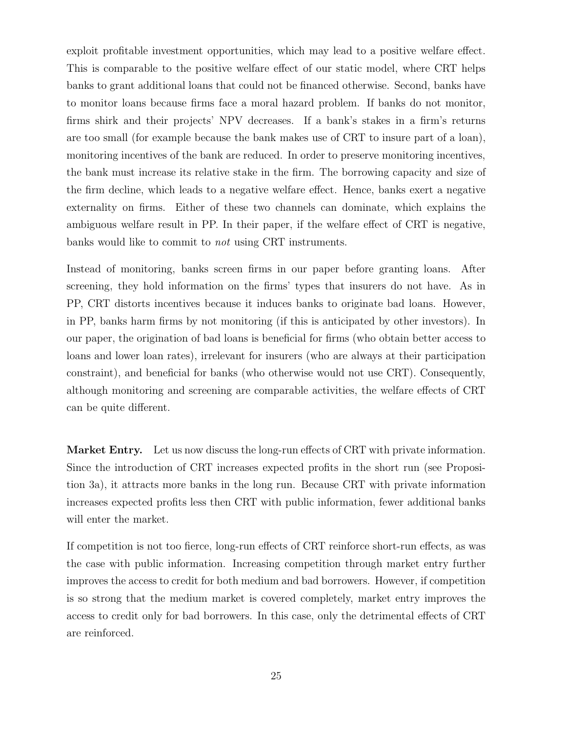exploit profitable investment opportunities, which may lead to a positive welfare effect. This is comparable to the positive welfare effect of our static model, where CRT helps banks to grant additional loans that could not be financed otherwise. Second, banks have to monitor loans because firms face a moral hazard problem. If banks do not monitor, firms shirk and their projects' NPV decreases. If a bank's stakes in a firm's returns are too small (for example because the bank makes use of CRT to insure part of a loan), monitoring incentives of the bank are reduced. In order to preserve monitoring incentives, the bank must increase its relative stake in the firm. The borrowing capacity and size of the firm decline, which leads to a negative welfare effect. Hence, banks exert a negative externality on firms. Either of these two channels can dominate, which explains the ambiguous welfare result in PP. In their paper, if the welfare effect of CRT is negative, banks would like to commit to *not* using CRT instruments.

Instead of monitoring, banks screen firms in our paper before granting loans. After screening, they hold information on the firms' types that insurers do not have. As in PP, CRT distorts incentives because it induces banks to originate bad loans. However, in PP, banks harm firms by not monitoring (if this is anticipated by other investors). In our paper, the origination of bad loans is beneficial for firms (who obtain better access to loans and lower loan rates), irrelevant for insurers (who are always at their participation constraint), and beneficial for banks (who otherwise would not use CRT). Consequently, although monitoring and screening are comparable activities, the welfare effects of CRT can be quite different.

**Market Entry.** Let us now discuss the long-run effects of CRT with private information. Since the introduction of CRT increases expected profits in the short run (see Proposition 3a), it attracts more banks in the long run. Because CRT with private information increases expected profits less then CRT with public information, fewer additional banks will enter the market.

If competition is not too fierce, long-run effects of CRT reinforce short-run effects, as was the case with public information. Increasing competition through market entry further improves the access to credit for both medium and bad borrowers. However, if competition is so strong that the medium market is covered completely, market entry improves the access to credit only for bad borrowers. In this case, only the detrimental effects of CRT are reinforced.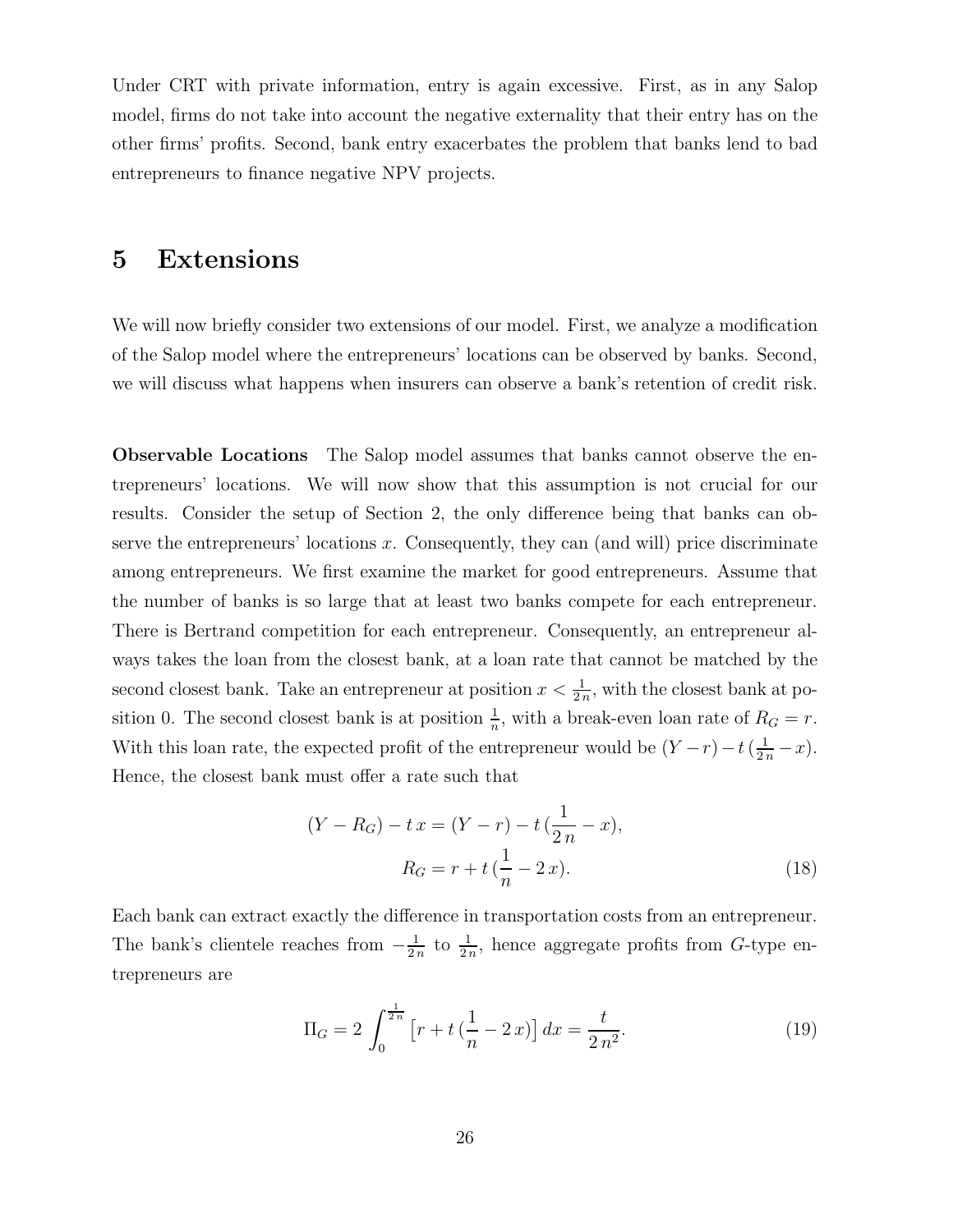Under CRT with private information, entry is again excessive. First, as in any Salop model, firms do not take into account the negative externality that their entry has on the other firms' profits. Second, bank entry exacerbates the problem that banks lend to bad entrepreneurs to finance negative NPV projects.

# 5 Extensions

We will now briefly consider two extensions of our model. First, we analyze a modification of the Salop model where the entrepreneurs' locations can be observed by banks. Second, we will discuss what happens when insurers can observe a bank's retention of credit risk.

**Observable Locations** The Salop model assumes that banks cannot observe the entrepreneurs' locations. We will now show that this assumption is not crucial for our results. Consider the setup of Section 2, the only difference being that banks can observe the entrepreneurs' locations $x$. Consequently, they can (and will) price discriminate among entrepreneurs. We first examine the market for good entrepreneurs. Assume that the number of banks is so large that at least two banks compete for each entrepreneur. There is Bertrand competition for each entrepreneur. Consequently, an entrepreneur always takes the loan from the closest bank, at a loan rate that cannot be matched by the second closest bank. Take an entrepreneur at position $x < \frac{1}{2n}$, with the closest bank at position 0. The second closest bank is at position $\frac{1}{n}$, with a break-even loan rate of $R_G = r$. With this loan rate, the expected profit of the entrepreneur would be $(Y - r) - t\,(\frac{1}{2n} - x)$. Hence, the closest bank must offer a rate such that

$$(Y - R_G) - t\,x = (Y - r) - t\,(\frac{1}{2\,n} - x),$$

$$R_G = r + t\,(\frac{1}{n} - 2\,x). \tag{18}$$

Each bank can extract exactly the difference in transportation costs from an entrepreneur. The bank's clientele reaches from $-\frac{1}{2n}$ to $\frac{1}{2n}$, hence aggregate profits from $G$-type entrepreneurs are

$$\Pi_G = 2\int_0^{\frac{1}{2n}} \left[r + t\,(\frac{1}{n} - 2\,x)\right] dx = \frac{t}{2\,n^2}. \tag{19}$$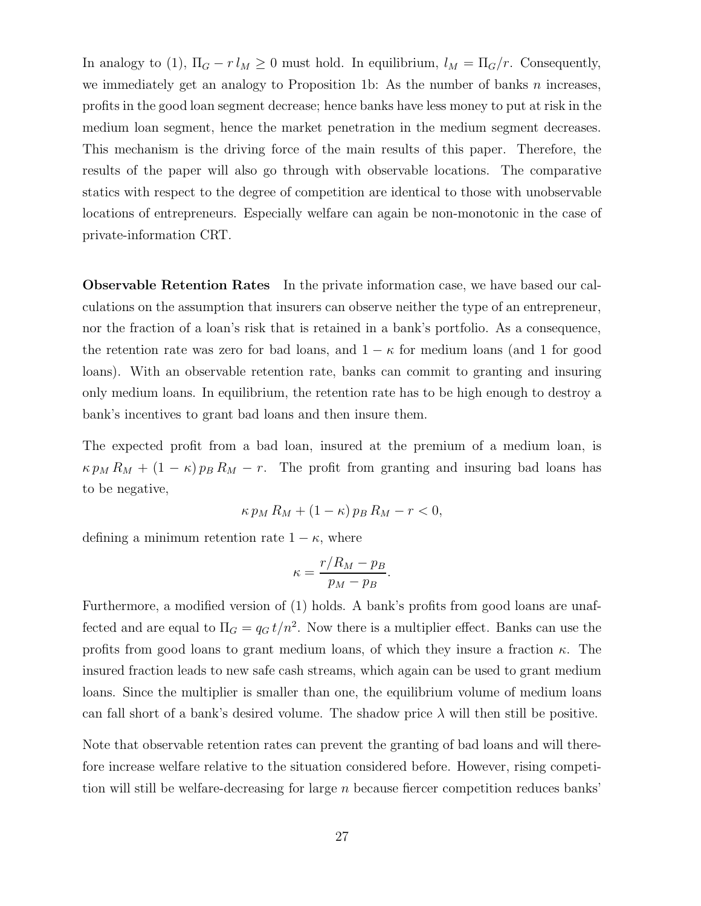In analogy to (1), $\Pi_G - r\,l_M \geq 0$ must hold. In equilibrium, $l_M = \Pi_G/r$. Consequently, we immediately get an analogy to Proposition 1b: As the number of banks $n$ increases, profits in the good loan segment decrease; hence banks have less money to put at risk in the medium loan segment, hence the market penetration in the medium segment decreases. This mechanism is the driving force of the main results of this paper. Therefore, the results of the paper will also go through with observable locations. The comparative statics with respect to the degree of competition are identical to those with unobservable locations of entrepreneurs. Especially welfare can again be non-monotonic in the case of private-information CRT.

**Observable Retention Rates** In the private information case, we have based our calculations on the assumption that insurers can observe neither the type of an entrepreneur, nor the fraction of a loan's risk that is retained in a bank's portfolio. As a consequence, the retention rate was zero for bad loans, and $1-\kappa$ for medium loans (and 1 for good loans). With an observable retention rate, banks can commit to granting and insuring only medium loans. In equilibrium, the retention rate has to be high enough to destroy a bank's incentives to grant bad loans and then insure them.

The expected profit from a bad loan, insured at the premium of a medium loan, is $\kappa\,p_M\,R_M + (1-\kappa)\,p_B\,R_M - r$. The profit from granting and insuring bad loans has to be negative,

$$\kappa\,p_M\,R_M + (1-\kappa)\,p_B\,R_M - r < 0,$$

defining a minimum retention rate $1-\kappa$, where

$$\kappa = \frac{r/R_M - p_B}{p_M - p_B}.$$

Furthermore, a modified version of (1) holds. A bank's profits from good loans are unaffected and are equal to $\Pi_G = q_G\,t/n^2$. Now there is a multiplier effect. Banks can use the profits from good loans to grant medium loans, of which they insure a fraction $\kappa$. The insured fraction leads to new safe cash streams, which again can be used to grant medium loans. Since the multiplier is smaller than one, the equilibrium volume of medium loans can fall short of a bank's desired volume. The shadow price $\lambda$ will then still be positive.

Note that observable retention rates can prevent the granting of bad loans and will therefore increase welfare relative to the situation considered before. However, rising competition will still be welfare-decreasing for large $n$ because fiercer competition reduces banks'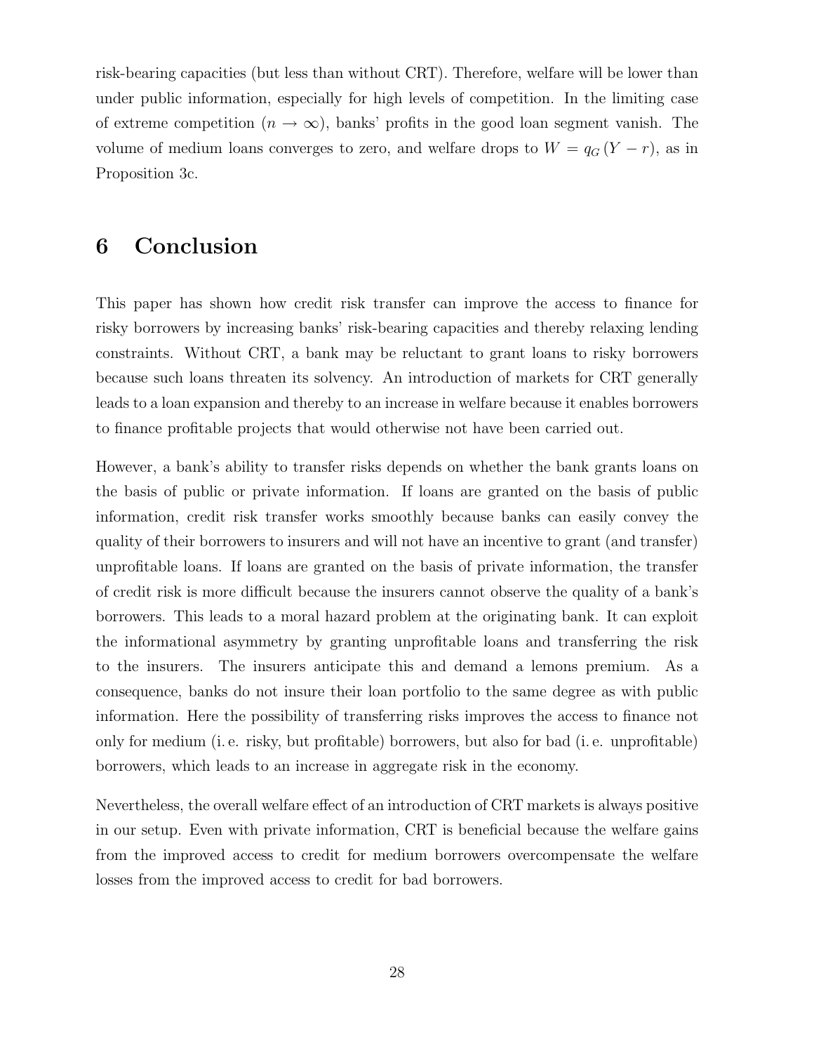risk-bearing capacities (but less than without CRT). Therefore, welfare will be lower than under public information, especially for high levels of competition. In the limiting case of extreme competition ($n \to \infty$), banks' profits in the good loan segment vanish. The volume of medium loans converges to zero, and welfare drops to $W = q_G (Y - r)$, as in Proposition 3c.

# 6 Conclusion

This paper has shown how credit risk transfer can improve the access to finance for risky borrowers by increasing banks' risk-bearing capacities and thereby relaxing lending constraints. Without CRT, a bank may be reluctant to grant loans to risky borrowers because such loans threaten its solvency. An introduction of markets for CRT generally leads to a loan expansion and thereby to an increase in welfare because it enables borrowers to finance profitable projects that would otherwise not have been carried out.

However, a bank's ability to transfer risks depends on whether the bank grants loans on the basis of public or private information. If loans are granted on the basis of public information, credit risk transfer works smoothly because banks can easily convey the quality of their borrowers to insurers and will not have an incentive to grant (and transfer) unprofitable loans. If loans are granted on the basis of private information, the transfer of credit risk is more difficult because the insurers cannot observe the quality of a bank's borrowers. This leads to a moral hazard problem at the originating bank. It can exploit the informational asymmetry by granting unprofitable loans and transferring the risk to the insurers. The insurers anticipate this and demand a lemons premium. As a consequence, banks do not insure their loan portfolio to the same degree as with public information. Here the possibility of transferring risks improves the access to finance not only for medium (i. e. risky, but profitable) borrowers, but also for bad (i. e. unprofitable) borrowers, which leads to an increase in aggregate risk in the economy.

Nevertheless, the overall welfare effect of an introduction of CRT markets is always positive in our setup. Even with private information, CRT is beneficial because the welfare gains from the improved access to credit for medium borrowers overcompensate the welfare losses from the improved access to credit for bad borrowers.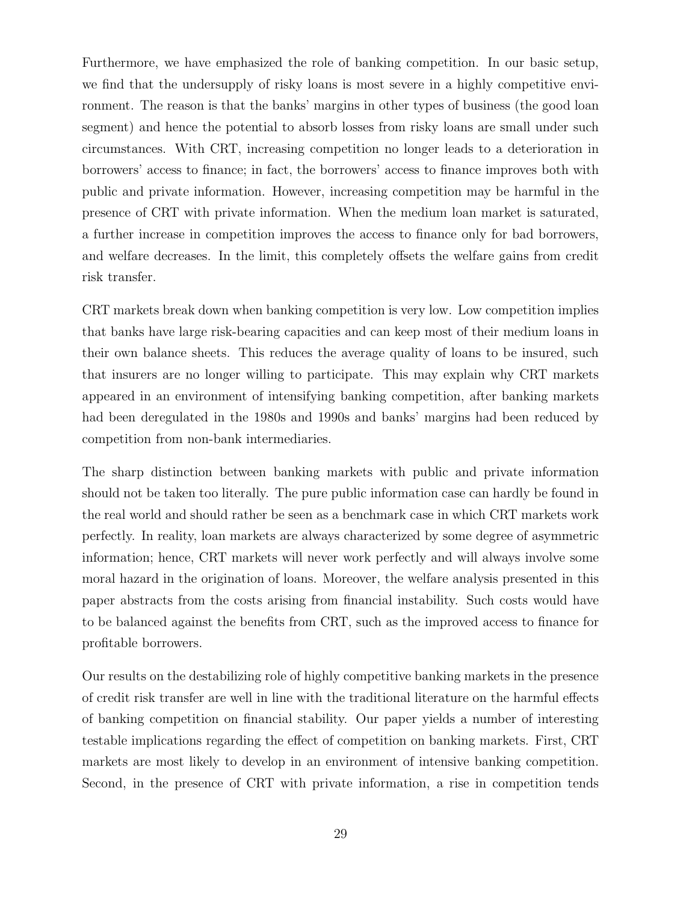Furthermore, we have emphasized the role of banking competition. In our basic setup, we find that the undersupply of risky loans is most severe in a highly competitive environment. The reason is that the banks' margins in other types of business (the good loan segment) and hence the potential to absorb losses from risky loans are small under such circumstances. With CRT, increasing competition no longer leads to a deterioration in borrowers' access to finance; in fact, the borrowers' access to finance improves both with public and private information. However, increasing competition may be harmful in the presence of CRT with private information. When the medium loan market is saturated, a further increase in competition improves the access to finance only for bad borrowers, and welfare decreases. In the limit, this completely offsets the welfare gains from credit risk transfer.

CRT markets break down when banking competition is very low. Low competition implies that banks have large risk-bearing capacities and can keep most of their medium loans in their own balance sheets. This reduces the average quality of loans to be insured, such that insurers are no longer willing to participate. This may explain why CRT markets appeared in an environment of intensifying banking competition, after banking markets had been deregulated in the 1980s and 1990s and banks' margins had been reduced by competition from non-bank intermediaries.

The sharp distinction between banking markets with public and private information should not be taken too literally. The pure public information case can hardly be found in the real world and should rather be seen as a benchmark case in which CRT markets work perfectly. In reality, loan markets are always characterized by some degree of asymmetric information; hence, CRT markets will never work perfectly and will always involve some moral hazard in the origination of loans. Moreover, the welfare analysis presented in this paper abstracts from the costs arising from financial instability. Such costs would have to be balanced against the benefits from CRT, such as the improved access to finance for profitable borrowers.

Our results on the destabilizing role of highly competitive banking markets in the presence of credit risk transfer are well in line with the traditional literature on the harmful effects of banking competition on financial stability. Our paper yields a number of interesting testable implications regarding the effect of competition on banking markets. First, CRT markets are most likely to develop in an environment of intensive banking competition. Second, in the presence of CRT with private information, a rise in competition tends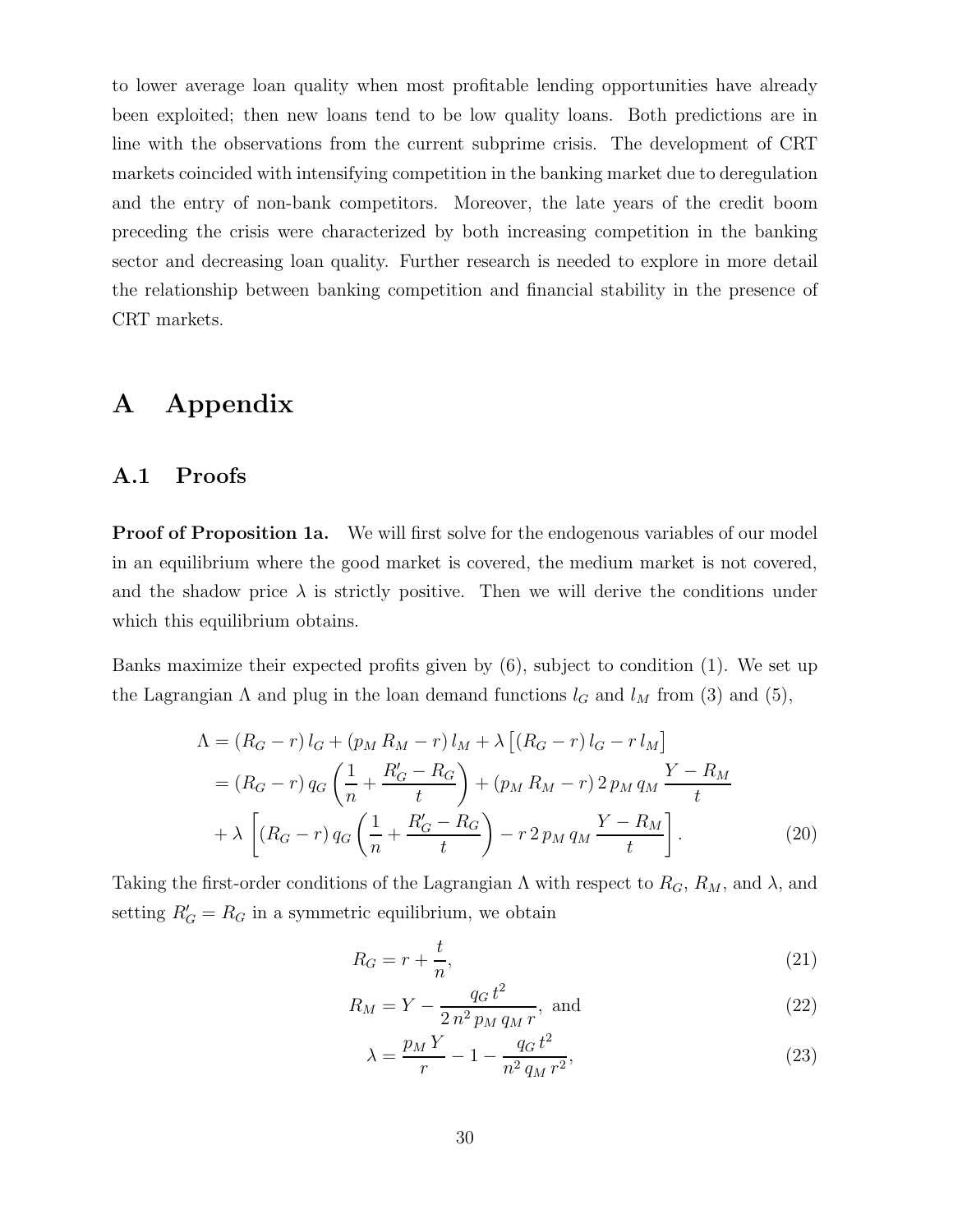to lower average loan quality when most profitable lending opportunities have already been exploited; then new loans tend to be low quality loans. Both predictions are in line with the observations from the current subprime crisis. The development of CRT markets coincided with intensifying competition in the banking market due to deregulation and the entry of non-bank competitors. Moreover, the late years of the credit boom preceding the crisis were characterized by both increasing competition in the banking sector and decreasing loan quality. Further research is needed to explore in more detail the relationship between banking competition and financial stability in the presence of CRT markets.

# A Appendix

## A.1 Proofs

**Proof of Proposition 1a.** We will first solve for the endogenous variables of our model in an equilibrium where the good market is covered, the medium market is not covered, and the shadow price $\lambda$ is strictly positive. Then we will derive the conditions under which this equilibrium obtains.

Banks maximize their expected profits given by (6), subject to condition (1). We set up the Lagrangian $\Lambda$ and plug in the loan demand functions $l_G$ and $l_M$ from (3) and (5),

$$\begin{aligned}\Lambda &= (R_G - r)\, l_G + (p_M\, R_M - r)\, l_M + \lambda \left[(R_G - r)\, l_G - r\, l_M\right] \\ &= (R_G - r)\, q_G \left(\frac{1}{n} + \frac{R_G' - R_G}{t}\right) + (p_M\, R_M - r)\, 2\, p_M\, q_M\, \frac{Y - R_M}{t} \\ &\quad + \lambda \left[(R_G - r)\, q_G \left(\frac{1}{n} + \frac{R_G' - R_G}{t}\right) - r\, 2\, p_M\, q_M\, \frac{Y - R_M}{t}\right]. \end{aligned} \tag{20}$$

Taking the first-order conditions of the Lagrangian $\Lambda$ with respect to $R_G$, $R_M$, and $\lambda$, and setting $R_G' = R_G$ in a symmetric equilibrium, we obtain

$$R_G = r + \frac{t}{n}, \tag{21}$$

$$R_M = Y - \frac{q_G\, t^2}{2\, n^2\, p_M\, q_M\, r}, \text{ and} \tag{22}$$

$$\lambda = \frac{p_M\, Y}{r} - 1 - \frac{q_G\, t^2}{n^2\, q_M\, r^2}, \tag{23}$$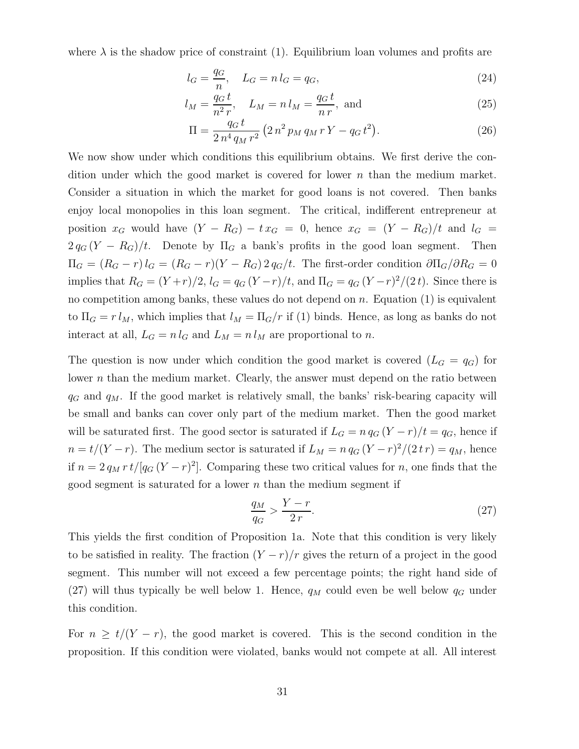where $\lambda$ is the shadow price of constraint (1). Equilibrium loan volumes and profits are

$$l_G = \frac{q_G}{n}, \quad L_G = n\, l_G = q_G, \tag{24}$$

$$l_M = \frac{q_G\, t}{n^2\, r}, \quad L_M = n\, l_M = \frac{q_G\, t}{n\, r}, \text{ and} \tag{25}$$

$$\Pi = \frac{q_G\, t}{2\, n^4\, q_M\, r^2}\left(2\, n^2\, p_M\, q_M\, r\, Y - q_G\, t^2\right). \tag{26}$$

We now show under which conditions this equilibrium obtains. We first derive the condition under which the good market is covered for lower $n$ than the medium market. Consider a situation in which the market for good loans is not covered. Then banks enjoy local monopolies in this loan segment. The critical, indifferent entrepreneur at position $x_G$ would have $(Y - R_G) - t\, x_G = 0$, hence $x_G = (Y - R_G)/t$ and $l_G = 2\, q_G\, (Y - R_G)/t$. Denote by $\Pi_G$ a bank's profits in the good loan segment. Then $\Pi_G = (R_G - r)\, l_G = (R_G - r)(Y - R_G)\, 2\, q_G/t$. The first-order condition $\partial \Pi_G / \partial R_G = 0$ implies that $R_G = (Y + r)/2$, $l_G = q_G\, (Y - r)/t$, and $\Pi_G = q_G\, (Y - r)^2/(2\, t)$. Since there is no competition among banks, these values do not depend on $n$. Equation (1) is equivalent to $\Pi_G = r\, l_M$, which implies that $l_M = \Pi_G / r$ if (1) binds. Hence, as long as banks do not interact at all, $L_G = n\, l_G$ and $L_M = n\, l_M$ are proportional to $n$.

The question is now under which condition the good market is covered ($L_G = q_G$) for lower $n$ than the medium market. Clearly, the answer must depend on the ratio between $q_G$ and $q_M$. If the good market is relatively small, the banks' risk-bearing capacity will be small and banks can cover only part of the medium market. Then the good market will be saturated first. The good sector is saturated if $L_G = n\, q_G\, (Y - r)/t = q_G$, hence if $n = t/(Y - r)$. The medium sector is saturated if $L_M = n\, q_G\, (Y - r)^2/(2\, t\, r) = q_M$, hence if $n = 2\, q_M\, r\, t/[q_G\, (Y - r)^2]$. Comparing these two critical values for $n$, one finds that the good segment is saturated for a lower $n$ than the medium segment if

$$\frac{q_M}{q_G} > \frac{Y - r}{2\, r}. \tag{27}$$

This yields the first condition of Proposition 1a. Note that this condition is very likely to be satisfied in reality. The fraction $(Y - r)/r$ gives the return of a project in the good segment. This number will not exceed a few percentage points; the right hand side of (27) will thus typically be well below 1. Hence, $q_M$ could even be well below $q_G$ under this condition.

For $n \geq t/(Y - r)$, the good market is covered. This is the second condition in the proposition. If this condition were violated, banks would not compete at all. All interest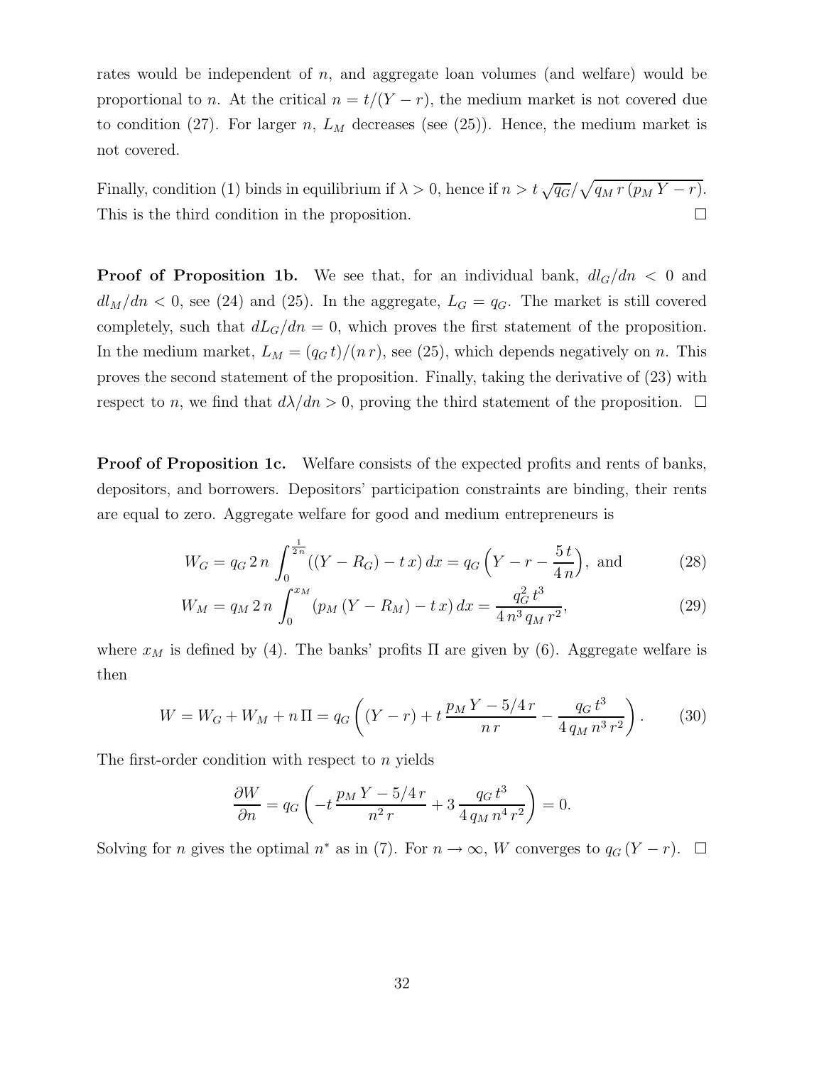rates would be independent of $n$, and aggregate loan volumes (and welfare) would be proportional to $n$. At the critical $n = t/(Y - r)$, the medium market is not covered due to condition (27). For larger $n$, $L_M$ decreases (see (25)). Hence, the medium market is not covered.

Finally, condition (1) binds in equilibrium if $\lambda > 0$, hence if $n > t\,\sqrt{q_G}/\sqrt{q_M\, r\,(p_M\, Y - r)}$. This is the third condition in the proposition. $\square$

**Proof of Proposition 1b.** We see that, for an individual bank, $dl_G/dn < 0$ and $dl_M/dn < 0$, see (24) and (25). In the aggregate, $L_G = q_G$. The market is still covered completely, such that $dL_G/dn = 0$, which proves the first statement of the proposition. In the medium market, $L_M = (q_G\, t)/(n\, r)$, see (25), which depends negatively on $n$. This proves the second statement of the proposition. Finally, taking the derivative of (23) with respect to $n$, we find that $d\lambda/dn > 0$, proving the third statement of the proposition. $\square$

**Proof of Proposition 1c.** Welfare consists of the expected profits and rents of banks, depositors, and borrowers. Depositors' participation constraints are binding, their rents are equal to zero. Aggregate welfare for good and medium entrepreneurs is

$$W_G = q_G\, 2\, n \int_0^{\frac{1}{2n}} ((Y - R_G) - t\, x)\, dx = q_G \left( Y - r - \frac{5\, t}{4\, n} \right), \text{ and} \tag{28}$$

$$W_M = q_M\, 2\, n \int_0^{x_M} (p_M\, (Y - R_M) - t\, x)\, dx = \frac{q_G^2\, t^3}{4\, n^3\, q_M\, r^2}, \tag{29}$$

where $x_M$ is defined by (4). The banks' profits $\Pi$ are given by (6). Aggregate welfare is then

$$W = W_G + W_M + n\,\Pi = q_G \left( (Y - r) + t\, \frac{p_M\, Y - 5/4\, r}{n\, r} - \frac{q_G\, t^3}{4\, q_M\, n^3\, r^2} \right). \tag{30}$$

The first-order condition with respect to $n$ yields

$$\frac{\partial W}{\partial n} = q_G \left( -t\, \frac{p_M\, Y - 5/4\, r}{n^2\, r} + 3\, \frac{q_G\, t^3}{4\, q_M\, n^4\, r^2} \right) = 0.$$

Solving for $n$ gives the optimal $n^*$ as in (7). For $n \to \infty$, $W$ converges to $q_G\,(Y - r)$. $\square$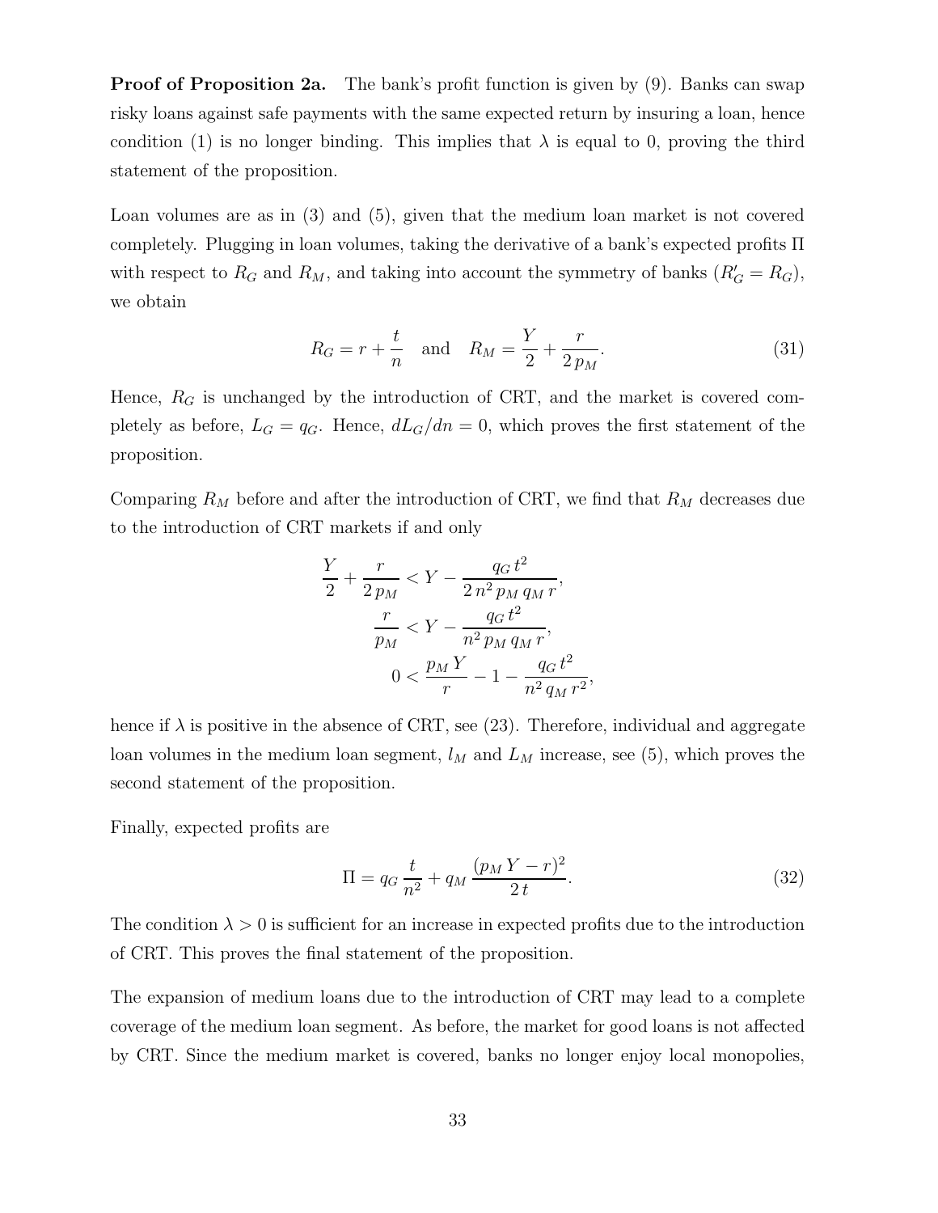**Proof of Proposition 2a.** The bank's profit function is given by (9). Banks can swap risky loans against safe payments with the same expected return by insuring a loan, hence condition (1) is no longer binding. This implies that $\lambda$ is equal to 0, proving the third statement of the proposition.

Loan volumes are as in (3) and (5), given that the medium loan market is not covered completely. Plugging in loan volumes, taking the derivative of a bank's expected profits $\Pi$ with respect to $R_G$ and $R_M$, and taking into account the symmetry of banks ($R'_G = R_G$), we obtain

$$R_G = r + \frac{t}{n} \quad \text{and} \quad R_M = \frac{Y}{2} + \frac{r}{2\,p_M}. \tag{31}$$

Hence, $R_G$ is unchanged by the introduction of CRT, and the market is covered completely as before, $L_G = q_G$. Hence, $dL_G/dn = 0$, which proves the first statement of the proposition.

Comparing $R_M$ before and after the introduction of CRT, we find that $R_M$ decreases due to the introduction of CRT markets if and only

$$\frac{Y}{2} + \frac{r}{2\,p_M} < Y - \frac{q_G\,t^2}{2\,n^2\,p_M\,q_M\,r},$$

$$\frac{r}{p_M} < Y - \frac{q_G\,t^2}{n^2\,p_M\,q_M\,r},$$

$$0 < \frac{p_M\,Y}{r} - 1 - \frac{q_G\,t^2}{n^2\,q_M\,r^2},$$

hence if $\lambda$ is positive in the absence of CRT, see (23). Therefore, individual and aggregate loan volumes in the medium loan segment, $l_M$ and $L_M$ increase, see (5), which proves the second statement of the proposition.

Finally, expected profits are

$$\Pi = q_G\,\frac{t}{n^2} + q_M\,\frac{(p_M\,Y - r)^2}{2\,t}. \tag{32}$$

The condition $\lambda > 0$ is sufficient for an increase in expected profits due to the introduction of CRT. This proves the final statement of the proposition.

The expansion of medium loans due to the introduction of CRT may lead to a complete coverage of the medium loan segment. As before, the market for good loans is not affected by CRT. Since the medium market is covered, banks no longer enjoy local monopolies,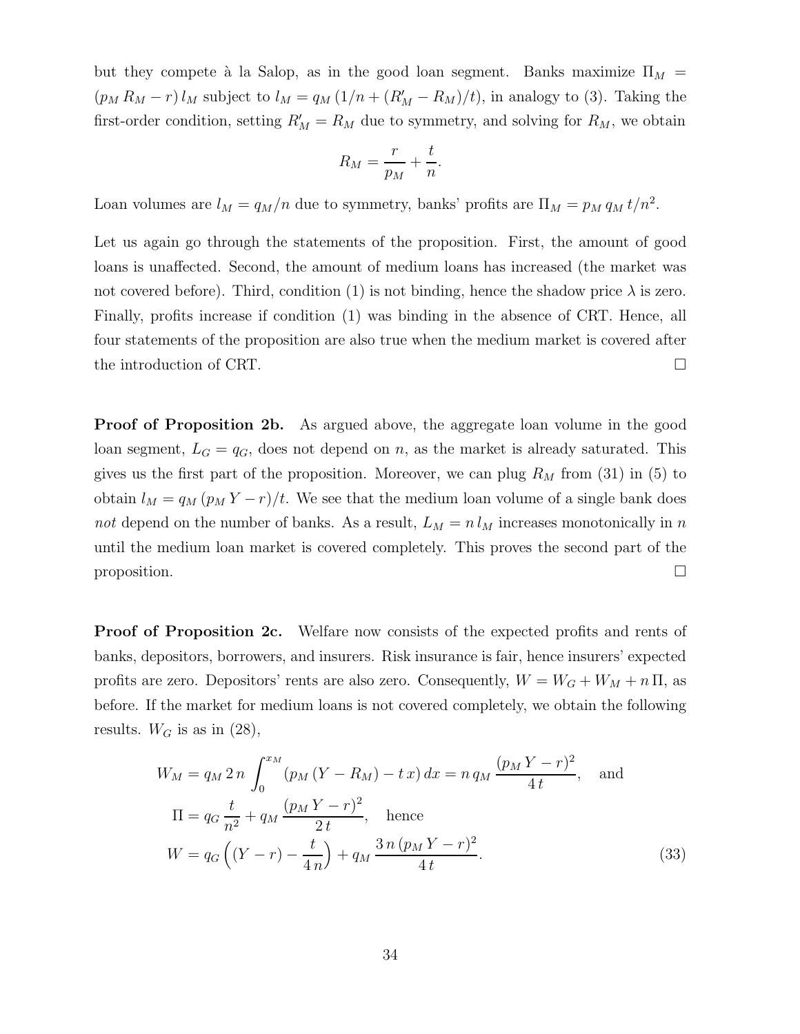but they compete à la Salop, as in the good loan segment. Banks maximize $\Pi_M = (p_M R_M - r)\, l_M$ subject to $l_M = q_M\,(1/n + (R'_M - R_M)/t)$, in analogy to (3). Taking the first-order condition, setting $R'_M = R_M$ due to symmetry, and solving for $R_M$, we obtain

$$R_M = \frac{r}{p_M} + \frac{t}{n}.$$

Loan volumes are $l_M = q_M/n$ due to symmetry, banks' profits are $\Pi_M = p_M\, q_M\, t/n^2$.

Let us again go through the statements of the proposition. First, the amount of good loans is unaffected. Second, the amount of medium loans has increased (the market was not covered before). Third, condition (1) is not binding, hence the shadow price $\lambda$ is zero. Finally, profits increase if condition (1) was binding in the absence of CRT. Hence, all four statements of the proposition are also true when the medium market is covered after the introduction of CRT. □

**Proof of Proposition 2b.** As argued above, the aggregate loan volume in the good loan segment, $L_G = q_G$, does not depend on $n$, as the market is already saturated. This gives us the first part of the proposition. Moreover, we can plug $R_M$ from (31) in (5) to obtain $l_M = q_M\,(p_M\,Y - r)/t$. We see that the medium loan volume of a single bank does *not* depend on the number of banks. As a result, $L_M = n\, l_M$ increases monotonically in $n$ until the medium loan market is covered completely. This proves the second part of the proposition. □

**Proof of Proposition 2c.** Welfare now consists of the expected profits and rents of banks, depositors, borrowers, and insurers. Risk insurance is fair, hence insurers' expected profits are zero. Depositors' rents are also zero. Consequently, $W = W_G + W_M + n\,\Pi$, as before. If the market for medium loans is not covered completely, we obtain the following results. $W_G$ is as in (28),

$$\begin{aligned}
W_M &= q_M\, 2\, n \int_0^{x_M} (p_M\,(Y - R_M) - t\,x)\, dx = n\, q_M\, \frac{(p_M\, Y - r)^2}{4\,t}, \quad \text{and} \\
\Pi &= q_G\, \frac{t}{n^2} + q_M\, \frac{(p_M\, Y - r)^2}{2\,t}, \quad \text{hence} \\
W &= q_G \left( (Y - r) - \frac{t}{4\,n} \right) + q_M\, \frac{3\,n\,(p_M\, Y - r)^2}{4\,t}. \qquad (33)
\end{aligned}$$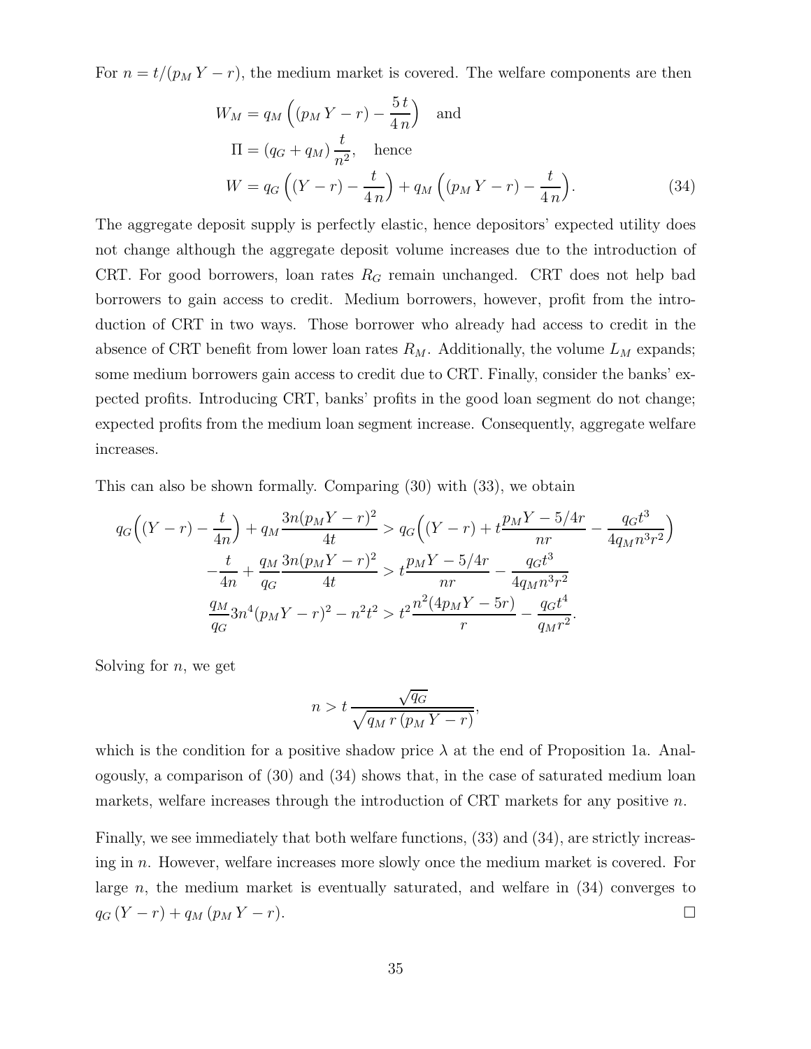For $n = t/(p_M Y - r)$, the medium market is covered. The welfare components are then

$$
\begin{aligned}
W_M &= q_M \left( (p_M Y - r) - \frac{5\,t}{4\,n} \right) \quad \text{and} \\
\Pi &= (q_G + q_M)\,\frac{t}{n^2}, \quad \text{hence} \\
W &= q_G \left( (Y - r) - \frac{t}{4\,n} \right) + q_M \left( (p_M Y - r) - \frac{t}{4\,n} \right).
\end{aligned} \tag{34}
$$

The aggregate deposit supply is perfectly elastic, hence depositors' expected utility does not change although the aggregate deposit volume increases due to the introduction of CRT. For good borrowers, loan rates $R_G$ remain unchanged. CRT does not help bad borrowers to gain access to credit. Medium borrowers, however, profit from the introduction of CRT in two ways. Those borrower who already had access to credit in the absence of CRT benefit from lower loan rates $R_M$. Additionally, the volume $L_M$ expands; some medium borrowers gain access to credit due to CRT. Finally, consider the banks' expected profits. Introducing CRT, banks' profits in the good loan segment do not change; expected profits from the medium loan segment increase. Consequently, aggregate welfare increases.

This can also be shown formally. Comparing (30) with (33), we obtain

$$
\begin{aligned}
q_G\Big((Y-r) - \frac{t}{4n}\Big) + q_M \frac{3n(p_M Y - r)^2}{4t} &> q_G\Big((Y-r) + t\frac{p_M Y - 5/4r}{nr} - \frac{q_G t^3}{4 q_M n^3 r^2}\Big) \\
-\frac{t}{4n} + \frac{q_M}{q_G}\frac{3n(p_M Y - r)^2}{4t} &> t\frac{p_M Y - 5/4r}{nr} - \frac{q_G t^3}{4 q_M n^3 r^2} \\
\frac{q_M}{q_G} 3n^4 (p_M Y - r)^2 - n^2 t^2 &> t^2 \frac{n^2(4 p_M Y - 5r)}{r} - \frac{q_G t^4}{q_M r^2}.
\end{aligned}
$$

Solving for $n$, we get

$$
n > t\,\frac{\sqrt{q_G}}{\sqrt{q_M\, r\, (p_M\, Y - r)}},
$$

which is the condition for a positive shadow price $\lambda$ at the end of Proposition 1a. Analogously, a comparison of (30) and (34) shows that, in the case of saturated medium loan markets, welfare increases through the introduction of CRT markets for any positive $n$.

Finally, we see immediately that both welfare functions, (33) and (34), are strictly increasing in $n$. However, welfare increases more slowly once the medium market is covered. For large $n$, the medium market is eventually saturated, and welfare in (34) converges to $q_G\,(Y - r) + q_M\,(p_M\,Y - r)$. □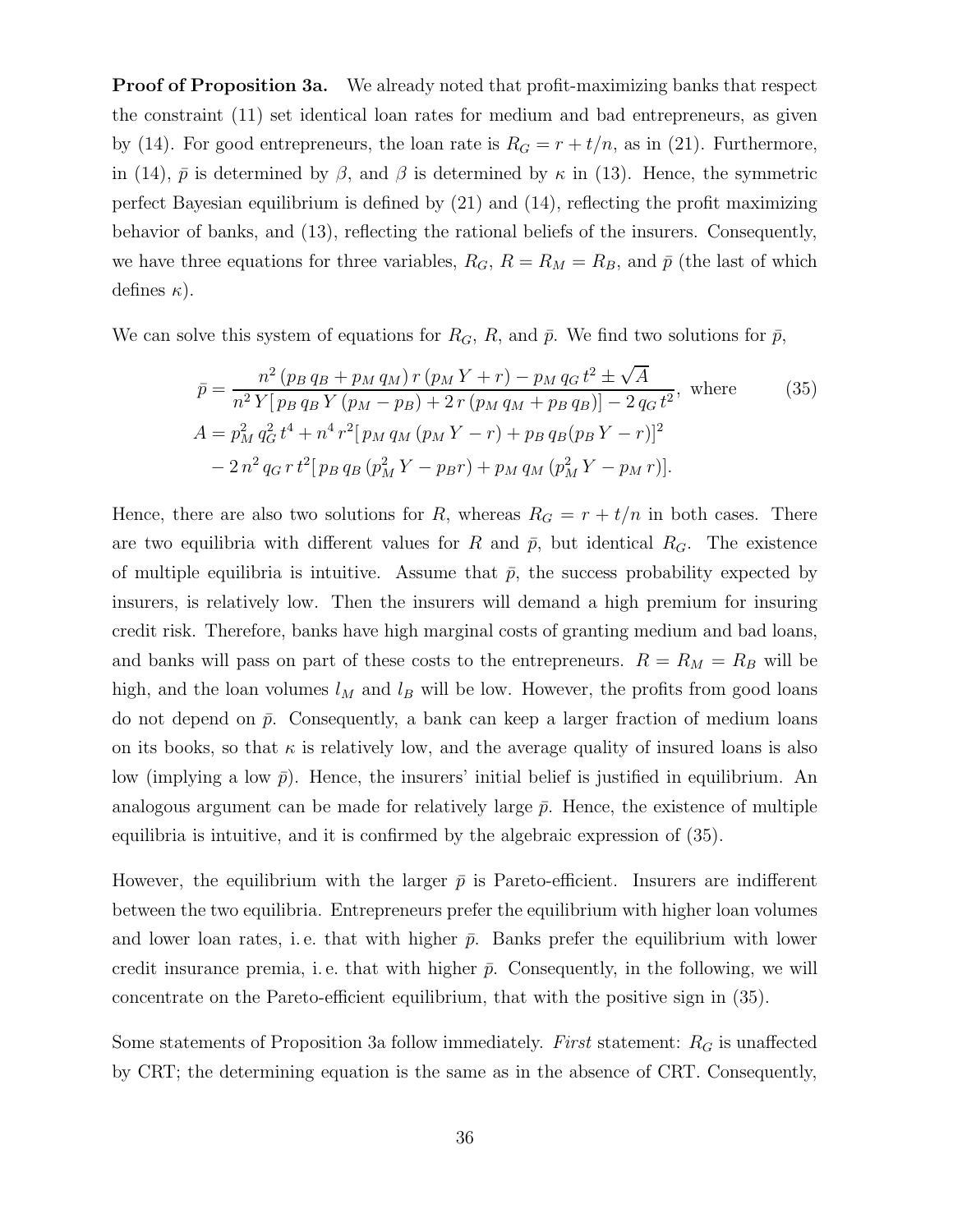**Proof of Proposition 3a.** We already noted that profit-maximizing banks that respect the constraint (11) set identical loan rates for medium and bad entrepreneurs, as given by (14). For good entrepreneurs, the loan rate is $R_G = r + t/n$, as in (21). Furthermore, in (14), $\bar{p}$ is determined by $\beta$, and $\beta$ is determined by $\kappa$ in (13). Hence, the symmetric perfect Bayesian equilibrium is defined by (21) and (14), reflecting the profit maximizing behavior of banks, and (13), reflecting the rational beliefs of the insurers. Consequently, we have three equations for three variables, $R_G$, $R = R_M = R_B$, and $\bar{p}$ (the last of which defines $\kappa$).

We can solve this system of equations for $R_G$, $R$, and $\bar{p}$. We find two solutions for $\bar{p}$,

$$\bar{p} = \frac{n^2\,(p_B\,q_B + p_M\,q_M)\,r\,(p_M\,Y + r) - p_M\,q_G\,t^2 \pm \sqrt{A}}{n^2\,Y[\,p_B\,q_B\,Y\,(p_M - p_B) + 2\,r\,(p_M\,q_M + p_B\,q_B)] - 2\,q_G\,t^2}, \text{ where} \tag{35}$$

$$A = p_M^2\,q_G^2\,t^4 + n^4\,r^2[\,p_M\,q_M\,(p_M\,Y - r) + p_B\,q_B(p_B\,Y - r)]^2$$
$$- 2\,n^2\,q_G\,r\,t^2[\,p_B\,q_B\,(p_M^2\,Y - p_B r) + p_M\,q_M\,(p_M^2\,Y - p_M\,r)].$$

Hence, there are also two solutions for $R$, whereas $R_G = r + t/n$ in both cases. There are two equilibria with different values for $R$ and $\bar{p}$, but identical $R_G$. The existence of multiple equilibria is intuitive. Assume that $\bar{p}$, the success probability expected by insurers, is relatively low. Then the insurers will demand a high premium for insuring credit risk. Therefore, banks have high marginal costs of granting medium and bad loans, and banks will pass on part of these costs to the entrepreneurs. $R = R_M = R_B$ will be high, and the loan volumes $l_M$ and $l_B$ will be low. However, the profits from good loans do not depend on $\bar{p}$. Consequently, a bank can keep a larger fraction of medium loans on its books, so that $\kappa$ is relatively low, and the average quality of insured loans is also low (implying a low $\bar{p}$). Hence, the insurers' initial belief is justified in equilibrium. An analogous argument can be made for relatively large $\bar{p}$. Hence, the existence of multiple equilibria is intuitive, and it is confirmed by the algebraic expression of (35).

However, the equilibrium with the larger $\bar{p}$ is Pareto-efficient. Insurers are indifferent between the two equilibria. Entrepreneurs prefer the equilibrium with higher loan volumes and lower loan rates, i. e. that with higher $\bar{p}$. Banks prefer the equilibrium with lower credit insurance premia, i. e. that with higher $\bar{p}$. Consequently, in the following, we will concentrate on the Pareto-efficient equilibrium, that with the positive sign in (35).

Some statements of Proposition 3a follow immediately. *First* statement: $R_G$ is unaffected by CRT; the determining equation is the same as in the absence of CRT. Consequently,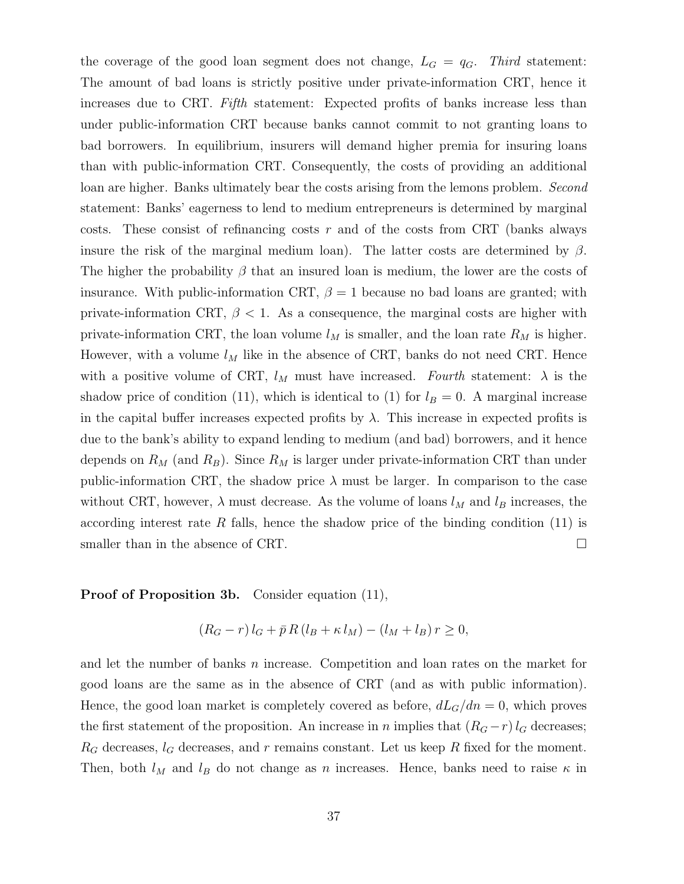the coverage of the good loan segment does not change, $L_G = q_G$. *Third* statement: The amount of bad loans is strictly positive under private-information CRT, hence it increases due to CRT. *Fifth* statement: Expected profits of banks increase less than under public-information CRT because banks cannot commit to not granting loans to bad borrowers. In equilibrium, insurers will demand higher premia for insuring loans than with public-information CRT. Consequently, the costs of providing an additional loan are higher. Banks ultimately bear the costs arising from the lemons problem. *Second* statement: Banks' eagerness to lend to medium entrepreneurs is determined by marginal costs. These consist of refinancing costs $r$ and of the costs from CRT (banks always insure the risk of the marginal medium loan). The latter costs are determined by $\beta$. The higher the probability $\beta$ that an insured loan is medium, the lower are the costs of insurance. With public-information CRT, $\beta = 1$ because no bad loans are granted; with private-information CRT, $\beta < 1$. As a consequence, the marginal costs are higher with private-information CRT, the loan volume $l_M$ is smaller, and the loan rate $R_M$ is higher. However, with a volume $l_M$ like in the absence of CRT, banks do not need CRT. Hence with a positive volume of CRT, $l_M$ must have increased. *Fourth* statement: $\lambda$ is the shadow price of condition (11), which is identical to (1) for $l_B = 0$. A marginal increase in the capital buffer increases expected profits by $\lambda$. This increase in expected profits is due to the bank's ability to expand lending to medium (and bad) borrowers, and it hence depends on $R_M$ (and $R_B$). Since $R_M$ is larger under private-information CRT than under public-information CRT, the shadow price $\lambda$ must be larger. In comparison to the case without CRT, however, $\lambda$ must decrease. As the volume of loans $l_M$ and $l_B$ increases, the according interest rate $R$ falls, hence the shadow price of the binding condition (11) is smaller than in the absence of CRT. □

**Proof of Proposition 3b.** Consider equation (11),

$$(R_G - r)\, l_G + \bar{p}\, R\, (l_B + \kappa\, l_M) - (l_M + l_B)\, r \geq 0,$$

and let the number of banks $n$ increase. Competition and loan rates on the market for good loans are the same as in the absence of CRT (and as with public information). Hence, the good loan market is completely covered as before, $dL_G/dn = 0$, which proves the first statement of the proposition. An increase in $n$ implies that $(R_G - r)\, l_G$ decreases; $R_G$ decreases, $l_G$ decreases, and $r$ remains constant. Let us keep $R$ fixed for the moment. Then, both $l_M$ and $l_B$ do not change as $n$ increases. Hence, banks need to raise $\kappa$ in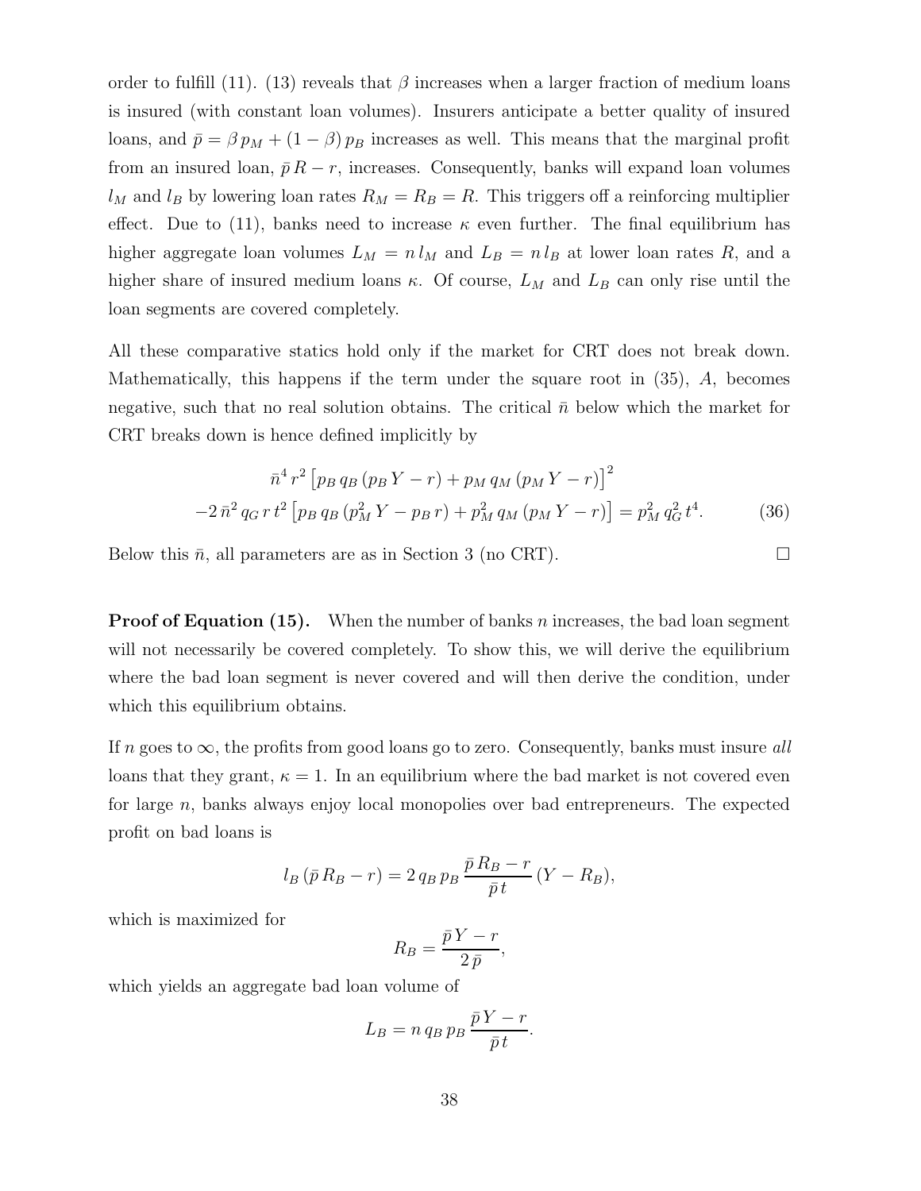order to fulfill (11). (13) reveals that $\beta$ increases when a larger fraction of medium loans is insured (with constant loan volumes). Insurers anticipate a better quality of insured loans, and $\bar{p} = \beta\, p_M + (1-\beta)\, p_B$ increases as well. This means that the marginal profit from an insured loan, $\bar{p}\, R - r$, increases. Consequently, banks will expand loan volumes $l_M$ and $l_B$ by lowering loan rates $R_M = R_B = R$. This triggers off a reinforcing multiplier effect. Due to (11), banks need to increase $\kappa$ even further. The final equilibrium has higher aggregate loan volumes $L_M = n\, l_M$ and $L_B = n\, l_B$ at lower loan rates $R$, and a higher share of insured medium loans $\kappa$. Of course, $L_M$ and $L_B$ can only rise until the loan segments are covered completely.

All these comparative statics hold only if the market for CRT does not break down. Mathematically, this happens if the term under the square root in (35), $A$, becomes negative, such that no real solution obtains. The critical $\bar{n}$ below which the market for CRT breaks down is hence defined implicitly by

$$\begin{aligned}
&\bar{n}^4\, r^2 \left[ p_B\, q_B\, (p_B\, Y - r) + p_M\, q_M\, (p_M\, Y - r) \right]^2 \\
&-2\, \bar{n}^2\, q_G\, r\, t^2 \left[ p_B\, q_B\, (p_M^2\, Y - p_B\, r) + p_M^2\, q_M\, (p_M\, Y - r) \right] = p_M^2\, q_G^2\, t^4. \qquad (36)
\end{aligned}$$

Below this $\bar{n}$, all parameters are as in Section 3 (no CRT). □

**Proof of Equation (15).** When the number of banks $n$ increases, the bad loan segment will not necessarily be covered completely. To show this, we will derive the equilibrium where the bad loan segment is never covered and will then derive the condition, under which this equilibrium obtains.

If $n$ goes to $\infty$, the profits from good loans go to zero. Consequently, banks must insure *all* loans that they grant, $\kappa = 1$. In an equilibrium where the bad market is not covered even for large $n$, banks always enjoy local monopolies over bad entrepreneurs. The expected profit on bad loans is

$$l_B\, (\bar{p}\, R_B - r) = 2\, q_B\, p_B\, \frac{\bar{p}\, R_B - r}{\bar{p}\, t}\, (Y - R_B),$$

which is maximized for

$$R_B = \frac{\bar{p}\, Y - r}{2\, \bar{p}},$$

which yields an aggregate bad loan volume of

$$L_B = n\, q_B\, p_B\, \frac{\bar{p}\, Y - r}{\bar{p}\, t}.$$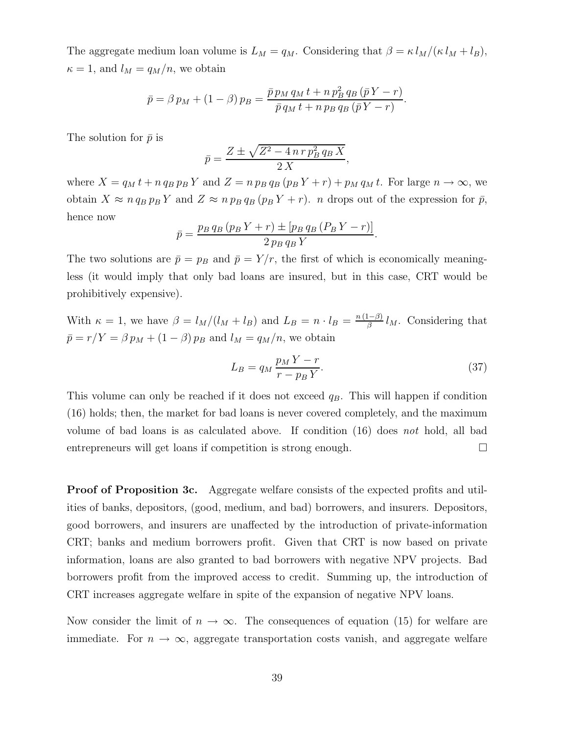The aggregate medium loan volume is $L_M = q_M$. Considering that $\beta = \kappa \, l_M / (\kappa \, l_M + l_B)$, $\kappa = 1$, and $l_M = q_M / n$, we obtain

$$\bar{p} = \beta \, p_M + (1 - \beta) \, p_B = \frac{\bar{p} \, p_M \, q_M \, t + n \, p_B^2 \, q_B \, (\bar{p} \, Y - r)}{\bar{p} \, q_M \, t + n \, p_B \, q_B \, (\bar{p} \, Y - r)}.$$

The solution for $\bar{p}$ is

$$\bar{p} = \frac{Z \pm \sqrt{Z^2 - 4 \, n \, r \, p_B^2 \, q_B \, X}}{2 \, X},$$

where $X = q_M \, t + n \, q_B \, p_B \, Y$ and $Z = n \, p_B \, q_B \, (p_B \, Y + r) + p_M \, q_M \, t$. For large $n \to \infty$, we obtain $X \approx n \, q_B \, p_B \, Y$ and $Z \approx n \, p_B \, q_B \, (p_B \, Y + r)$. $n$ drops out of the expression for $\bar{p}$, hence now

$$\bar{p} = \frac{p_B \, q_B \, (p_B \, Y + r) \pm [p_B \, q_B \, (P_B \, Y - r)]}{2 \, p_B \, q_B \, Y}.$$

The two solutions are $\bar{p} = p_B$ and $\bar{p} = Y/r$, the first of which is economically meaningless (it would imply that only bad loans are insured, but in this case, CRT would be prohibitively expensive).

With $\kappa = 1$, we have $\beta = l_M / (l_M + l_B)$ and $L_B = n \cdot l_B = \frac{n \, (1 - \beta)}{\beta} \, l_M$. Considering that $\bar{p} = r/Y = \beta \, p_M + (1 - \beta) \, p_B$ and $l_M = q_M / n$, we obtain

$$L_B = q_M \, \frac{p_M \, Y - r}{r - p_B \, Y}. \tag{37}$$

This volume can only be reached if it does not exceed $q_B$. This will happen if condition (16) holds; then, the market for bad loans is never covered completely, and the maximum volume of bad loans is as calculated above. If condition (16) does *not* hold, all bad entrepreneurs will get loans if competition is strong enough. □

**Proof of Proposition 3c.** Aggregate welfare consists of the expected profits and utilities of banks, depositors, (good, medium, and bad) borrowers, and insurers. Depositors, good borrowers, and insurers are unaffected by the introduction of private-information CRT; banks and medium borrowers profit. Given that CRT is now based on private information, loans are also granted to bad borrowers with negative NPV projects. Bad borrowers profit from the improved access to credit. Summing up, the introduction of CRT increases aggregate welfare in spite of the expansion of negative NPV loans.

Now consider the limit of $n \to \infty$. The consequences of equation (15) for welfare are immediate. For $n \to \infty$, aggregate transportation costs vanish, and aggregate welfare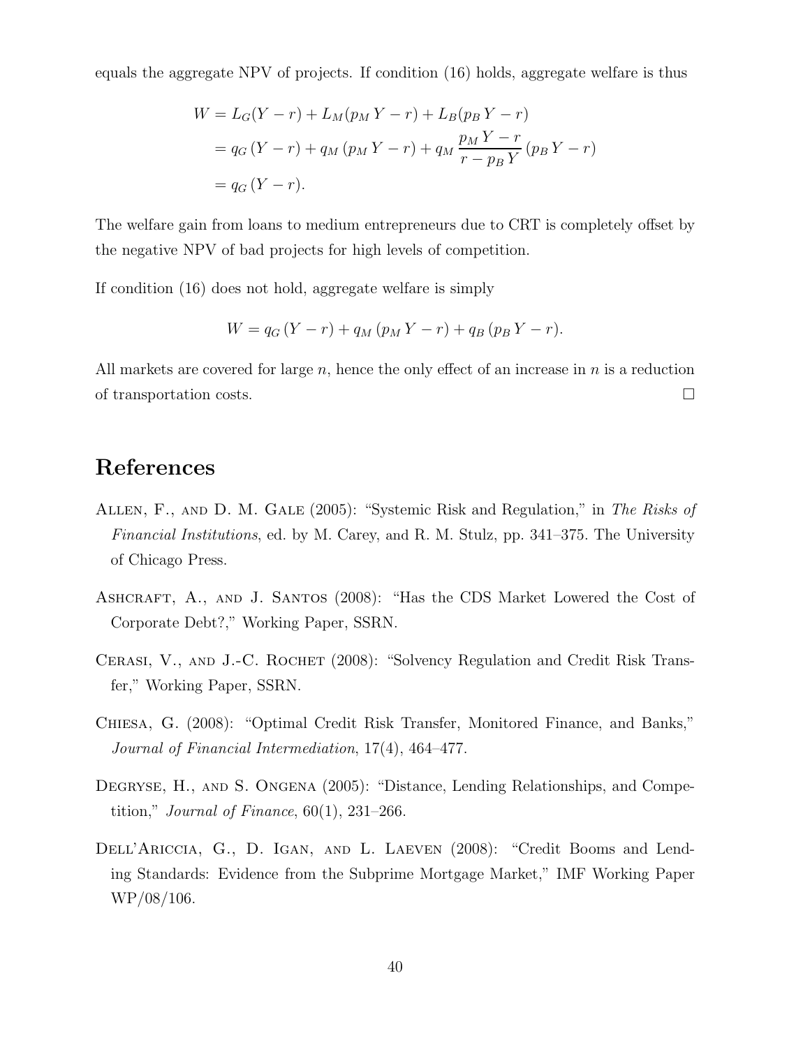equals the aggregate NPV of projects. If condition (16) holds, aggregate welfare is thus

$$
\begin{aligned}
W &= L_G(Y - r) + L_M(p_M\,Y - r) + L_B(p_B\,Y - r) \\
&= q_G\,(Y - r) + q_M\,(p_M\,Y - r) + q_M\,\frac{p_M\,Y - r}{r - p_B\,Y}\,(p_B\,Y - r) \\
&= q_G\,(Y - r).
\end{aligned}
$$

The welfare gain from loans to medium entrepreneurs due to CRT is completely offset by the negative NPV of bad projects for high levels of competition.

If condition (16) does not hold, aggregate welfare is simply

$$
W = q_G\,(Y - r) + q_M\,(p_M\,Y - r) + q_B\,(p_B\,Y - r).
$$

All markets are covered for large $n$, hence the only effect of an increase in $n$ is a reduction of transportation costs. □

# References

Allen, F., and D. M. Gale (2005): "Systemic Risk and Regulation," in *The Risks of Financial Institutions*, ed. by M. Carey, and R. M. Stulz, pp. 341–375. The University of Chicago Press.

Ashcraft, A., and J. Santos (2008): "Has the CDS Market Lowered the Cost of Corporate Debt?," Working Paper, SSRN.

Cerasi, V., and J.-C. Rochet (2008): "Solvency Regulation and Credit Risk Transfer," Working Paper, SSRN.

Chiesa, G. (2008): "Optimal Credit Risk Transfer, Monitored Finance, and Banks," *Journal of Financial Intermediation*, 17(4), 464–477.

Degryse, H., and S. Ongena (2005): "Distance, Lending Relationships, and Competition," *Journal of Finance*, 60(1), 231–266.

Dell'Ariccia, G., D. Igan, and L. Laeven (2008): "Credit Booms and Lending Standards: Evidence from the Subprime Mortgage Market," IMF Working Paper WP/08/106.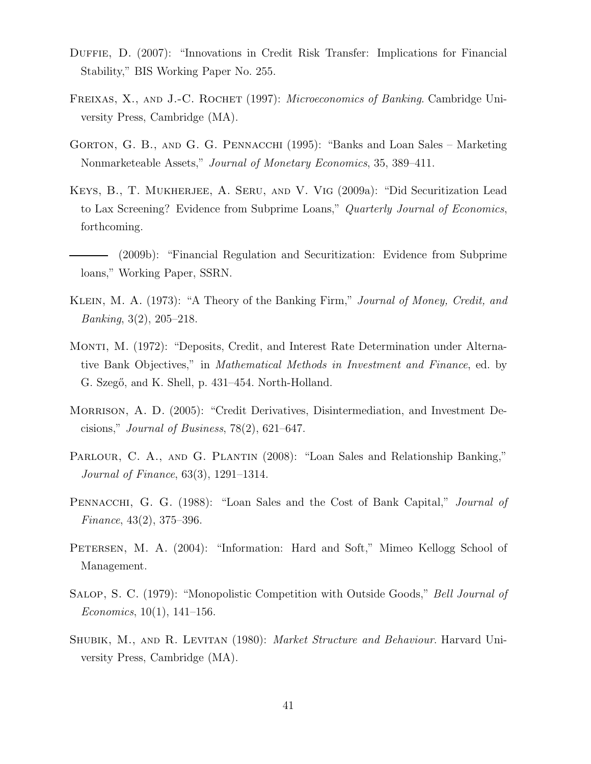Duffie, D. (2007): "Innovations in Credit Risk Transfer: Implications for Financial Stability," BIS Working Paper No. 255.

Freixas, X., and J.-C. Rochet (1997): *Microeconomics of Banking*. Cambridge University Press, Cambridge (MA).

Gorton, G. B., and G. G. Pennacchi (1995): "Banks and Loan Sales – Marketing Nonmarketeable Assets," *Journal of Monetary Economics*, 35, 389–411.

Keys, B., T. Mukherjee, A. Seru, and V. Vig (2009a): "Did Securitization Lead to Lax Screening? Evidence from Subprime Loans," *Quarterly Journal of Economics*, forthcoming.

——— (2009b): "Financial Regulation and Securitization: Evidence from Subprime loans," Working Paper, SSRN.

Klein, M. A. (1973): "A Theory of the Banking Firm," *Journal of Money, Credit, and Banking*, 3(2), 205–218.

Monti, M. (1972): "Deposits, Credit, and Interest Rate Determination under Alternative Bank Objectives," in *Mathematical Methods in Investment and Finance*, ed. by G. Szegő, and K. Shell, p. 431–454. North-Holland.

Morrison, A. D. (2005): "Credit Derivatives, Disintermediation, and Investment Decisions," *Journal of Business*, 78(2), 621–647.

Parlour, C. A., and G. Plantin (2008): "Loan Sales and Relationship Banking," *Journal of Finance*, 63(3), 1291–1314.

Pennacchi, G. G. (1988): "Loan Sales and the Cost of Bank Capital," *Journal of Finance*, 43(2), 375–396.

Petersen, M. A. (2004): "Information: Hard and Soft," Mimeo Kellogg School of Management.

Salop, S. C. (1979): "Monopolistic Competition with Outside Goods," *Bell Journal of Economics*, 10(1), 141–156.

Shubik, M., and R. Levitan (1980): *Market Structure and Behaviour*. Harvard University Press, Cambridge (MA).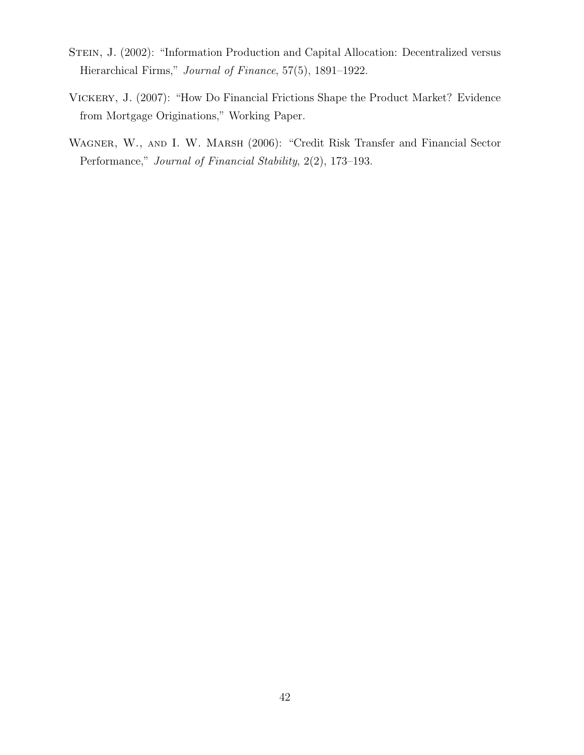Stein, J. (2002): "Information Production and Capital Allocation: Decentralized versus Hierarchical Firms," *Journal of Finance*, 57(5), 1891–1922.

Vickery, J. (2007): "How Do Financial Frictions Shape the Product Market? Evidence from Mortgage Originations," Working Paper.

Wagner, W., and I. W. Marsh (2006): "Credit Risk Transfer and Financial Sector Performance," *Journal of Financial Stability*, 2(2), 173–193.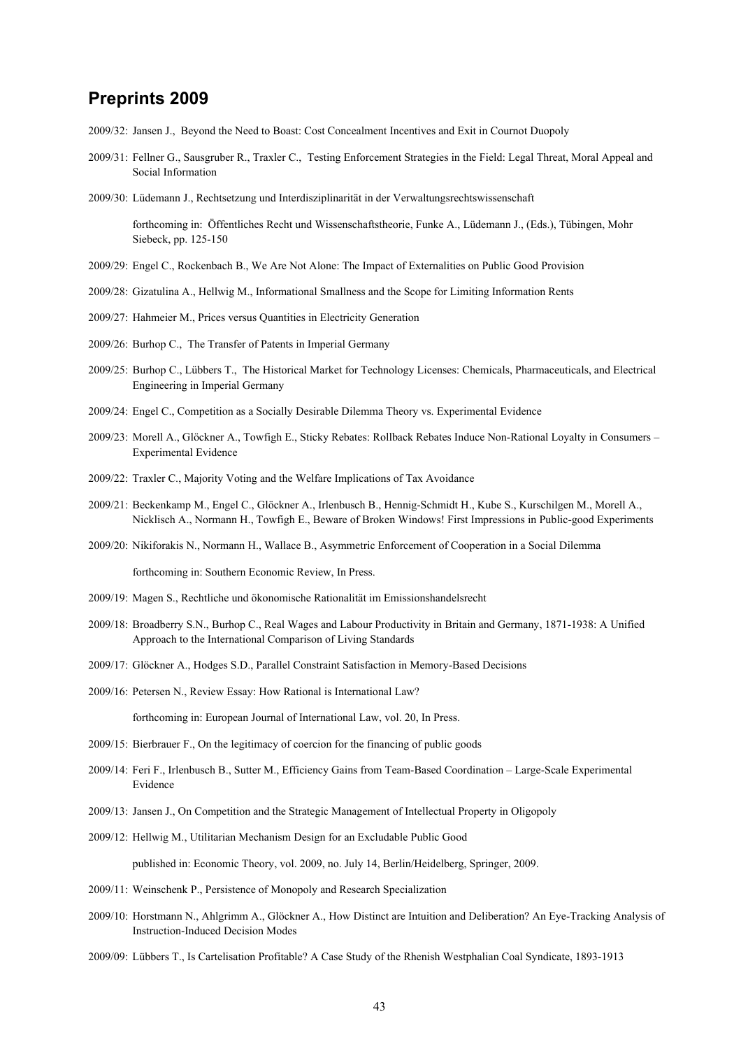## Preprints 2009

2009/32: Jansen J., Beyond the Need to Boast: Cost Concealment Incentives and Exit in Cournot Duopoly

2009/31: Fellner G., Sausgruber R., Traxler C., Testing Enforcement Strategies in the Field: Legal Threat, Moral Appeal and Social Information

2009/30: Lüdemann J., Rechtsetzung und Interdisziplinarität in der Verwaltungsrechtswissenschaft

forthcoming in: Öffentliches Recht und Wissenschaftstheorie, Funke A., Lüdemann J., (Eds.), Tübingen, Mohr Siebeck, pp. 125-150

2009/29: Engel C., Rockenbach B., We Are Not Alone: The Impact of Externalities on Public Good Provision

2009/28: Gizatulina A., Hellwig M., Informational Smallness and the Scope for Limiting Information Rents

2009/27: Hahmeier M., Prices versus Quantities in Electricity Generation

2009/26: Burhop C., The Transfer of Patents in Imperial Germany

2009/25: Burhop C., Lübbers T., The Historical Market for Technology Licenses: Chemicals, Pharmaceuticals, and Electrical Engineering in Imperial Germany

2009/24: Engel C., Competition as a Socially Desirable Dilemma Theory vs. Experimental Evidence

2009/23: Morell A., Glöckner A., Towfigh E., Sticky Rebates: Rollback Rebates Induce Non-Rational Loyalty in Consumers – Experimental Evidence

2009/22: Traxler C., Majority Voting and the Welfare Implications of Tax Avoidance

2009/21: Beckenkamp M., Engel C., Glöckner A., Irlenbusch B., Hennig-Schmidt H., Kube S., Kurschilgen M., Morell A., Nicklisch A., Normann H., Towfigh E., Beware of Broken Windows! First Impressions in Public-good Experiments

2009/20: Nikiforakis N., Normann H., Wallace B., Asymmetric Enforcement of Cooperation in a Social Dilemma

forthcoming in: Southern Economic Review, In Press.

2009/19: Magen S., Rechtliche und ökonomische Rationalität im Emissionshandelsrecht

2009/18: Broadberry S.N., Burhop C., Real Wages and Labour Productivity in Britain and Germany, 1871-1938: A Unified Approach to the International Comparison of Living Standards

2009/17: Glöckner A., Hodges S.D., Parallel Constraint Satisfaction in Memory-Based Decisions

2009/16: Petersen N., Review Essay: How Rational is International Law?

forthcoming in: European Journal of International Law, vol. 20, In Press.

2009/15: Bierbrauer F., On the legitimacy of coercion for the financing of public goods

2009/14: Feri F., Irlenbusch B., Sutter M., Efficiency Gains from Team-Based Coordination – Large-Scale Experimental Evidence

2009/13: Jansen J., On Competition and the Strategic Management of Intellectual Property in Oligopoly

2009/12: Hellwig M., Utilitarian Mechanism Design for an Excludable Public Good

published in: Economic Theory, vol. 2009, no. July 14, Berlin/Heidelberg, Springer, 2009.

2009/11: Weinschenk P., Persistence of Monopoly and Research Specialization

2009/10: Horstmann N., Ahlgrimm A., Glöckner A., How Distinct are Intuition and Deliberation? An Eye-Tracking Analysis of Instruction-Induced Decision Modes

2009/09: Lübbers T., Is Cartelisation Profitable? A Case Study of the Rhenish Westphalian Coal Syndicate, 1893-1913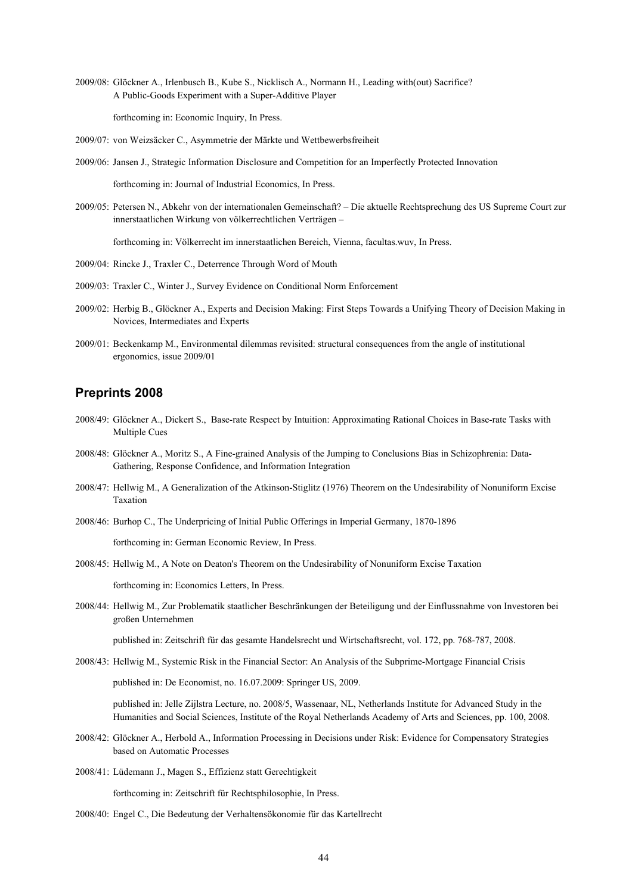2009/08: Glöckner A., Irlenbusch B., Kube S., Nicklisch A., Normann H., Leading with(out) Sacrifice? A Public-Goods Experiment with a Super-Additive Player

forthcoming in: Economic Inquiry, In Press.

2009/07: von Weizsäcker C., Asymmetrie der Märkte und Wettbewerbsfreiheit

2009/06: Jansen J., Strategic Information Disclosure and Competition for an Imperfectly Protected Innovation

forthcoming in: Journal of Industrial Economics, In Press.

2009/05: Petersen N., Abkehr von der internationalen Gemeinschaft? – Die aktuelle Rechtsprechung des US Supreme Court zur innerstaatlichen Wirkung von völkerrechtlichen Verträgen –

forthcoming in: Völkerrecht im innerstaatlichen Bereich, Vienna, facultas.wuv, In Press.

2009/04: Rincke J., Traxler C., Deterrence Through Word of Mouth

2009/03: Traxler C., Winter J., Survey Evidence on Conditional Norm Enforcement

2009/02: Herbig B., Glöckner A., Experts and Decision Making: First Steps Towards a Unifying Theory of Decision Making in Novices, Intermediates and Experts

2009/01: Beckenkamp M., Environmental dilemmas revisited: structural consequences from the angle of institutional ergonomics, issue 2009/01

## Preprints 2008

2008/49: Glöckner A., Dickert S., Base-rate Respect by Intuition: Approximating Rational Choices in Base-rate Tasks with Multiple Cues

2008/48: Glöckner A., Moritz S., A Fine-grained Analysis of the Jumping to Conclusions Bias in Schizophrenia: Data-Gathering, Response Confidence, and Information Integration

2008/47: Hellwig M., A Generalization of the Atkinson-Stiglitz (1976) Theorem on the Undesirability of Nonuniform Excise Taxation

2008/46: Burhop C., The Underpricing of Initial Public Offerings in Imperial Germany, 1870-1896

forthcoming in: German Economic Review, In Press.

2008/45: Hellwig M., A Note on Deaton's Theorem on the Undesirability of Nonuniform Excise Taxation

forthcoming in: Economics Letters, In Press.

2008/44: Hellwig M., Zur Problematik staatlicher Beschränkungen der Beteiligung und der Einflussnahme von Investoren bei großen Unternehmen

published in: Zeitschrift für das gesamte Handelsrecht und Wirtschaftsrecht, vol. 172, pp. 768-787, 2008.

2008/43: Hellwig M., Systemic Risk in the Financial Sector: An Analysis of the Subprime-Mortgage Financial Crisis

published in: De Economist, no. 16.07.2009: Springer US, 2009.

published in: Jelle Zijlstra Lecture, no. 2008/5, Wassenaar, NL, Netherlands Institute for Advanced Study in the Humanities and Social Sciences, Institute of the Royal Netherlands Academy of Arts and Sciences, pp. 100, 2008.

2008/42: Glöckner A., Herbold A., Information Processing in Decisions under Risk: Evidence for Compensatory Strategies based on Automatic Processes

2008/41: Lüdemann J., Magen S., Effizienz statt Gerechtigkeit

forthcoming in: Zeitschrift für Rechtsphilosophie, In Press.

2008/40: Engel C., Die Bedeutung der Verhaltensökonomie für das Kartellrecht